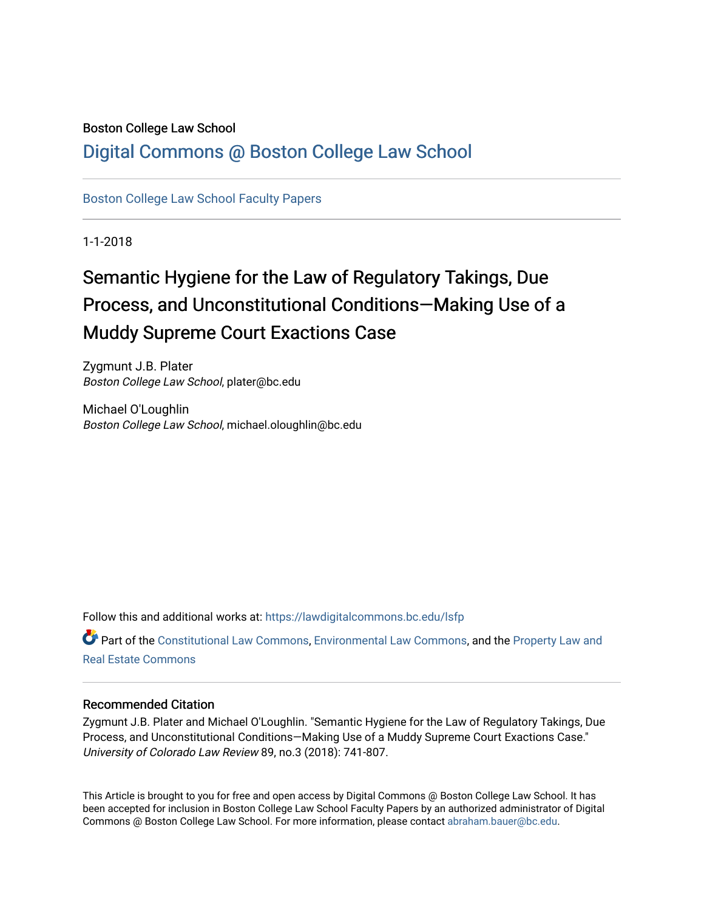Boston College Law School

# Digital Commons @ Boston College Law School

Boston College Law School Faculty Papers

1-1-2018

# Semantic Hygiene for the Law of Regulatory Takings, Due Process, and Unconstitutional Conditions—Making Use of a Muddy Supreme Court Exactions Case

Zygmunt J.B. Plater
*Boston College Law School*, plater@bc.edu

Michael O'Loughlin
*Boston College Law School*, michael.oloughlin@bc.edu

Follow this and additional works at: https://lawdigitalcommons.bc.edu/lsfp

Part of the Constitutional Law Commons, Environmental Law Commons, and the Property Law and Real Estate Commons

## Recommended Citation

Zygmunt J.B. Plater and Michael O'Loughlin. "Semantic Hygiene for the Law of Regulatory Takings, Due Process, and Unconstitutional Conditions—Making Use of a Muddy Supreme Court Exactions Case." *University of Colorado Law Review* 89, no.3 (2018): 741-807.

This Article is brought to you for free and open access by Digital Commons @ Boston College Law School. It has been accepted for inclusion in Boston College Law School Faculty Papers by an authorized administrator of Digital Commons @ Boston College Law School. For more information, please contact abraham.bauer@bc.edu.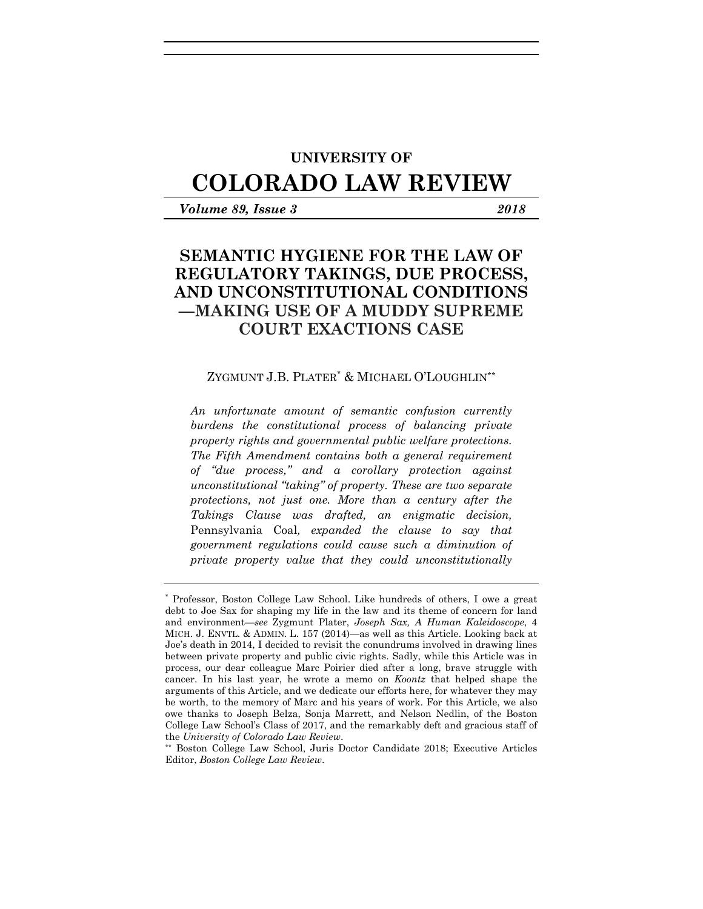# UNIVERSITY OF
# COLORADO LAW REVIEW

***Volume 89, Issue 3*** **2018**

## SEMANTIC HYGIENE FOR THE LAW OF REGULATORY TAKINGS, DUE PROCESS, AND UNCONSTITUTIONAL CONDITIONS —MAKING USE OF A MUDDY SUPREME COURT EXACTIONS CASE

ZYGMUNT J.B. PLATER[*] & MICHAEL O'LOUGHLIN[**]

*An unfortunate amount of semantic confusion currently burdens the constitutional process of balancing private property rights and governmental public welfare protections. The Fifth Amendment contains both a general requirement of "due process," and a corollary protection against unconstitutional "taking" of property. These are two separate protections, not just one. More than a century after the Takings Clause was drafted, an enigmatic decision,* Pennsylvania Coal*, expanded the clause to say that government regulations could cause such a diminution of private property value that they could unconstitutionally*

---

[*] Professor, Boston College Law School. Like hundreds of others, I owe a great debt to Joe Sax for shaping my life in the law and its theme of concern for land and environment—*see* Zygmunt Plater, *Joseph Sax, A Human Kaleidoscope*, 4 MICH. J. ENVTL. & ADMIN. L. 157 (2014)—as well as this Article. Looking back at Joe's death in 2014, I decided to revisit the conundrums involved in drawing lines between private property and public civic rights. Sadly, while this Article was in process, our dear colleague Marc Poirier died after a long, brave struggle with cancer. In his last year, he wrote a memo on *Koontz* that helped shape the arguments of this Article, and we dedicate our efforts here, for whatever they may be worth, to the memory of Marc and his years of work. For this Article, we also owe thanks to Joseph Belza, Sonja Marrett, and Nelson Nedlin, of the Boston College Law School's Class of 2017, and the remarkably deft and gracious staff of the *University of Colorado Law Review*.

[**] Boston College Law School, Juris Doctor Candidate 2018; Executive Articles Editor, *Boston College Law Review*.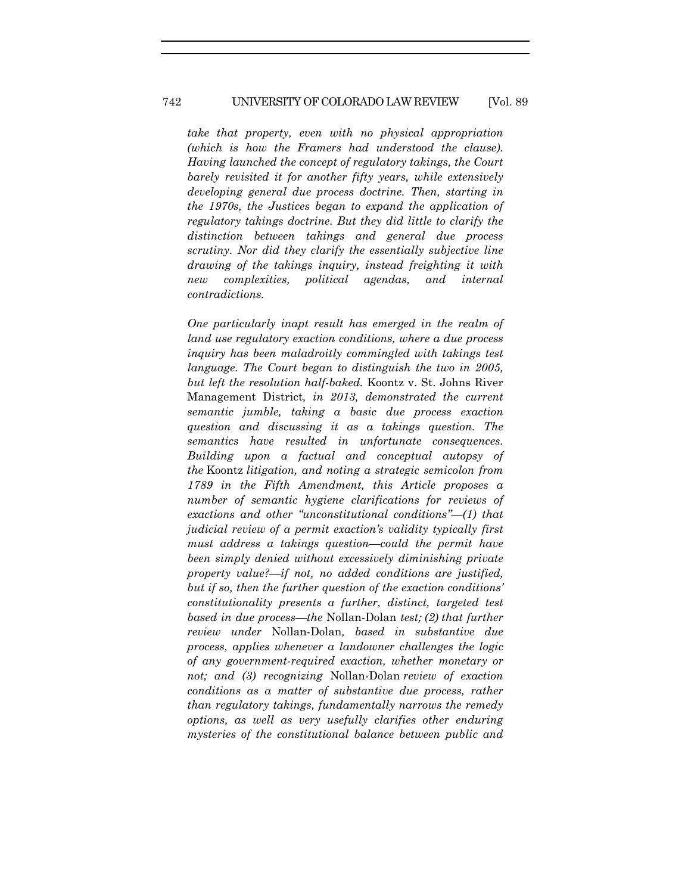*take that property, even with no physical appropriation (which is how the Framers had understood the clause). Having launched the concept of regulatory takings, the Court barely revisited it for another fifty years, while extensively developing general due process doctrine. Then, starting in the 1970s, the Justices began to expand the application of regulatory takings doctrine. But they did little to clarify the distinction between takings and general due process scrutiny. Nor did they clarify the essentially subjective line drawing of the takings inquiry, instead freighting it with new complexities, political agendas, and internal contradictions.*

*One particularly inapt result has emerged in the realm of land use regulatory exaction conditions, where a due process inquiry has been maladroitly commingled with takings test language. The Court began to distinguish the two in 2005, but left the resolution half-baked.* Koontz v. St. Johns River Management District*, in 2013, demonstrated the current semantic jumble, taking a basic due process exaction question and discussing it as a takings question. The semantics have resulted in unfortunate consequences. Building upon a factual and conceptual autopsy of the* Koontz *litigation, and noting a strategic semicolon from 1789 in the Fifth Amendment, this Article proposes a number of semantic hygiene clarifications for reviews of exactions and other "unconstitutional conditions"—(1) that judicial review of a permit exaction's validity typically first must address a takings question—could the permit have been simply denied without excessively diminishing private property value?—if not, no added conditions are justified, but if so, then the further question of the exaction conditions' constitutionality presents a further, distinct, targeted test based in due process—the* Nollan-Dolan *test; (2) that further review under* Nollan-Dolan*, based in substantive due process, applies whenever a landowner challenges the logic of any government-required exaction, whether monetary or not; and (3) recognizing* Nollan-Dolan *review of exaction conditions as a matter of substantive due process, rather than regulatory takings, fundamentally narrows the remedy options, as well as very usefully clarifies other enduring mysteries of the constitutional balance between public and*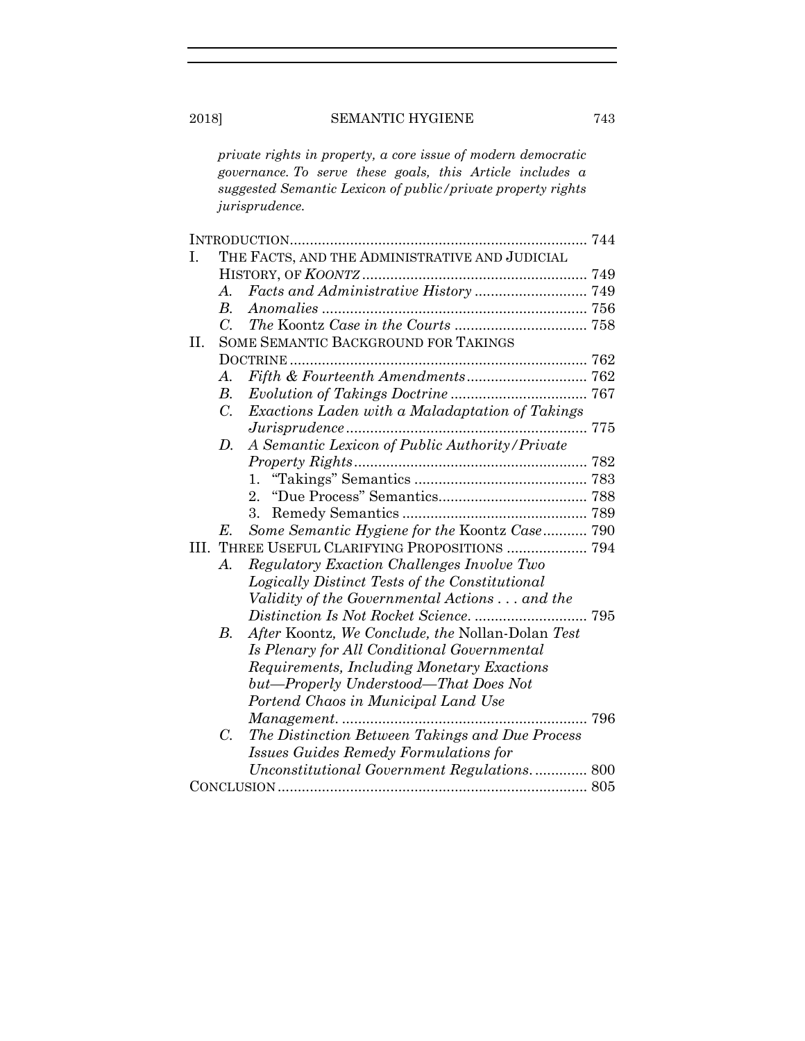*private rights in property, a core issue of modern democratic governance. To serve these goals, this Article includes a suggested Semantic Lexicon of public/private property rights jurisprudence.*

INTRODUCTION .......................................................................... 744

I. THE FACTS, AND THE ADMINISTRATIVE AND JUDICIAL HISTORY, OF *KOONTZ* ........................................................ 749
   - A. *Facts and Administrative History* ............................ 749
   - B. *Anomalies* .................................................................. 756
   - C. *The* Koontz *Case in the Courts* ................................. 758

II. SOME SEMANTIC BACKGROUND FOR TAKINGS DOCTRINE .......................................................................... 762
   - A. *Fifth & Fourteenth Amendments* .............................. 762
   - B. *Evolution of Takings Doctrine* .................................. 767
   - C. *Exactions Laden with a Maladaptation of Takings Jurisprudence* ............................................................ 775
   - D. *A Semantic Lexicon of Public Authority/Private Property Rights* .......................................................... 782
     1. "Takings" Semantics ........................................... 783
     2. "Due Process" Semantics..................................... 788
     3. Remedy Semantics .............................................. 789
   - E. *Some Semantic Hygiene for the* Koontz *Case* ........... 790

III. THREE USEFUL CLARIFYING PROPOSITIONS .................... 794
   - A. *Regulatory Exaction Challenges Involve Two Logically Distinct Tests of the Constitutional Validity of the Governmental Actions . . . and the Distinction Is Not Rocket Science.* ............................ 795
   - B. *After* Koontz*, We Conclude, the* Nollan-Dolan *Test Is Plenary for All Conditional Governmental Requirements, Including Monetary Exactions but—Properly Understood—That Does Not Portend Chaos in Municipal Land Use Management.* ............................................................ 796
   - C. *The Distinction Between Takings and Due Process Issues Guides Remedy Formulations for Unconstitutional Government Regulations.* ............. 800

CONCLUSION ............................................................................ 805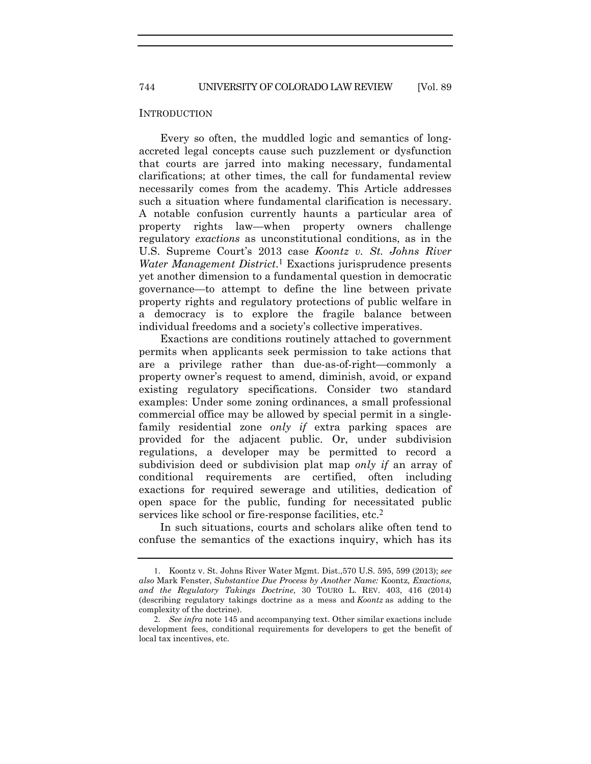## INTRODUCTION

Every so often, the muddled logic and semantics of long-accreted legal concepts cause such puzzlement or dysfunction that courts are jarred into making necessary, fundamental clarifications; at other times, the call for fundamental review necessarily comes from the academy. This Article addresses such a situation where fundamental clarification is necessary. A notable confusion currently haunts a particular area of property rights law—when property owners challenge regulatory *exactions* as unconstitutional conditions, as in the U.S. Supreme Court's 2013 case *Koontz v. St. Johns River Water Management District*.[1] Exactions jurisprudence presents yet another dimension to a fundamental question in democratic governance—to attempt to define the line between private property rights and regulatory protections of public welfare in a democracy is to explore the fragile balance between individual freedoms and a society's collective imperatives.

Exactions are conditions routinely attached to government permits when applicants seek permission to take actions that are a privilege rather than due-as-of-right—commonly a property owner's request to amend, diminish, avoid, or expand existing regulatory specifications. Consider two standard examples: Under some zoning ordinances, a small professional commercial office may be allowed by special permit in a single-family residential zone *only if* extra parking spaces are provided for the adjacent public. Or, under subdivision regulations, a developer may be permitted to record a subdivision deed or subdivision plat map *only if* an array of conditional requirements are certified, often including exactions for required sewerage and utilities, dedication of open space for the public, funding for necessitated public services like school or fire-response facilities, etc.[2]

In such situations, courts and scholars alike often tend to confuse the semantics of the exactions inquiry, which has its

---

1. Koontz v. St. Johns River Water Mgmt. Dist.,570 U.S. 595, 599 (2013); *see also* Mark Fenster, *Substantive Due Process by Another Name:* Koontz*, Exactions, and the Regulatory Takings Doctrine*, 30 TOURO L. REV. 403, 416 (2014) (describing regulatory takings doctrine as a mess and *Koontz* as adding to the complexity of the doctrine).

2. *See infra* note 145 and accompanying text. Other similar exactions include development fees, conditional requirements for developers to get the benefit of local tax incentives, etc.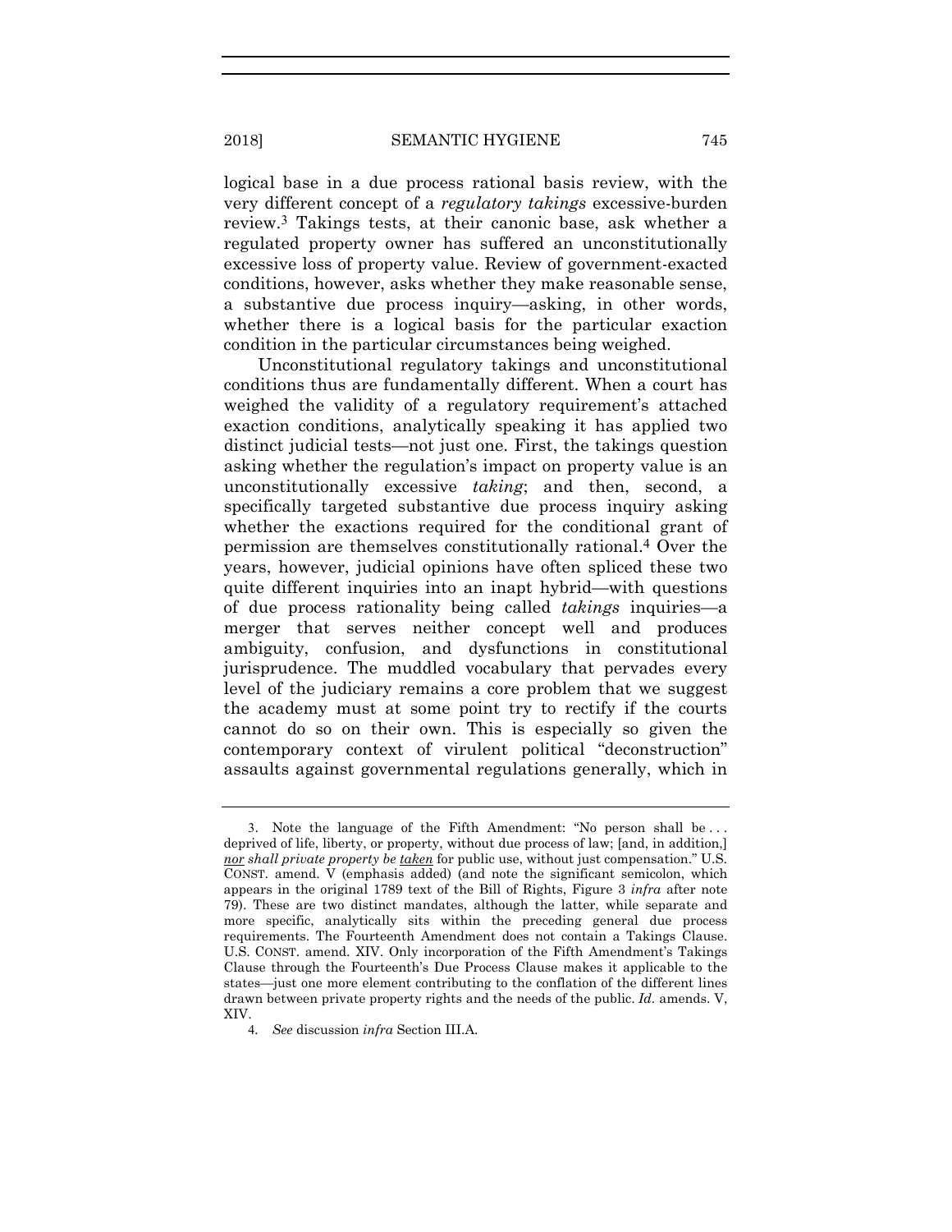logical base in a due process rational basis review, with the very different concept of a *regulatory takings* excessive-burden review.[3] Takings tests, at their canonic base, ask whether a regulated property owner has suffered an unconstitutionally excessive loss of property value. Review of government-exacted conditions, however, asks whether they make reasonable sense, a substantive due process inquiry—asking, in other words, whether there is a logical basis for the particular exaction condition in the particular circumstances being weighed.

Unconstitutional regulatory takings and unconstitutional conditions thus are fundamentally different. When a court has weighed the validity of a regulatory requirement's attached exaction conditions, analytically speaking it has applied two distinct judicial tests—not just one. First, the takings question asking whether the regulation's impact on property value is an unconstitutionally excessive *taking*; and then, second, a specifically targeted substantive due process inquiry asking whether the exactions required for the conditional grant of permission are themselves constitutionally rational.[4] Over the years, however, judicial opinions have often spliced these two quite different inquiries into an inapt hybrid—with questions of due process rationality being called *takings* inquiries—a merger that serves neither concept well and produces ambiguity, confusion, and dysfunctions in constitutional jurisprudence. The muddled vocabulary that pervades every level of the judiciary remains a core problem that we suggest the academy must at some point try to rectify if the courts cannot do so on their own. This is especially so given the contemporary context of virulent political "deconstruction" assaults against governmental regulations generally, which in

---

3. Note the language of the Fifth Amendment: "No person shall be . . . deprived of life, liberty, or property, without due process of law; [and, in addition,] <u>*nor*</u> *shall private property be* <u>*taken*</u> for public use, without just compensation." U.S. CONST. amend. V (emphasis added) (and note the significant semicolon, which appears in the original 1789 text of the Bill of Rights, Figure 3 *infra* after note 79). These are two distinct mandates, although the latter, while separate and more specific, analytically sits within the preceding general due process requirements. The Fourteenth Amendment does not contain a Takings Clause. U.S. CONST. amend. XIV. Only incorporation of the Fifth Amendment's Takings Clause through the Fourteenth's Due Process Clause makes it applicable to the states—just one more element contributing to the conflation of the different lines drawn between private property rights and the needs of the public. *Id.* amends. V, XIV.

4. *See* discussion *infra* Section III.A.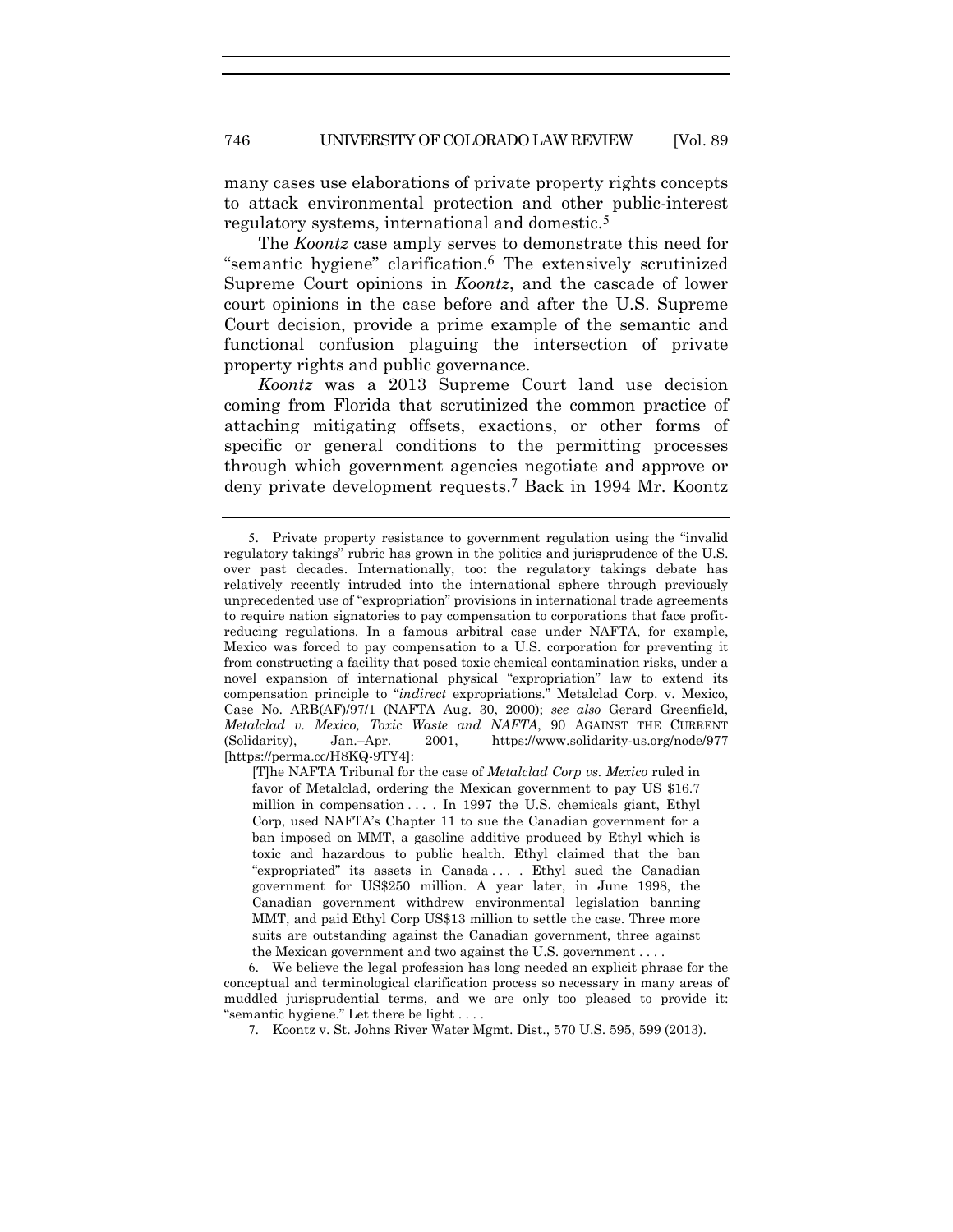many cases use elaborations of private property rights concepts to attack environmental protection and other public-interest regulatory systems, international and domestic.[5]

The *Koontz* case amply serves to demonstrate this need for "semantic hygiene" clarification.[6] The extensively scrutinized Supreme Court opinions in *Koontz*, and the cascade of lower court opinions in the case before and after the U.S. Supreme Court decision, provide a prime example of the semantic and functional confusion plaguing the intersection of private property rights and public governance.

*Koontz* was a 2013 Supreme Court land use decision coming from Florida that scrutinized the common practice of attaching mitigating offsets, exactions, or other forms of specific or general conditions to the permitting processes through which government agencies negotiate and approve or deny private development requests.[7] Back in 1994 Mr. Koontz

---

5. Private property resistance to government regulation using the "invalid regulatory takings" rubric has grown in the politics and jurisprudence of the U.S. over past decades. Internationally, too: the regulatory takings debate has relatively recently intruded into the international sphere through previously unprecedented use of "expropriation" provisions in international trade agreements to require nation signatories to pay compensation to corporations that face profit-reducing regulations. In a famous arbitral case under NAFTA, for example, Mexico was forced to pay compensation to a U.S. corporation for preventing it from constructing a facility that posed toxic chemical contamination risks, under a novel expansion of international physical "expropriation" law to extend its compensation principle to "*indirect* expropriations." Metalclad Corp. v. Mexico, Case No. ARB(AF)/97/1 (NAFTA Aug. 30, 2000); *see also* Gerard Greenfield, *Metalclad v. Mexico, Toxic Waste and NAFTA*, 90 AGAINST THE CURRENT (Solidarity), Jan.–Apr. 2001, https://www.solidarity-us.org/node/977 [https://perma.cc/H8KQ-9TY4]:

> [T]he NAFTA Tribunal for the case of *Metalclad Corp vs. Mexico* ruled in favor of Metalclad, ordering the Mexican government to pay US $16.7 million in compensation . . . . In 1997 the U.S. chemicals giant, Ethyl Corp, used NAFTA's Chapter 11 to sue the Canadian government for a ban imposed on MMT, a gasoline additive produced by Ethyl which is toxic and hazardous to public health. Ethyl claimed that the ban "expropriated" its assets in Canada . . . . Ethyl sued the Canadian government for US$250 million. A year later, in June 1998, the Canadian government withdrew environmental legislation banning MMT, and paid Ethyl Corp US$13 million to settle the case. Three more suits are outstanding against the Canadian government, three against the Mexican government and two against the U.S. government . . . .

6. We believe the legal profession has long needed an explicit phrase for the conceptual and terminological clarification process so necessary in many areas of muddled jurisprudential terms, and we are only too pleased to provide it: "semantic hygiene." Let there be light . . . .

7. Koontz v. St. Johns River Water Mgmt. Dist., 570 U.S. 595, 599 (2013).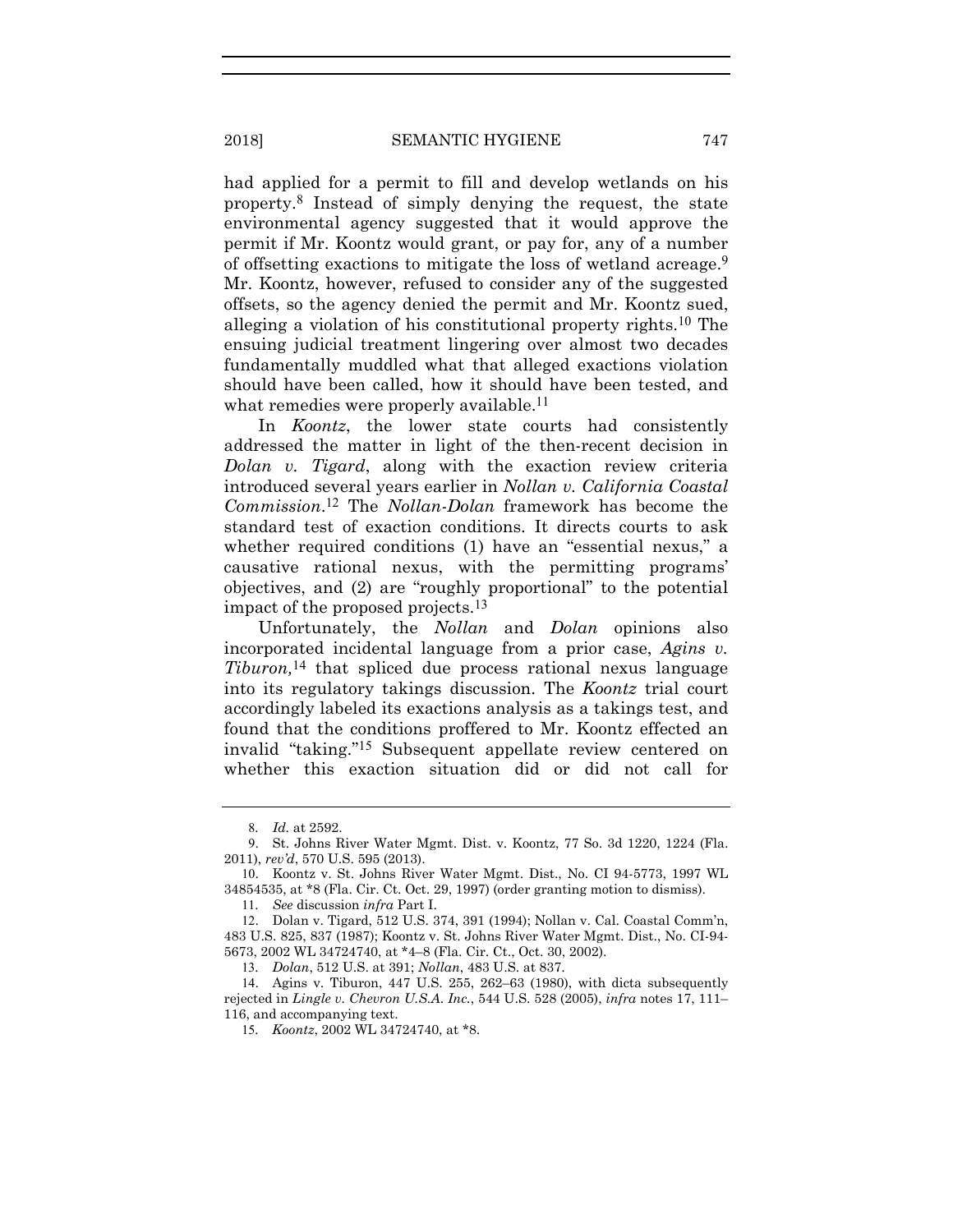had applied for a permit to fill and develop wetlands on his property.[8] Instead of simply denying the request, the state environmental agency suggested that it would approve the permit if Mr. Koontz would grant, or pay for, any of a number of offsetting exactions to mitigate the loss of wetland acreage.[9] Mr. Koontz, however, refused to consider any of the suggested offsets, so the agency denied the permit and Mr. Koontz sued, alleging a violation of his constitutional property rights.[10] The ensuing judicial treatment lingering over almost two decades fundamentally muddled what that alleged exactions violation should have been called, how it should have been tested, and what remedies were properly available.[11]

In *Koontz*, the lower state courts had consistently addressed the matter in light of the then-recent decision in *Dolan v. Tigard*, along with the exaction review criteria introduced several years earlier in *Nollan v. California Coastal Commission*.[12] The *Nollan-Dolan* framework has become the standard test of exaction conditions. It directs courts to ask whether required conditions (1) have an "essential nexus," a causative rational nexus, with the permitting programs' objectives, and (2) are "roughly proportional" to the potential impact of the proposed projects.[13]

Unfortunately, the *Nollan* and *Dolan* opinions also incorporated incidental language from a prior case, *Agins v. Tiburon,*[14] that spliced due process rational nexus language into its regulatory takings discussion. The *Koontz* trial court accordingly labeled its exactions analysis as a takings test, and found that the conditions proffered to Mr. Koontz effected an invalid "taking."[15] Subsequent appellate review centered on whether this exaction situation did or did not call for

---

8. *Id.* at 2592.

9. St. Johns River Water Mgmt. Dist. v. Koontz, 77 So. 3d 1220, 1224 (Fla. 2011), *rev'd*, 570 U.S. 595 (2013).

10. Koontz v. St. Johns River Water Mgmt. Dist., No. CI 94-5773, 1997 WL 34854535, at *8 (Fla. Cir. Ct. Oct. 29, 1997) (order granting motion to dismiss).

11. *See* discussion *infra* Part I.

12. Dolan v. Tigard, 512 U.S. 374, 391 (1994); Nollan v. Cal. Coastal Comm'n, 483 U.S. 825, 837 (1987); Koontz v. St. Johns River Water Mgmt. Dist., No. CI-94-5673, 2002 WL 34724740, at *4–8 (Fla. Cir. Ct., Oct. 30, 2002).

13. *Dolan*, 512 U.S. at 391; *Nollan*, 483 U.S. at 837.

14. Agins v. Tiburon, 447 U.S. 255, 262–63 (1980), with dicta subsequently rejected in *Lingle v. Chevron U.S.A. Inc.*, 544 U.S. 528 (2005), *infra* notes 17, 111–116, and accompanying text.

15. *Koontz*, 2002 WL 34724740, at *8.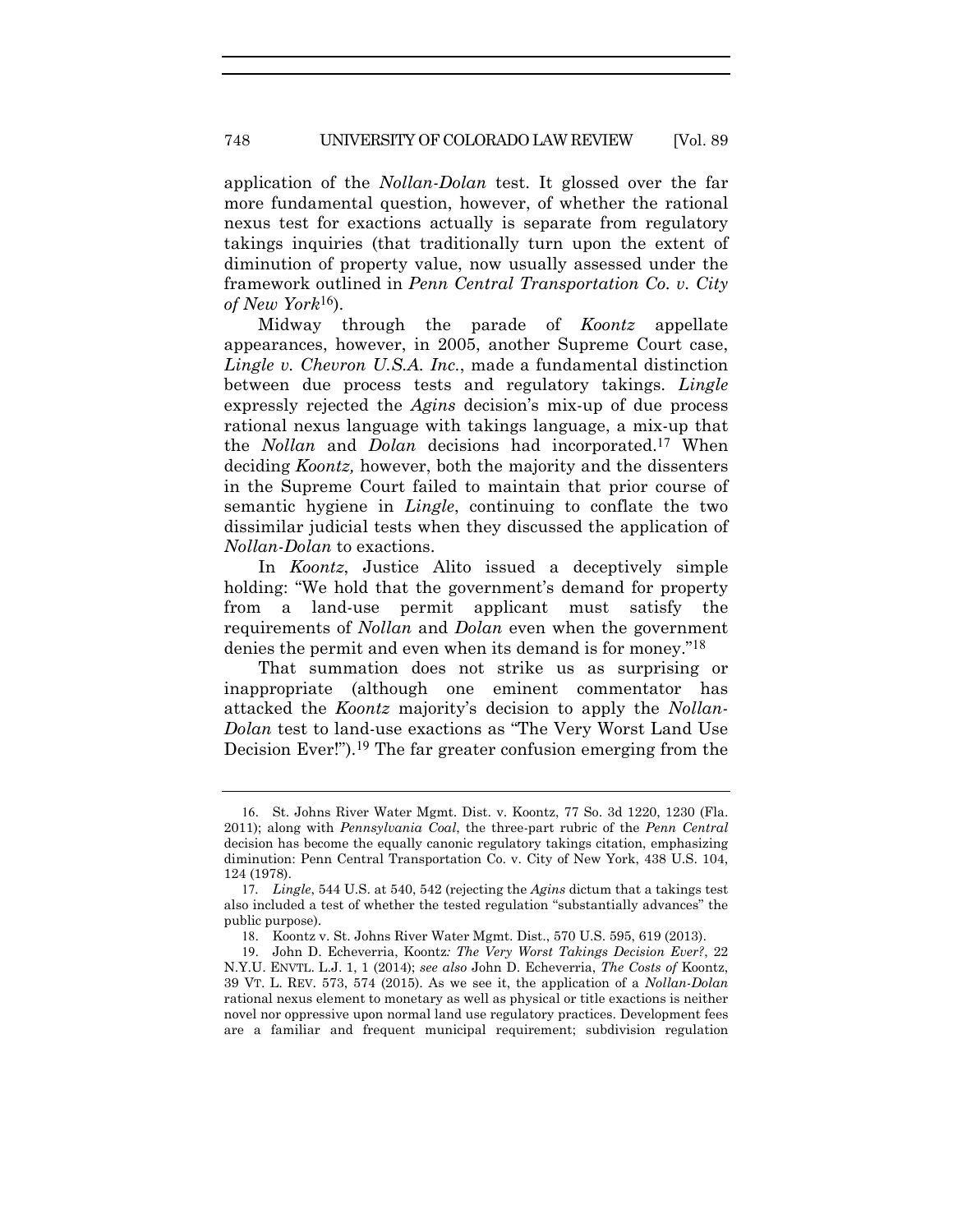application of the *Nollan-Dolan* test. It glossed over the far more fundamental question, however, of whether the rational nexus test for exactions actually is separate from regulatory takings inquiries (that traditionally turn upon the extent of diminution of property value, now usually assessed under the framework outlined in *Penn Central Transportation Co. v. City of New York*[16]).

Midway through the parade of *Koontz* appellate appearances, however, in 2005, another Supreme Court case, *Lingle v. Chevron U.S.A. Inc.*, made a fundamental distinction between due process tests and regulatory takings. *Lingle* expressly rejected the *Agins* decision's mix-up of due process rational nexus language with takings language, a mix-up that the *Nollan* and *Dolan* decisions had incorporated.[17] When deciding *Koontz,* however, both the majority and the dissenters in the Supreme Court failed to maintain that prior course of semantic hygiene in *Lingle*, continuing to conflate the two dissimilar judicial tests when they discussed the application of *Nollan-Dolan* to exactions.

In *Koontz*, Justice Alito issued a deceptively simple holding: "We hold that the government's demand for property from a land-use permit applicant must satisfy the requirements of *Nollan* and *Dolan* even when the government denies the permit and even when its demand is for money."[18]

That summation does not strike us as surprising or inappropriate (although one eminent commentator has attacked the *Koontz* majority's decision to apply the *Nollan-Dolan* test to land-use exactions as "The Very Worst Land Use Decision Ever!").[19] The far greater confusion emerging from the

---

16. St. Johns River Water Mgmt. Dist. v. Koontz, 77 So. 3d 1220, 1230 (Fla. 2011); along with *Pennsylvania Coal*, the three-part rubric of the *Penn Central* decision has become the equally canonic regulatory takings citation, emphasizing diminution: Penn Central Transportation Co. v. City of New York, 438 U.S. 104, 124 (1978).

17. *Lingle*, 544 U.S. at 540, 542 (rejecting the *Agins* dictum that a takings test also included a test of whether the tested regulation "substantially advances" the public purpose).

18. Koontz v. St. Johns River Water Mgmt. Dist., 570 U.S. 595, 619 (2013).

19. John D. Echeverria, Koontz*: The Very Worst Takings Decision Ever?*, 22 N.Y.U. ENVTL. L.J. 1, 1 (2014); *see also* John D. Echeverria, *The Costs of* Koontz, 39 VT. L. REV. 573, 574 (2015). As we see it, the application of a *Nollan-Dolan* rational nexus element to monetary as well as physical or title exactions is neither novel nor oppressive upon normal land use regulatory practices. Development fees are a familiar and frequent municipal requirement; subdivision regulation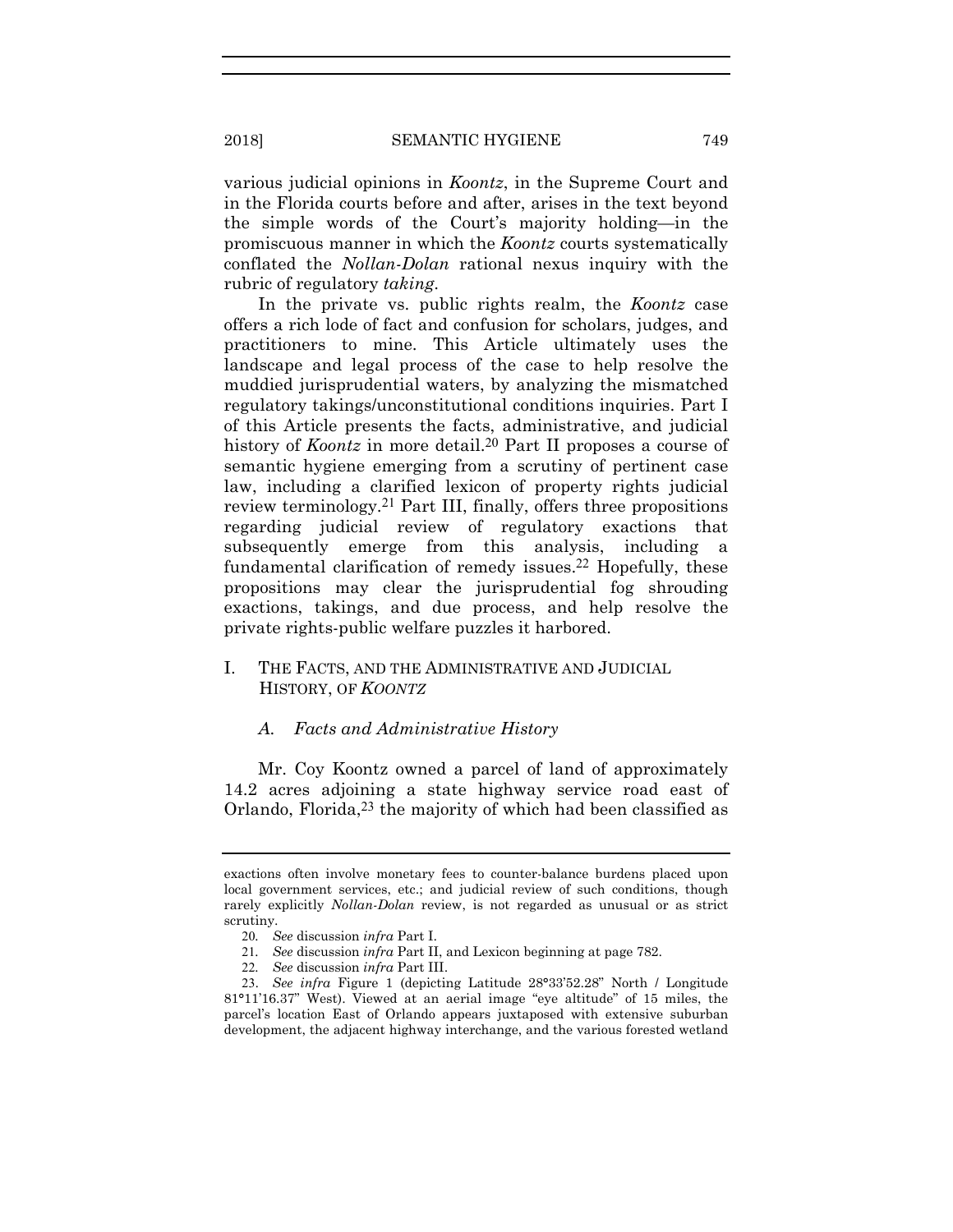various judicial opinions in *Koontz*, in the Supreme Court and in the Florida courts before and after, arises in the text beyond the simple words of the Court's majority holding—in the promiscuous manner in which the *Koontz* courts systematically conflated the *Nollan-Dolan* rational nexus inquiry with the rubric of regulatory *taking*.

In the private vs. public rights realm, the *Koontz* case offers a rich lode of fact and confusion for scholars, judges, and practitioners to mine. This Article ultimately uses the landscape and legal process of the case to help resolve the muddied jurisprudential waters, by analyzing the mismatched regulatory takings/unconstitutional conditions inquiries. Part I of this Article presents the facts, administrative, and judicial history of *Koontz* in more detail.[20] Part II proposes a course of semantic hygiene emerging from a scrutiny of pertinent case law, including a clarified lexicon of property rights judicial review terminology.[21] Part III, finally, offers three propositions regarding judicial review of regulatory exactions that subsequently emerge from this analysis, including a fundamental clarification of remedy issues.[22] Hopefully, these propositions may clear the jurisprudential fog shrouding exactions, takings, and due process, and help resolve the private rights-public welfare puzzles it harbored.

## I. THE FACTS, AND THE ADMINISTRATIVE AND JUDICIAL HISTORY, OF *KOONTZ*

### *A. Facts and Administrative History*

Mr. Coy Koontz owned a parcel of land of approximately 14.2 acres adjoining a state highway service road east of Orlando, Florida,[23] the majority of which had been classified as

---

exactions often involve monetary fees to counter-balance burdens placed upon local government services, etc.; and judicial review of such conditions, though rarely explicitly *Nollan-Dolan* review, is not regarded as unusual or as strict scrutiny.

20. *See* discussion *infra* Part I.

21. *See* discussion *infra* Part II, and Lexicon beginning at page 782.

22. *See* discussion *infra* Part III.

23. *See infra* Figure 1 (depicting Latitude 28°33'52.28" North / Longitude 81°11'16.37" West). Viewed at an aerial image "eye altitude" of 15 miles, the parcel's location East of Orlando appears juxtaposed with extensive suburban development, the adjacent highway interchange, and the various forested wetland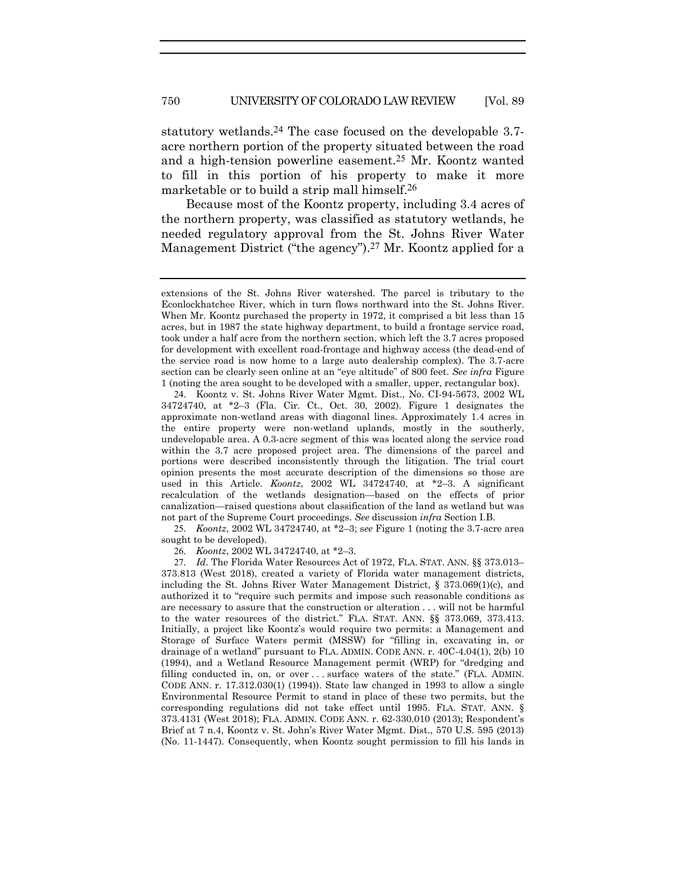statutory wetlands.[24] The case focused on the developable 3.7-acre northern portion of the property situated between the road and a high-tension powerline easement.[25] Mr. Koontz wanted to fill in this portion of his property to make it more marketable or to build a strip mall himself.[26]

Because most of the Koontz property, including 3.4 acres of the northern property, was classified as statutory wetlands, he needed regulatory approval from the St. Johns River Water Management District ("the agency").[27] Mr. Koontz applied for a

---

extensions of the St. Johns River watershed. The parcel is tributary to the Econlockhatchee River, which in turn flows northward into the St. Johns River. When Mr. Koontz purchased the property in 1972, it comprised a bit less than 15 acres, but in 1987 the state highway department, to build a frontage service road, took under a half acre from the northern section, which left the 3.7 acres proposed for development with excellent road-frontage and highway access (the dead-end of the service road is now home to a large auto dealership complex). The 3.7-acre section can be clearly seen online at an "eye altitude" of 800 feet. *See infra* Figure 1 (noting the area sought to be developed with a smaller, upper, rectangular box).

24. Koontz v. St. Johns River Water Mgmt. Dist., No. CI-94-5673, 2002 WL 34724740, at *2–3 (Fla. Cir. Ct., Oct. 30, 2002). Figure 1 designates the approximate non-wetland areas with diagonal lines. Approximately 1.4 acres in the entire property were non-wetland uplands, mostly in the southerly, undevelopable area. A 0.3-acre segment of this was located along the service road within the 3.7 acre proposed project area. The dimensions of the parcel and portions were described inconsistently through the litigation. The trial court opinion presents the most accurate description of the dimensions so those are used in this Article. *Koontz*, 2002 WL 34724740, at *2–3. A significant recalculation of the wetlands designation—based on the effects of prior canalization—raised questions about classification of the land as wetland but was not part of the Supreme Court proceedings. *See* discussion *infra* Section I.B.

25. *Koontz*, 2002 WL 34724740, at *2–3; *see* Figure 1 (noting the 3.7-acre area sought to be developed).

26. *Koontz*, 2002 WL 34724740, at *2–3.

27. *Id*. The Florida Water Resources Act of 1972, FLA. STAT. ANN. §§ 373.013–373.813 (West 2018), created a variety of Florida water management districts, including the St. Johns River Water Management District, § 373.069(1)(c), and authorized it to "require such permits and impose such reasonable conditions as are necessary to assure that the construction or alteration . . . will not be harmful to the water resources of the district." FLA. STAT. ANN. §§ 373.069, 373.413. Initially, a project like Koontz's would require two permits: a Management and Storage of Surface Waters permit (MSSW) for "filling in, excavating in, or drainage of a wetland" pursuant to FLA. ADMIN. CODE ANN. r. 40C-4.04(1), 2(b) 10 (1994), and a Wetland Resource Management permit (WRP) for "dredging and filling conducted in, on, or over . . . surface waters of the state." (FLA. ADMIN. CODE ANN. r. 17.312.030(1) (1994)). State law changed in 1993 to allow a single Environmental Resource Permit to stand in place of these two permits, but the corresponding regulations did not take effect until 1995. FLA. STAT. ANN. § 373.4131 (West 2018); FLA. ADMIN. CODE ANN. r. 62-330.010 (2013); Respondent's Brief at 7 n.4, Koontz v. St. John's River Water Mgmt. Dist., 570 U.S. 595 (2013) (No. 11-1447). Consequently, when Koontz sought permission to fill his lands in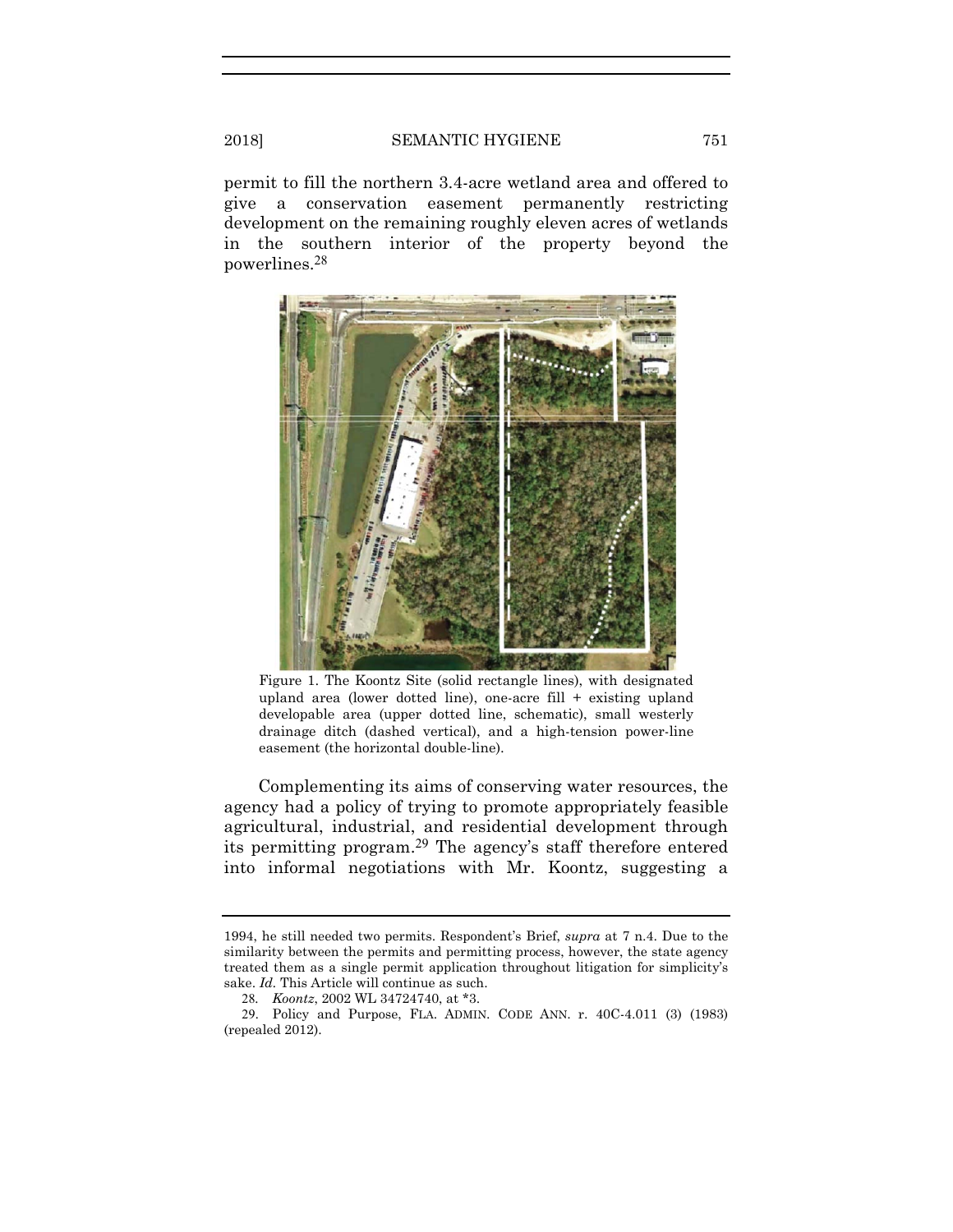permit to fill the northern 3.4-acre wetland area and offered to give a conservation easement permanently restricting development on the remaining roughly eleven acres of wetlands in the southern interior of the property beyond the powerlines.[28]

Figure 1. The Koontz Site (solid rectangle lines), with designated upland area (lower dotted line), one-acre fill + existing upland developable area (upper dotted line, schematic), small westerly drainage ditch (dashed vertical), and a high-tension power-line easement (the horizontal double-line).

Complementing its aims of conserving water resources, the agency had a policy of trying to promote appropriately feasible agricultural, industrial, and residential development through its permitting program.[29] The agency's staff therefore entered into informal negotiations with Mr. Koontz, suggesting a

---

1994, he still needed two permits. Respondent's Brief, *supra* at 7 n.4. Due to the similarity between the permits and permitting process, however, the state agency treated them as a single permit application throughout litigation for simplicity's sake. *Id*. This Article will continue as such.

28. *Koontz*, 2002 WL 34724740, at *3.

29. Policy and Purpose, FLA. ADMIN. CODE ANN. r. 40C-4.011 (3) (1983) (repealed 2012).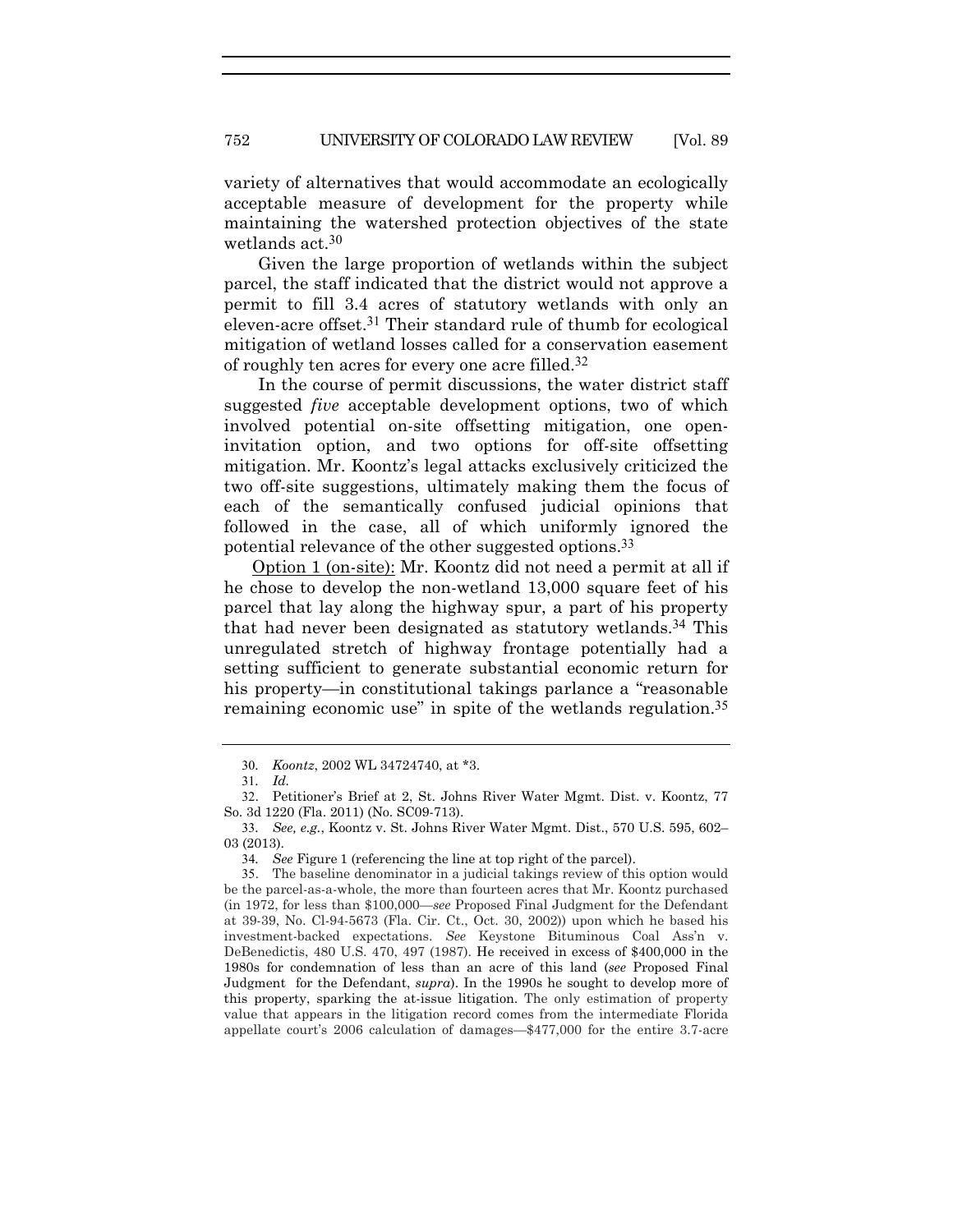variety of alternatives that would accommodate an ecologically acceptable measure of development for the property while maintaining the watershed protection objectives of the state wetlands act.[30]

Given the large proportion of wetlands within the subject parcel, the staff indicated that the district would not approve a permit to fill 3.4 acres of statutory wetlands with only an eleven-acre offset.[31] Their standard rule of thumb for ecological mitigation of wetland losses called for a conservation easement of roughly ten acres for every one acre filled.[32]

In the course of permit discussions, the water district staff suggested *five* acceptable development options, two of which involved potential on-site offsetting mitigation, one open-invitation option, and two options for off-site offsetting mitigation. Mr. Koontz's legal attacks exclusively criticized the two off-site suggestions, ultimately making them the focus of each of the semantically confused judicial opinions that followed in the case, all of which uniformly ignored the potential relevance of the other suggested options.[33]

<u>Option 1 (on-site):</u> Mr. Koontz did not need a permit at all if he chose to develop the non-wetland 13,000 square feet of his parcel that lay along the highway spur, a part of his property that had never been designated as statutory wetlands.[34] This unregulated stretch of highway frontage potentially had a setting sufficient to generate substantial economic return for his property—in constitutional takings parlance a "reasonable remaining economic use" in spite of the wetlands regulation.[35]

---

30. *Koontz*, 2002 WL 34724740, at *3.

31. *Id.*

32. Petitioner's Brief at 2, St. Johns River Water Mgmt. Dist. v. Koontz, 77 So. 3d 1220 (Fla. 2011) (No. SC09-713).

33. *See, e.g.*, Koontz v. St. Johns River Water Mgmt. Dist., 570 U.S. 595, 602–03 (2013).

34. *See* Figure 1 (referencing the line at top right of the parcel).

35. The baseline denominator in a judicial takings review of this option would be the parcel-as-a-whole, the more than fourteen acres that Mr. Koontz purchased (in 1972, for less than $100,000—*see* Proposed Final Judgment for the Defendant at 39-39, No. Cl-94-5673 (Fla. Cir. Ct., Oct. 30, 2002)) upon which he based his investment-backed expectations. *See* Keystone Bituminous Coal Ass'n v. DeBenedictis, 480 U.S. 470, 497 (1987). He received in excess of $400,000 in the 1980s for condemnation of less than an acre of this land (*see* Proposed Final Judgment for the Defendant, *supra*). In the 1990s he sought to develop more of this property, sparking the at-issue litigation. The only estimation of property value that appears in the litigation record comes from the intermediate Florida appellate court's 2006 calculation of damages—$477,000 for the entire 3.7-acre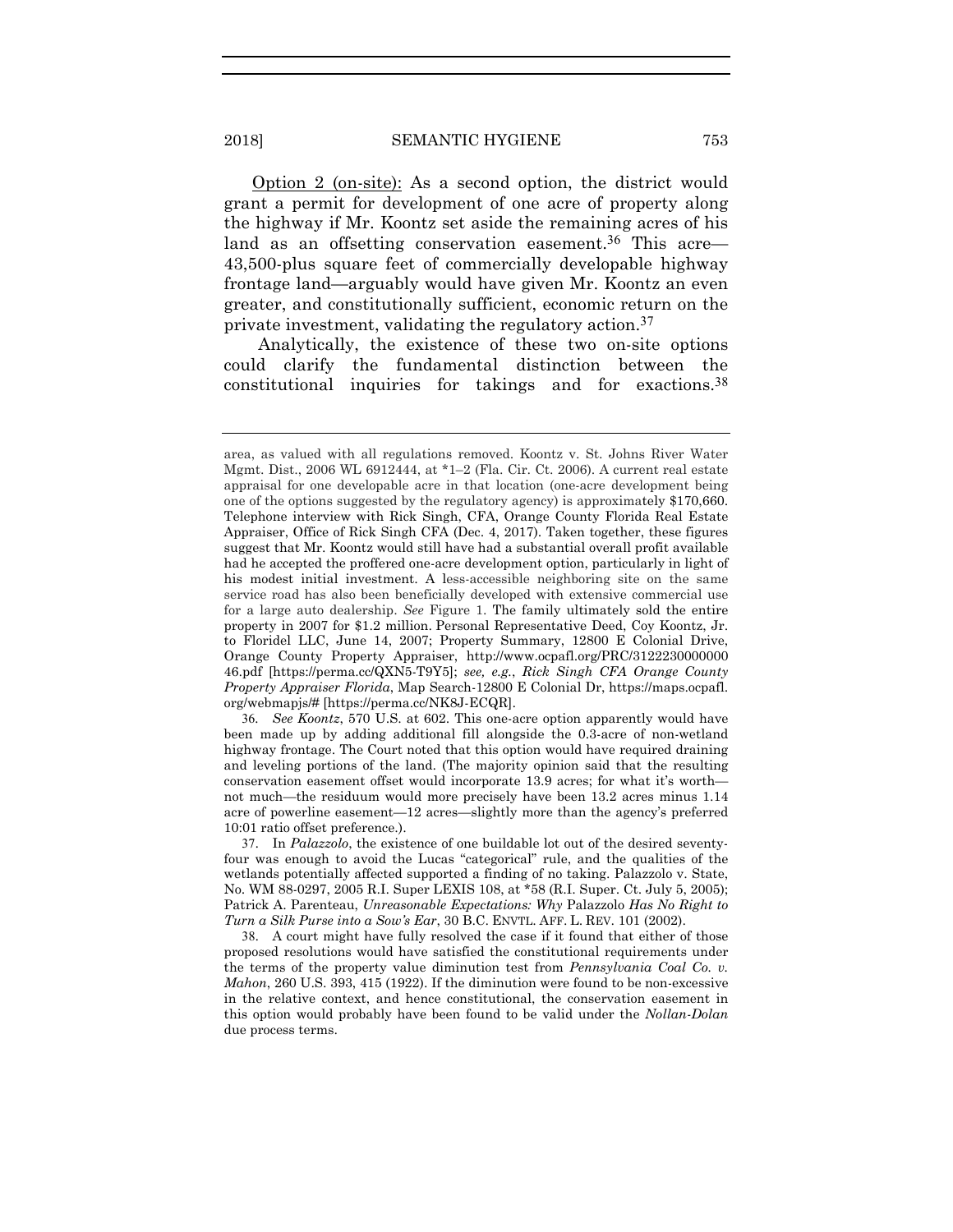Option 2 (on-site): As a second option, the district would grant a permit for development of one acre of property along the highway if Mr. Koontz set aside the remaining acres of his land as an offsetting conservation easement.[36] This acre—43,500-plus square feet of commercially developable highway frontage land—arguably would have given Mr. Koontz an even greater, and constitutionally sufficient, economic return on the private investment, validating the regulatory action.[37]

Analytically, the existence of these two on-site options could clarify the fundamental distinction between the constitutional inquiries for takings and for exactions.[38]

---

area, as valued with all regulations removed. Koontz v. St. Johns River Water Mgmt. Dist., 2006 WL 6912444, at *1–2 (Fla. Cir. Ct. 2006). A current real estate appraisal for one developable acre in that location (one-acre development being one of the options suggested by the regulatory agency) is approximately $170,660. Telephone interview with Rick Singh, CFA, Orange County Florida Real Estate Appraiser, Office of Rick Singh CFA (Dec. 4, 2017). Taken together, these figures suggest that Mr. Koontz would still have had a substantial overall profit available had he accepted the proffered one-acre development option, particularly in light of his modest initial investment. A less-accessible neighboring site on the same service road has also been beneficially developed with extensive commercial use for a large auto dealership. *See* Figure 1. The family ultimately sold the entire property in 2007 for $1.2 million. Personal Representative Deed, Coy Koontz, Jr. to Floridel LLC, June 14, 2007; Property Summary, 12800 E Colonial Drive, Orange County Property Appraiser, http://www.ocpafl.org/PRC/312223000000046.pdf [https://perma.cc/QXN5-T9Y5]; *see, e.g.*, *Rick Singh CFA Orange County Property Appraiser Florida*, Map Search-12800 E Colonial Dr, https://maps.ocpafl.org/webmapjs/# [https://perma.cc/NK8J-ECQR].

36. *See Koontz*, 570 U.S. at 602. This one-acre option apparently would have been made up by adding additional fill alongside the 0.3-acre of non-wetland highway frontage. The Court noted that this option would have required draining and leveling portions of the land. (The majority opinion said that the resulting conservation easement offset would incorporate 13.9 acres; for what it's worth—not much—the residuum would more precisely have been 13.2 acres minus 1.14 acre of powerline easement—12 acres—slightly more than the agency's preferred 10:01 ratio offset preference.).

37. In *Palazzolo*, the existence of one buildable lot out of the desired seventy-four was enough to avoid the Lucas "categorical" rule, and the qualities of the wetlands potentially affected supported a finding of no taking. Palazzolo v. State, No. WM 88-0297, 2005 R.I. Super LEXIS 108, at *58 (R.I. Super. Ct. July 5, 2005); Patrick A. Parenteau, *Unreasonable Expectations: Why* Palazzolo *Has No Right to Turn a Silk Purse into a Sow's Ear*, 30 B.C. ENVTL. AFF. L. REV. 101 (2002).

38. A court might have fully resolved the case if it found that either of those proposed resolutions would have satisfied the constitutional requirements under the terms of the property value diminution test from *Pennsylvania Coal Co. v. Mahon*, 260 U.S. 393, 415 (1922). If the diminution were found to be non-excessive in the relative context, and hence constitutional, the conservation easement in this option would probably have been found to be valid under the *Nollan-Dolan* due process terms.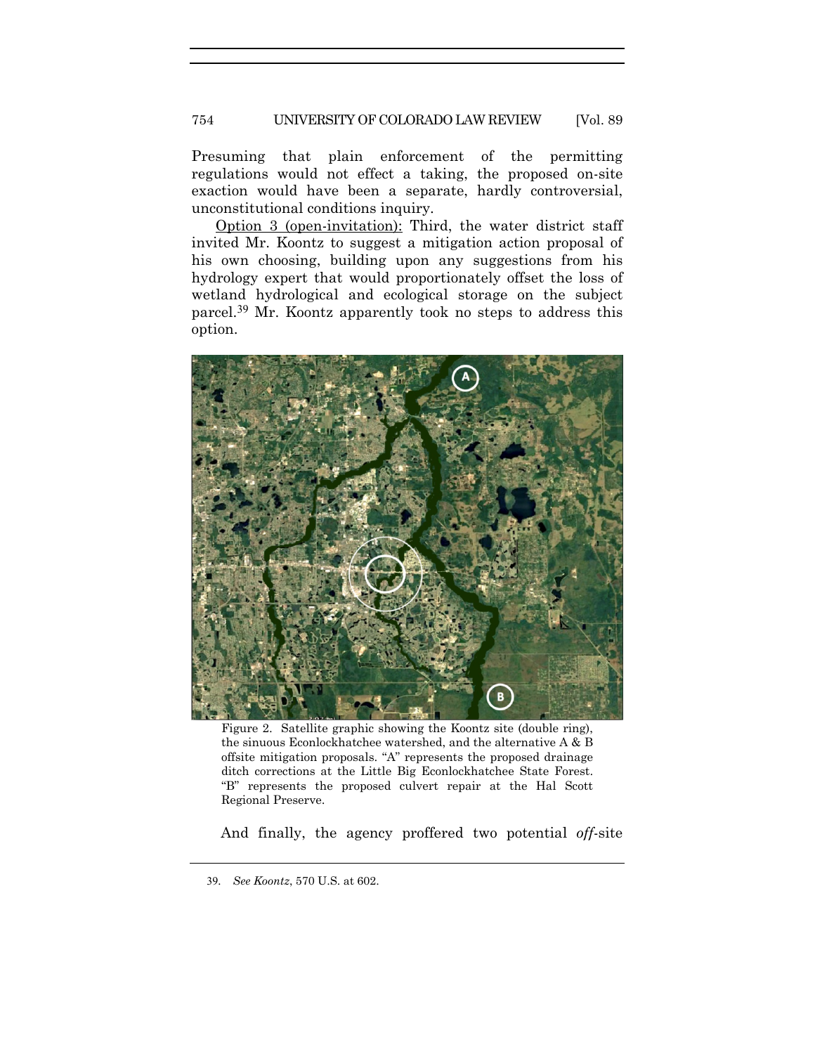Presuming that plain enforcement of the permitting regulations would not effect a taking, the proposed on-site exaction would have been a separate, hardly controversial, unconstitutional conditions inquiry.

Option 3 (open-invitation): Third, the water district staff invited Mr. Koontz to suggest a mitigation action proposal of his own choosing, building upon any suggestions from his hydrology expert that would proportionately offset the loss of wetland hydrological and ecological storage on the subject parcel.[39] Mr. Koontz apparently took no steps to address this option.

Figure 2. Satellite graphic showing the Koontz site (double ring), the sinuous Econlockhatchee watershed, and the alternative A & B offsite mitigation proposals. "A" represents the proposed drainage ditch corrections at the Little Big Econlockhatchee State Forest. "B" represents the proposed culvert repair at the Hal Scott Regional Preserve.

And finally, the agency proffered two potential *off*-site

39. *See Koontz*, 570 U.S. at 602.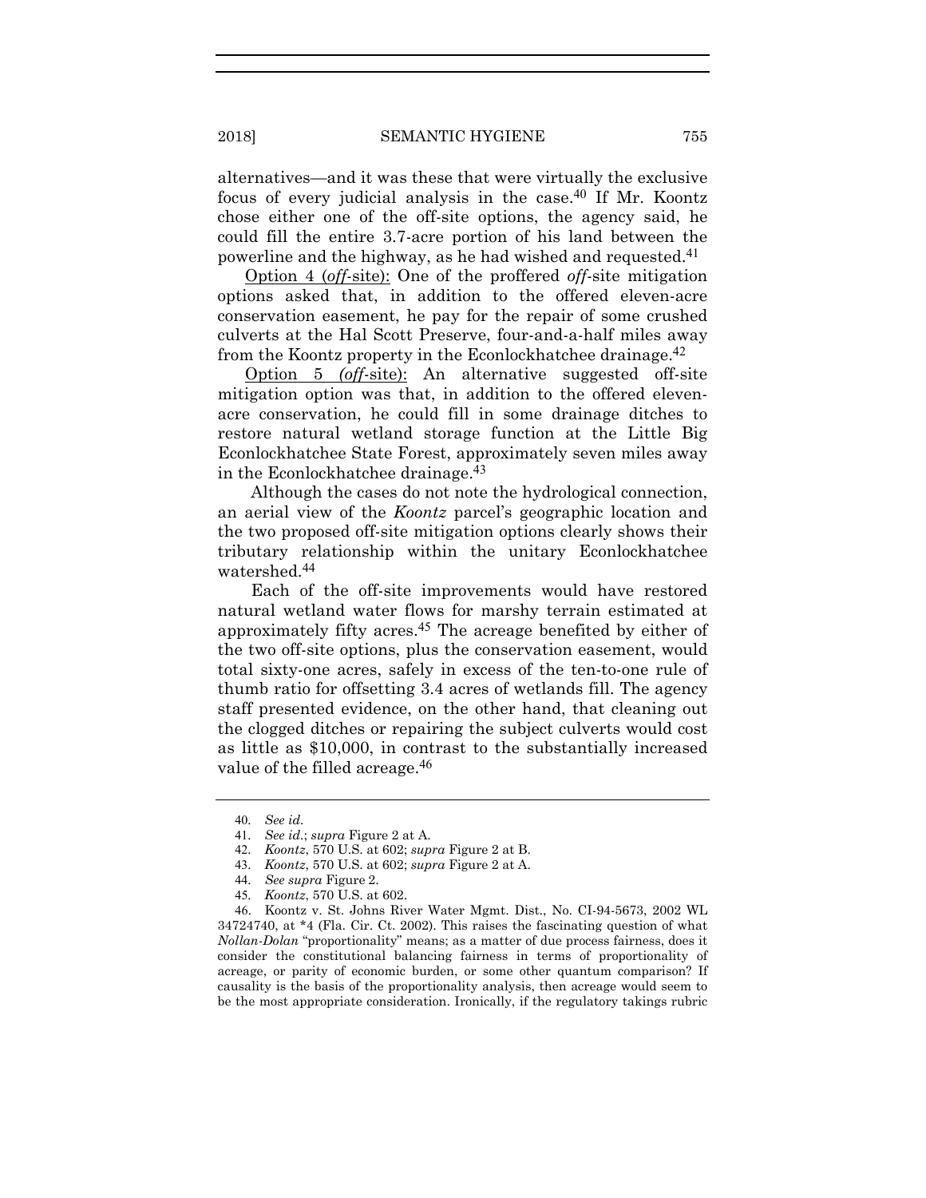alternatives—and it was these that were virtually the exclusive focus of every judicial analysis in the case.[40] If Mr. Koontz chose either one of the off-site options, the agency said, he could fill the entire 3.7-acre portion of his land between the powerline and the highway, as he had wished and requested.[41]

Option 4 (*off*-site): One of the proffered *off*-site mitigation options asked that, in addition to the offered eleven-acre conservation easement, he pay for the repair of some crushed culverts at the Hal Scott Preserve, four-and-a-half miles away from the Koontz property in the Econlockhatchee drainage.[42]

Option 5 *(off*-site): An alternative suggested off-site mitigation option was that, in addition to the offered eleven-acre conservation, he could fill in some drainage ditches to restore natural wetland storage function at the Little Big Econlockhatchee State Forest, approximately seven miles away in the Econlockhatchee drainage.[43]

Although the cases do not note the hydrological connection, an aerial view of the *Koontz* parcel's geographic location and the two proposed off-site mitigation options clearly shows their tributary relationship within the unitary Econlockhatchee watershed.[44]

Each of the off-site improvements would have restored natural wetland water flows for marshy terrain estimated at approximately fifty acres.[45] The acreage benefited by either of the two off-site options, plus the conservation easement, would total sixty-one acres, safely in excess of the ten-to-one rule of thumb ratio for offsetting 3.4 acres of wetlands fill. The agency staff presented evidence, on the other hand, that cleaning out the clogged ditches or repairing the subject culverts would cost as little as $10,000, in contrast to the substantially increased value of the filled acreage.[46]

---

40. *See id.*
41. *See id.*; *supra* Figure 2 at A.
42. *Koontz*, 570 U.S. at 602; *supra* Figure 2 at B.
43. *Koontz*, 570 U.S. at 602; *supra* Figure 2 at A.
44. *See supra* Figure 2.
45. *Koontz*, 570 U.S. at 602.
46. Koontz v. St. Johns River Water Mgmt. Dist., No. CI-94-5673, 2002 WL 34724740, at *4 (Fla. Cir. Ct. 2002). This raises the fascinating question of what *Nollan-Dolan* "proportionality" means; as a matter of due process fairness, does it consider the constitutional balancing fairness in terms of proportionality of acreage, or parity of economic burden, or some other quantum comparison? If causality is the basis of the proportionality analysis, then acreage would seem to be the most appropriate consideration. Ironically, if the regulatory takings rubric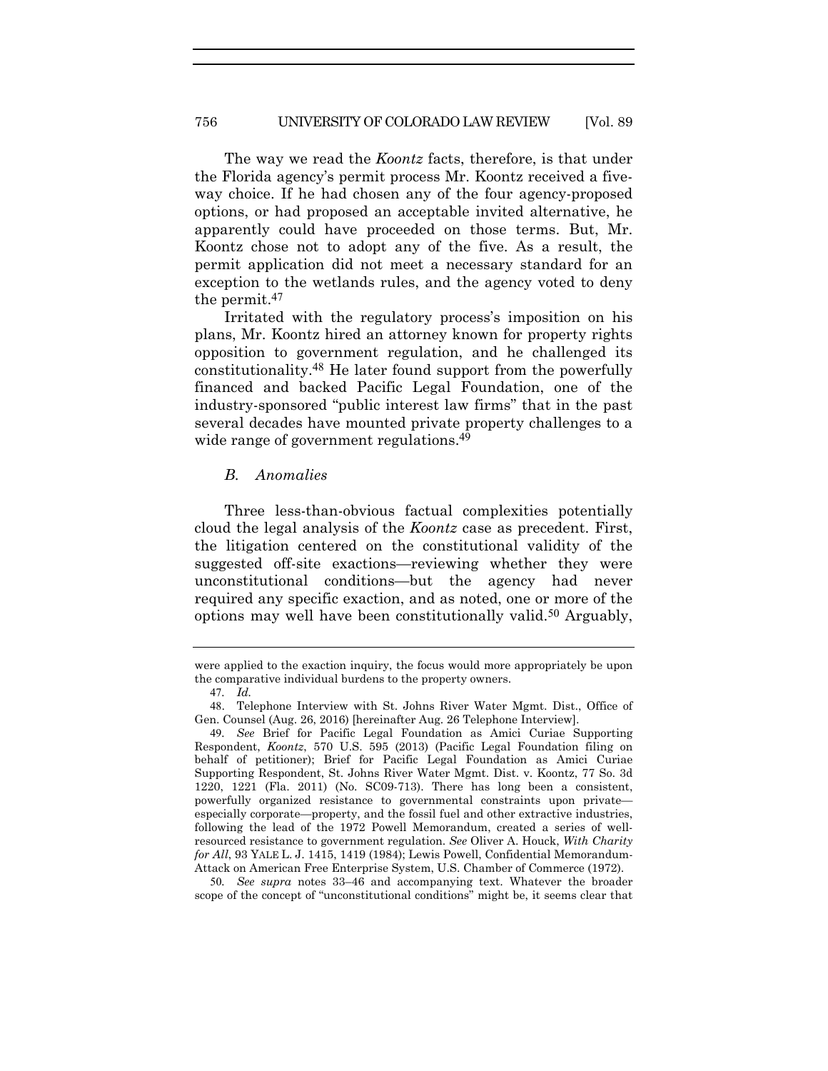The way we read the *Koontz* facts, therefore, is that under the Florida agency's permit process Mr. Koontz received a five-way choice. If he had chosen any of the four agency-proposed options, or had proposed an acceptable invited alternative, he apparently could have proceeded on those terms. But, Mr. Koontz chose not to adopt any of the five. As a result, the permit application did not meet a necessary standard for an exception to the wetlands rules, and the agency voted to deny the permit.[47]

Irritated with the regulatory process's imposition on his plans, Mr. Koontz hired an attorney known for property rights opposition to government regulation, and he challenged its constitutionality.[48] He later found support from the powerfully financed and backed Pacific Legal Foundation, one of the industry-sponsored "public interest law firms" that in the past several decades have mounted private property challenges to a wide range of government regulations.[49]

### *B. Anomalies*

Three less-than-obvious factual complexities potentially cloud the legal analysis of the *Koontz* case as precedent. First, the litigation centered on the constitutional validity of the suggested off-site exactions—reviewing whether they were unconstitutional conditions—but the agency had never required any specific exaction, and as noted, one or more of the options may well have been constitutionally valid.[50] Arguably,

---

were applied to the exaction inquiry, the focus would more appropriately be upon the comparative individual burdens to the property owners.

47. *Id.*

48. Telephone Interview with St. Johns River Water Mgmt. Dist., Office of Gen. Counsel (Aug. 26, 2016) [hereinafter Aug. 26 Telephone Interview].

49. *See* Brief for Pacific Legal Foundation as Amici Curiae Supporting Respondent, *Koontz*, 570 U.S. 595 (2013) (Pacific Legal Foundation filing on behalf of petitioner); Brief for Pacific Legal Foundation as Amici Curiae Supporting Respondent, St. Johns River Water Mgmt. Dist. v. Koontz, 77 So. 3d 1220, 1221 (Fla. 2011) (No. SC09-713). There has long been a consistent, powerfully organized resistance to governmental constraints upon private—especially corporate—property, and the fossil fuel and other extractive industries, following the lead of the 1972 Powell Memorandum, created a series of well-resourced resistance to government regulation. *See* Oliver A. Houck, *With Charity for All*, 93 YALE L. J. 1415, 1419 (1984); Lewis Powell, Confidential Memorandum-Attack on American Free Enterprise System, U.S. Chamber of Commerce (1972).

50. *See supra* notes 33–46 and accompanying text. Whatever the broader scope of the concept of "unconstitutional conditions" might be, it seems clear that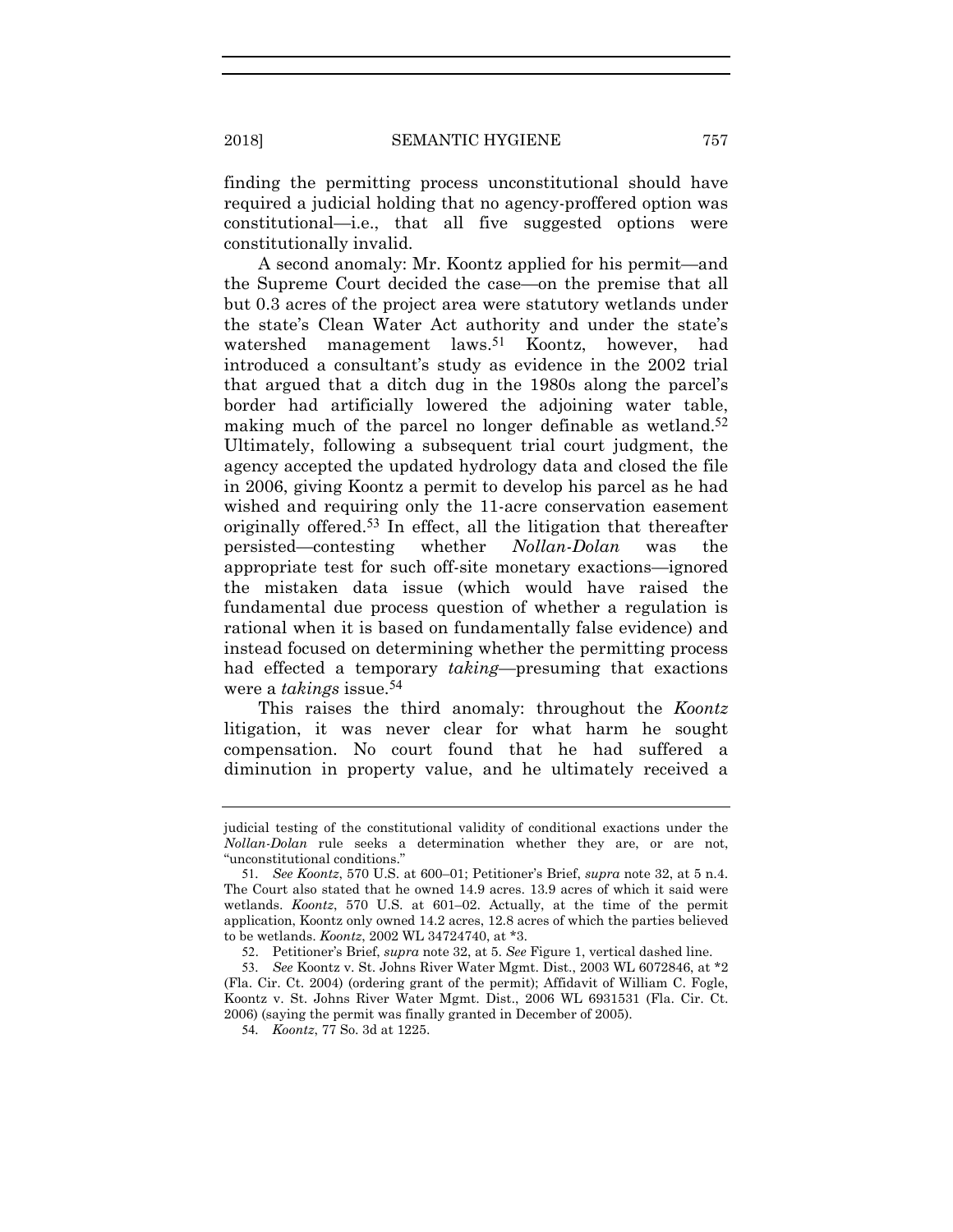finding the permitting process unconstitutional should have required a judicial holding that no agency-proffered option was constitutional—i.e., that all five suggested options were constitutionally invalid.

A second anomaly: Mr. Koontz applied for his permit—and the Supreme Court decided the case—on the premise that all but 0.3 acres of the project area were statutory wetlands under the state's Clean Water Act authority and under the state's watershed management laws.[51] Koontz, however, had introduced a consultant's study as evidence in the 2002 trial that argued that a ditch dug in the 1980s along the parcel's border had artificially lowered the adjoining water table, making much of the parcel no longer definable as wetland.[52] Ultimately, following a subsequent trial court judgment, the agency accepted the updated hydrology data and closed the file in 2006, giving Koontz a permit to develop his parcel as he had wished and requiring only the 11-acre conservation easement originally offered.[53] In effect, all the litigation that thereafter persisted—contesting whether *Nollan-Dolan* was the appropriate test for such off-site monetary exactions—ignored the mistaken data issue (which would have raised the fundamental due process question of whether a regulation is rational when it is based on fundamentally false evidence) and instead focused on determining whether the permitting process had effected a temporary *taking*—presuming that exactions were a *takings* issue.[54]

This raises the third anomaly: throughout the *Koontz* litigation, it was never clear for what harm he sought compensation. No court found that he had suffered a diminution in property value, and he ultimately received a

---

judicial testing of the constitutional validity of conditional exactions under the *Nollan-Dolan* rule seeks a determination whether they are, or are not, "unconstitutional conditions."

51. *See Koontz*, 570 U.S. at 600–01; Petitioner's Brief, *supra* note 32, at 5 n.4. The Court also stated that he owned 14.9 acres. 13.9 acres of which it said were wetlands. *Koontz*, 570 U.S. at 601–02. Actually, at the time of the permit application, Koontz only owned 14.2 acres, 12.8 acres of which the parties believed to be wetlands. *Koontz*, 2002 WL 34724740, at *3.

52. Petitioner's Brief, *supra* note 32, at 5. *See* Figure 1, vertical dashed line.

53. *See* Koontz v. St. Johns River Water Mgmt. Dist., 2003 WL 6072846, at *2 (Fla. Cir. Ct. 2004) (ordering grant of the permit); Affidavit of William C. Fogle, Koontz v. St. Johns River Water Mgmt. Dist., 2006 WL 6931531 (Fla. Cir. Ct. 2006) (saying the permit was finally granted in December of 2005).

54. *Koontz*, 77 So. 3d at 1225.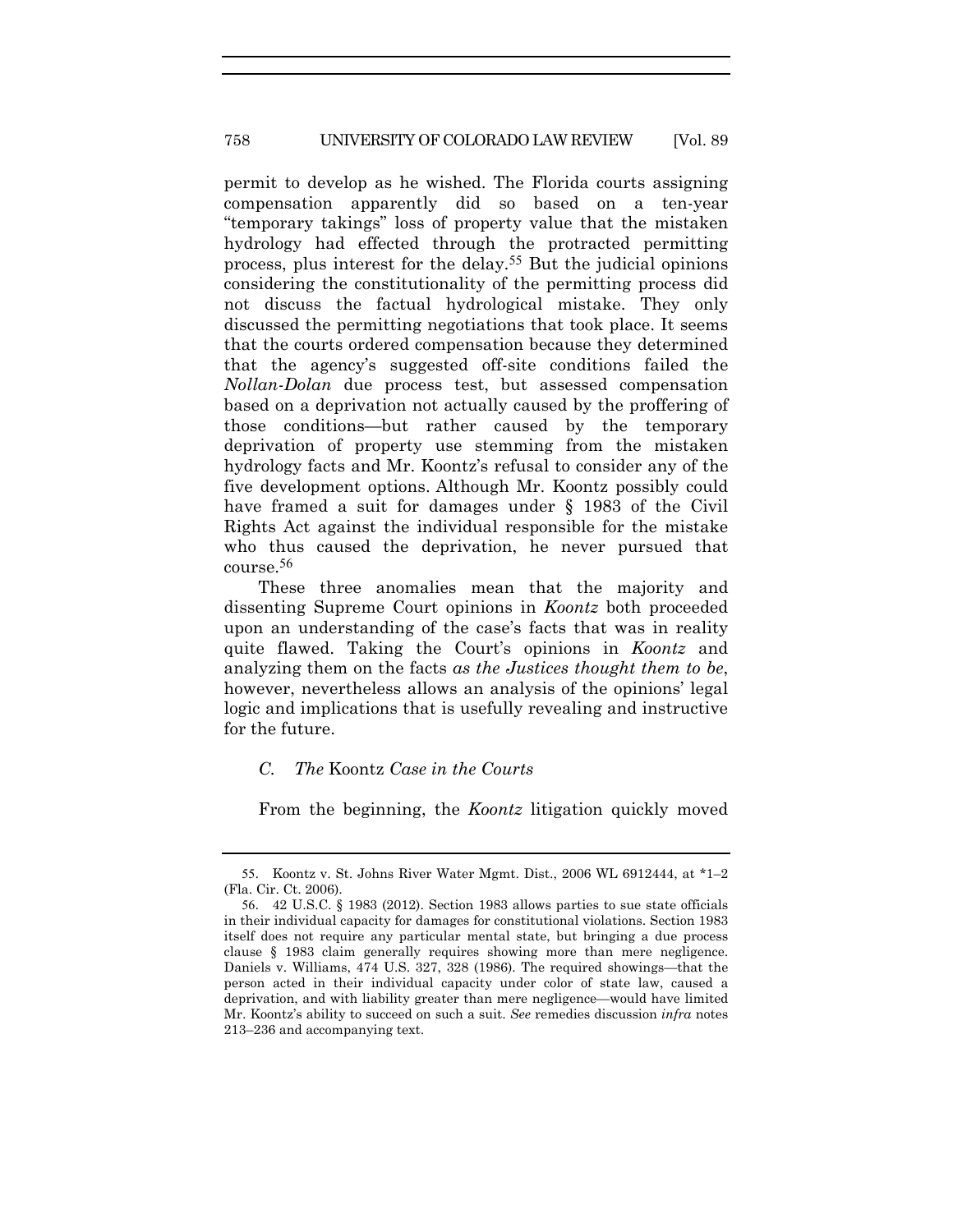permit to develop as he wished. The Florida courts assigning compensation apparently did so based on a ten-year "temporary takings" loss of property value that the mistaken hydrology had effected through the protracted permitting process, plus interest for the delay.[55] But the judicial opinions considering the constitutionality of the permitting process did not discuss the factual hydrological mistake. They only discussed the permitting negotiations that took place. It seems that the courts ordered compensation because they determined that the agency's suggested off-site conditions failed the *Nollan-Dolan* due process test, but assessed compensation based on a deprivation not actually caused by the proffering of those conditions—but rather caused by the temporary deprivation of property use stemming from the mistaken hydrology facts and Mr. Koontz's refusal to consider any of the five development options. Although Mr. Koontz possibly could have framed a suit for damages under § 1983 of the Civil Rights Act against the individual responsible for the mistake who thus caused the deprivation, he never pursued that course.[56]

These three anomalies mean that the majority and dissenting Supreme Court opinions in *Koontz* both proceeded upon an understanding of the case's facts that was in reality quite flawed. Taking the Court's opinions in *Koontz* and analyzing them on the facts *as the Justices thought them to be*, however, nevertheless allows an analysis of the opinions' legal logic and implications that is usefully revealing and instructive for the future.

### *C. The* Koontz *Case in the Courts*

From the beginning, the *Koontz* litigation quickly moved

---

55. Koontz v. St. Johns River Water Mgmt. Dist., 2006 WL 6912444, at *1–2 (Fla. Cir. Ct. 2006).

56. 42 U.S.C. § 1983 (2012). Section 1983 allows parties to sue state officials in their individual capacity for damages for constitutional violations. Section 1983 itself does not require any particular mental state, but bringing a due process clause § 1983 claim generally requires showing more than mere negligence. Daniels v. Williams, 474 U.S. 327, 328 (1986). The required showings—that the person acted in their individual capacity under color of state law, caused a deprivation, and with liability greater than mere negligence—would have limited Mr. Koontz's ability to succeed on such a suit. *See* remedies discussion *infra* notes 213–236 and accompanying text.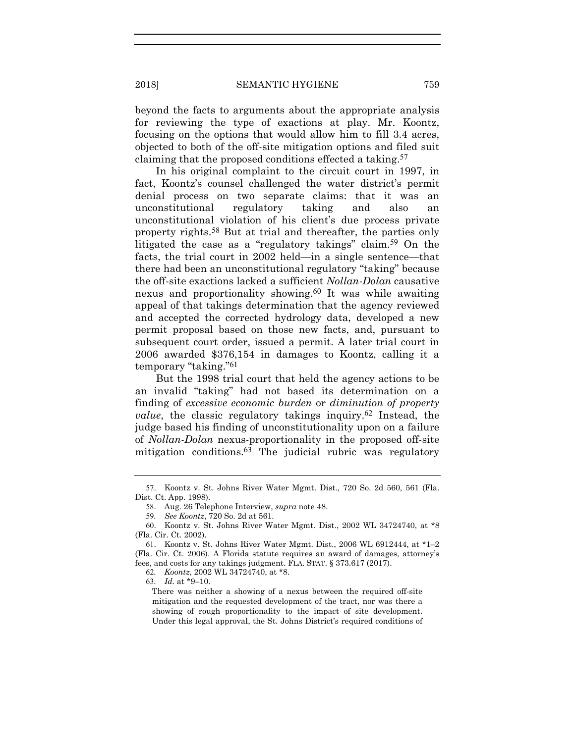beyond the facts to arguments about the appropriate analysis for reviewing the type of exactions at play. Mr. Koontz, focusing on the options that would allow him to fill 3.4 acres, objected to both of the off-site mitigation options and filed suit claiming that the proposed conditions effected a taking.[57]

In his original complaint to the circuit court in 1997, in fact, Koontz's counsel challenged the water district's permit denial process on two separate claims: that it was an unconstitutional regulatory taking and also an unconstitutional violation of his client's due process private property rights.[58] But at trial and thereafter, the parties only litigated the case as a "regulatory takings" claim.[59] On the facts, the trial court in 2002 held—in a single sentence—that there had been an unconstitutional regulatory "taking" because the off-site exactions lacked a sufficient *Nollan-Dolan* causative nexus and proportionality showing.[60] It was while awaiting appeal of that takings determination that the agency reviewed and accepted the corrected hydrology data, developed a new permit proposal based on those new facts, and, pursuant to subsequent court order, issued a permit. A later trial court in 2006 awarded $376,154 in damages to Koontz, calling it a temporary "taking."[61]

But the 1998 trial court that held the agency actions to be an invalid "taking" had not based its determination on a finding of *excessive economic burden* or *diminution of property value*, the classic regulatory takings inquiry.[62] Instead, the judge based his finding of unconstitutionality upon on a failure of *Nollan-Dolan* nexus-proportionality in the proposed off-site mitigation conditions.[63] The judicial rubric was regulatory

---

57. Koontz v. St. Johns River Water Mgmt. Dist., 720 So. 2d 560, 561 (Fla. Dist. Ct. App. 1998).

58. Aug. 26 Telephone Interview, *supra* note 48.

59. *See Koontz*, 720 So. 2d at 561.

60. Koontz v. St. Johns River Water Mgmt. Dist., 2002 WL 34724740, at *8 (Fla. Cir. Ct. 2002).

61. Koontz v. St. Johns River Water Mgmt. Dist., 2006 WL 6912444, at *1–2 (Fla. Cir. Ct. 2006). A Florida statute requires an award of damages, attorney's fees, and costs for any takings judgment. FLA. STAT. § 373.617 (2017).

62. *Koontz*, 2002 WL 34724740, at *8.

63. *Id.* at *9–10.

> There was neither a showing of a nexus between the required off-site mitigation and the requested development of the tract, nor was there a showing of rough proportionality to the impact of site development. Under this legal approval, the St. Johns District's required conditions of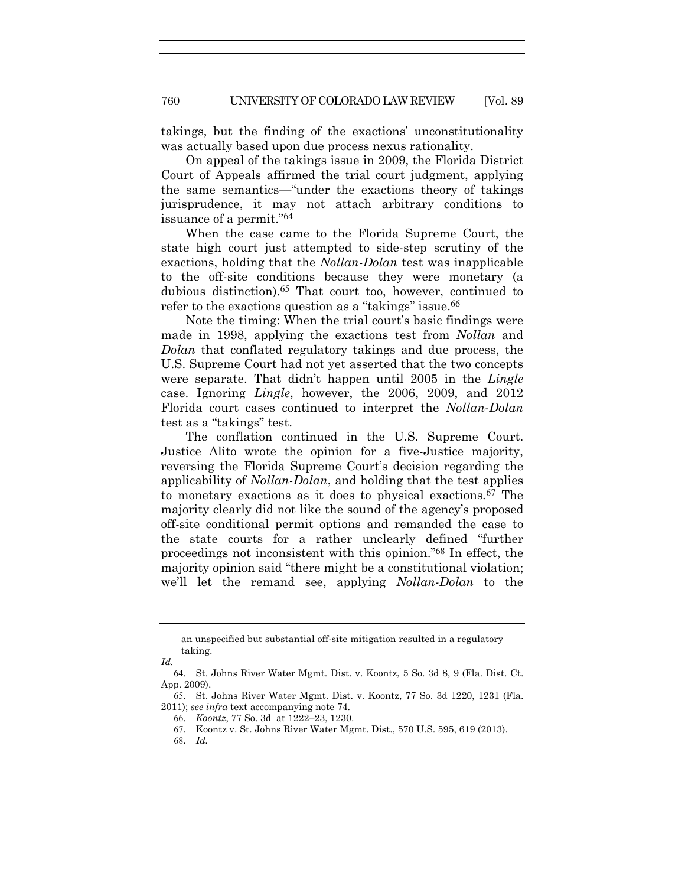takings, but the finding of the exactions' unconstitutionality was actually based upon due process nexus rationality.

On appeal of the takings issue in 2009, the Florida District Court of Appeals affirmed the trial court judgment, applying the same semantics—"under the exactions theory of takings jurisprudence, it may not attach arbitrary conditions to issuance of a permit."[64]

When the case came to the Florida Supreme Court, the state high court just attempted to side-step scrutiny of the exactions, holding that the *Nollan-Dolan* test was inapplicable to the off-site conditions because they were monetary (a dubious distinction).[65] That court too, however, continued to refer to the exactions question as a "takings" issue.[66]

Note the timing: When the trial court's basic findings were made in 1998, applying the exactions test from *Nollan* and *Dolan* that conflated regulatory takings and due process, the U.S. Supreme Court had not yet asserted that the two concepts were separate. That didn't happen until 2005 in the *Lingle* case. Ignoring *Lingle*, however, the 2006, 2009, and 2012 Florida court cases continued to interpret the *Nollan-Dolan* test as a "takings" test.

The conflation continued in the U.S. Supreme Court. Justice Alito wrote the opinion for a five-Justice majority, reversing the Florida Supreme Court's decision regarding the applicability of *Nollan-Dolan*, and holding that the test applies to monetary exactions as it does to physical exactions.[67] The majority clearly did not like the sound of the agency's proposed off-site conditional permit options and remanded the case to the state courts for a rather unclearly defined "further proceedings not inconsistent with this opinion."[68] In effect, the majority opinion said "there might be a constitutional violation; we'll let the remand see, applying *Nollan-Dolan* to the

---

an unspecified but substantial off-site mitigation resulted in a regulatory taking.

*Id.*

64. St. Johns River Water Mgmt. Dist. v. Koontz, 5 So. 3d 8, 9 (Fla. Dist. Ct. App. 2009).

65. St. Johns River Water Mgmt. Dist. v. Koontz, 77 So. 3d 1220, 1231 (Fla. 2011); *see infra* text accompanying note 74.

66. *Koontz*, 77 So. 3d at 1222–23, 1230.

67. Koontz v. St. Johns River Water Mgmt. Dist., 570 U.S. 595, 619 (2013).

68. *Id.*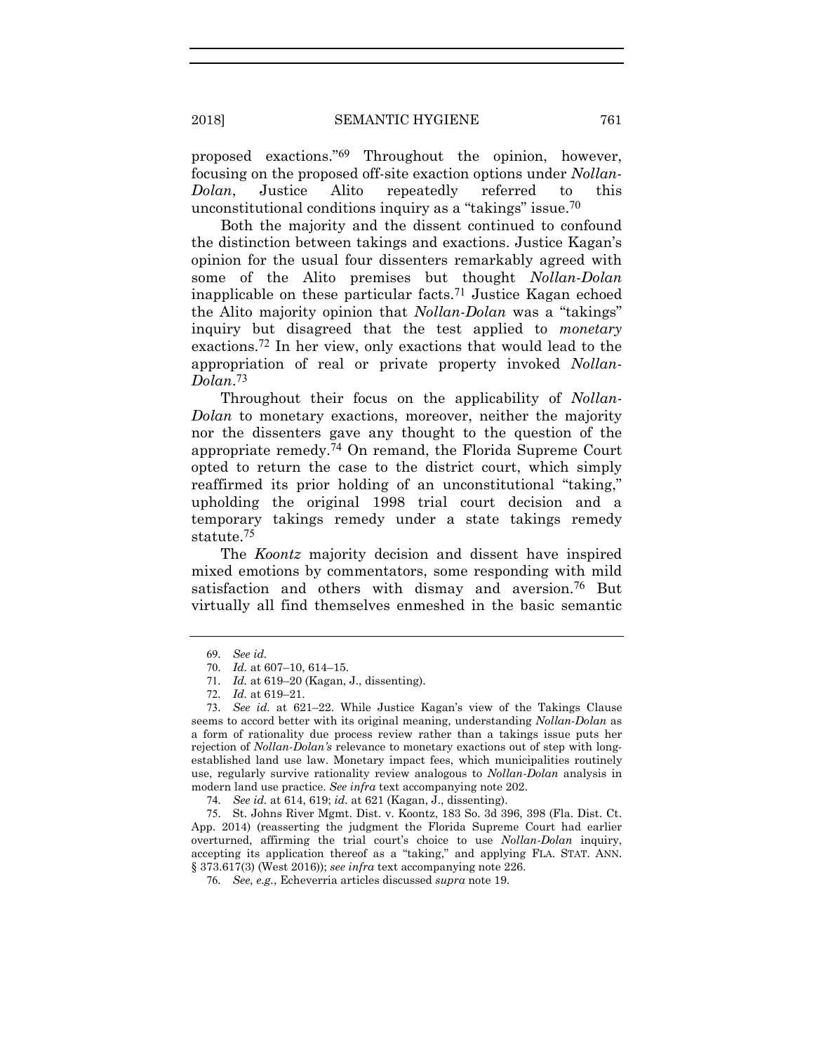proposed exactions."[69] Throughout the opinion, however, focusing on the proposed off-site exaction options under *Nollan-Dolan*, Justice Alito repeatedly referred to this unconstitutional conditions inquiry as a "takings" issue.[70]

Both the majority and the dissent continued to confound the distinction between takings and exactions. Justice Kagan's opinion for the usual four dissenters remarkably agreed with some of the Alito premises but thought *Nollan-Dolan* inapplicable on these particular facts.[71] Justice Kagan echoed the Alito majority opinion that *Nollan-Dolan* was a "takings" inquiry but disagreed that the test applied to *monetary* exactions.[72] In her view, only exactions that would lead to the appropriation of real or private property invoked *Nollan-Dolan*.[73]

Throughout their focus on the applicability of *Nollan-Dolan* to monetary exactions, moreover, neither the majority nor the dissenters gave any thought to the question of the appropriate remedy.[74] On remand, the Florida Supreme Court opted to return the case to the district court, which simply reaffirmed its prior holding of an unconstitutional "taking," upholding the original 1998 trial court decision and a temporary takings remedy under a state takings remedy statute.[75]

The *Koontz* majority decision and dissent have inspired mixed emotions by commentators, some responding with mild satisfaction and others with dismay and aversion.[76] But virtually all find themselves enmeshed in the basic semantic

---

69. *See id.*

70. *Id.* at 607–10, 614–15.

71. *Id.* at 619–20 (Kagan, J., dissenting).

72. *Id.* at 619–21.

73. *See id.* at 621–22. While Justice Kagan's view of the Takings Clause seems to accord better with its original meaning, understanding *Nollan-Dolan* as a form of rationality due process review rather than a takings issue puts her rejection of *Nollan-Dolan's* relevance to monetary exactions out of step with long-established land use law. Monetary impact fees, which municipalities routinely use, regularly survive rationality review analogous to *Nollan-Dolan* analysis in modern land use practice. *See infra* text accompanying note 202.

74. *See id.* at 614, 619; *id.* at 621 (Kagan, J., dissenting).

75. St. Johns River Mgmt. Dist. v. Koontz, 183 So. 3d 396, 398 (Fla. Dist. Ct. App. 2014) (reasserting the judgment the Florida Supreme Court had earlier overturned, affirming the trial court's choice to use *Nollan-Dolan* inquiry, accepting its application thereof as a "taking," and applying FLA. STAT. ANN. § 373.617(3) (West 2016)); *see infra* text accompanying note 226.

76. *See, e.g.*, Echeverria articles discussed *supra* note 19.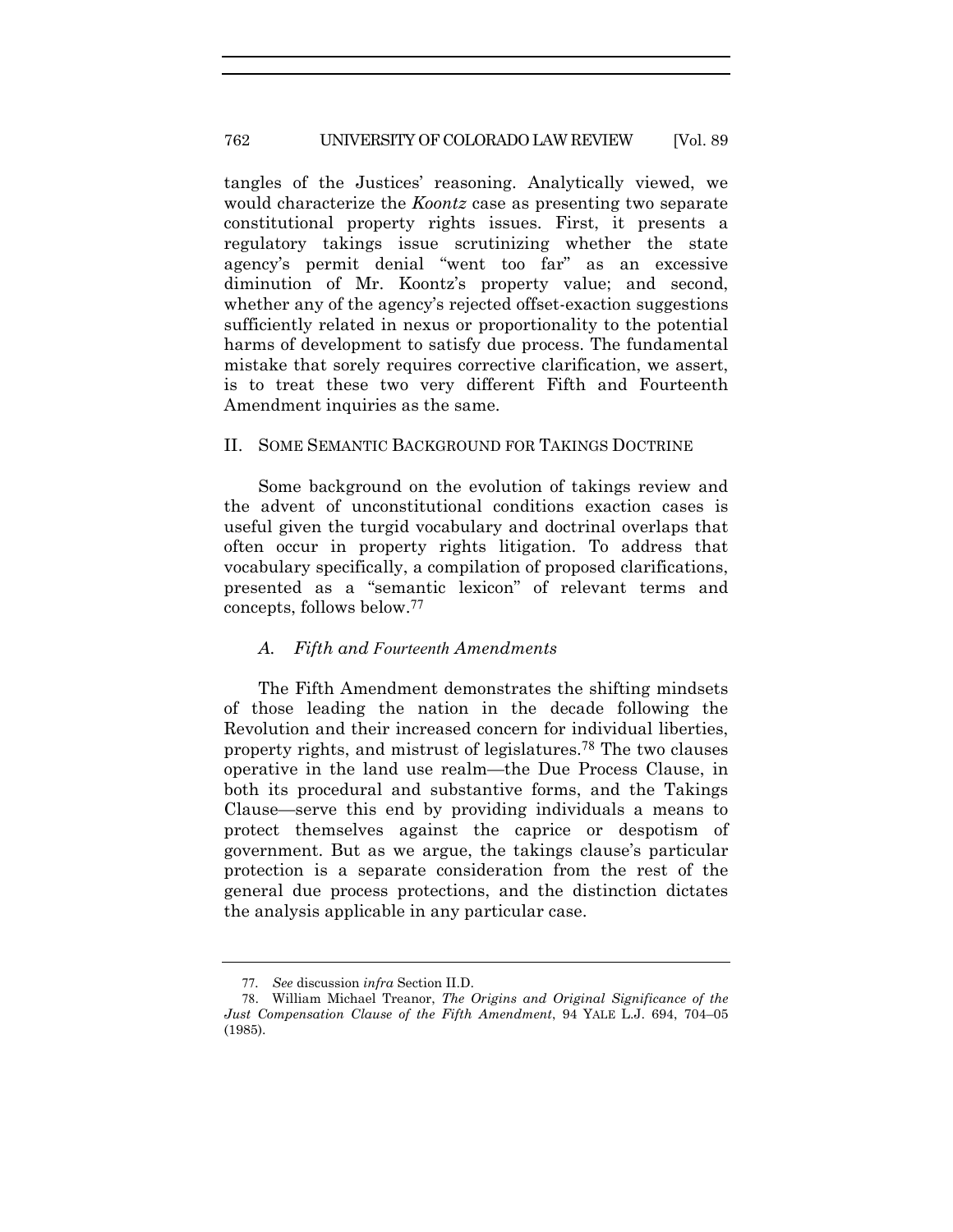tangles of the Justices' reasoning. Analytically viewed, we would characterize the *Koontz* case as presenting two separate constitutional property rights issues. First, it presents a regulatory takings issue scrutinizing whether the state agency's permit denial "went too far" as an excessive diminution of Mr. Koontz's property value; and second, whether any of the agency's rejected offset-exaction suggestions sufficiently related in nexus or proportionality to the potential harms of development to satisfy due process. The fundamental mistake that sorely requires corrective clarification, we assert, is to treat these two very different Fifth and Fourteenth Amendment inquiries as the same.

## II. SOME SEMANTIC BACKGROUND FOR TAKINGS DOCTRINE

Some background on the evolution of takings review and the advent of unconstitutional conditions exaction cases is useful given the turgid vocabulary and doctrinal overlaps that often occur in property rights litigation. To address that vocabulary specifically, a compilation of proposed clarifications, presented as a "semantic lexicon" of relevant terms and concepts, follows below.[77]

### *A. Fifth and Fourteenth Amendments*

The Fifth Amendment demonstrates the shifting mindsets of those leading the nation in the decade following the Revolution and their increased concern for individual liberties, property rights, and mistrust of legislatures.[78] The two clauses operative in the land use realm—the Due Process Clause, in both its procedural and substantive forms, and the Takings Clause—serve this end by providing individuals a means to protect themselves against the caprice or despotism of government. But as we argue, the takings clause's particular protection is a separate consideration from the rest of the general due process protections, and the distinction dictates the analysis applicable in any particular case.

---

77. *See* discussion *infra* Section II.D.

78. William Michael Treanor, *The Origins and Original Significance of the Just Compensation Clause of the Fifth Amendment*, 94 YALE L.J. 694, 704–05 (1985).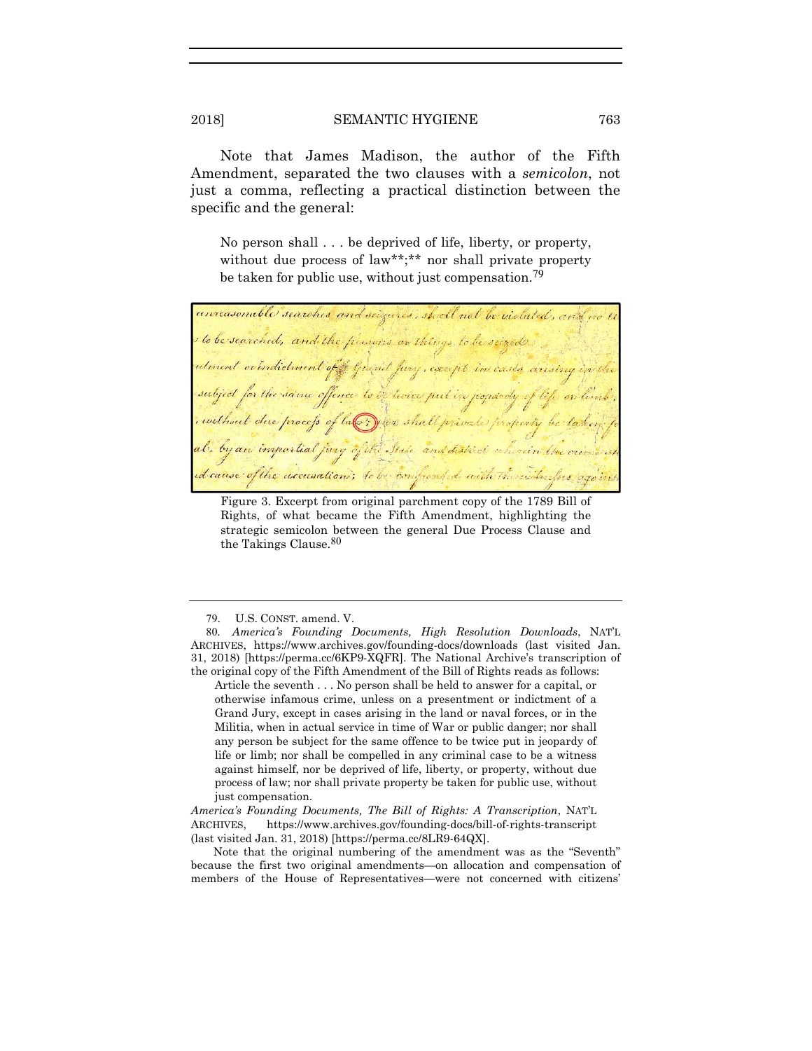Note that James Madison, the author of the Fifth Amendment, separated the two clauses with a *semicolon*, not just a comma, reflecting a practical distinction between the specific and the general:

> No person shall . . . be deprived of life, liberty, or property, without due process of law**;** nor shall private property be taken for public use, without just compensation.[79]

Figure 3. Excerpt from original parchment copy of the 1789 Bill of Rights, of what became the Fifth Amendment, highlighting the strategic semicolon between the general Due Process Clause and the Takings Clause.[80]

---

79. U.S. CONST. amend. V.

80. *America's Founding Documents, High Resolution Downloads*, NAT'L ARCHIVES, https://www.archives.gov/founding-docs/downloads (last visited Jan. 31, 2018) [https://perma.cc/6KP9-XQFR]. The National Archive's transcription of the original copy of the Fifth Amendment of the Bill of Rights reads as follows:

> Article the seventh . . . No person shall be held to answer for a capital, or otherwise infamous crime, unless on a presentment or indictment of a Grand Jury, except in cases arising in the land or naval forces, or in the Militia, when in actual service in time of War or public danger; nor shall any person be subject for the same offence to be twice put in jeopardy of life or limb; nor shall be compelled in any criminal case to be a witness against himself, nor be deprived of life, liberty, or property, without due process of law; nor shall private property be taken for public use, without just compensation.

*America's Founding Documents, The Bill of Rights: A Transcription*, NAT'L ARCHIVES, https://www.archives.gov/founding-docs/bill-of-rights-transcript (last visited Jan. 31, 2018) [https://perma.cc/8LR9-64QX].

Note that the original numbering of the amendment was as the "Seventh" because the first two original amendments—on allocation and compensation of members of the House of Representatives—were not concerned with citizens'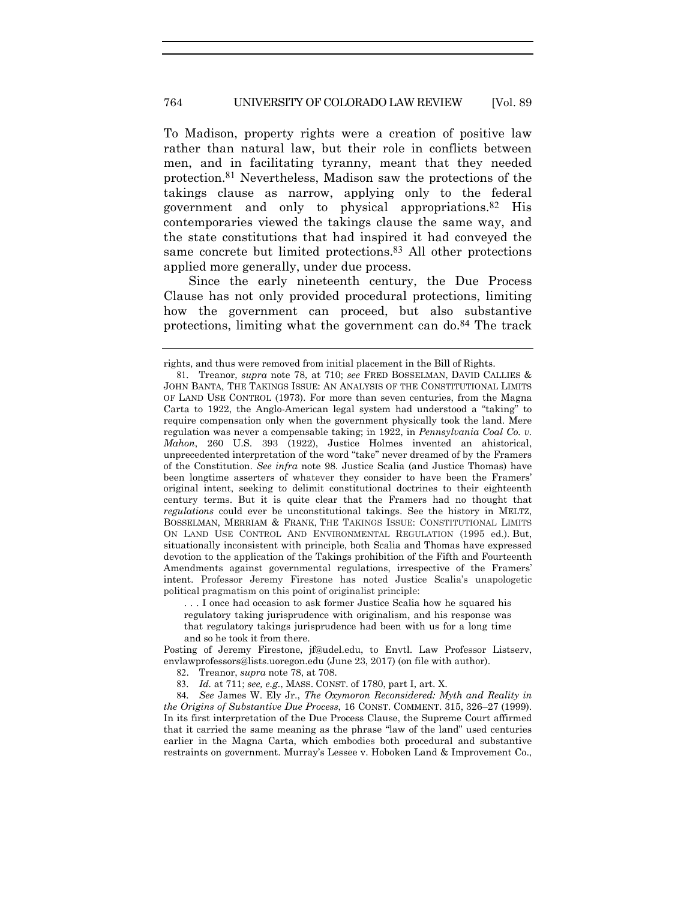To Madison, property rights were a creation of positive law rather than natural law, but their role in conflicts between men, and in facilitating tyranny, meant that they needed protection.[81] Nevertheless, Madison saw the protections of the takings clause as narrow, applying only to the federal government and only to physical appropriations.[82] His contemporaries viewed the takings clause the same way, and the state constitutions that had inspired it had conveyed the same concrete but limited protections.[83] All other protections applied more generally, under due process.

Since the early nineteenth century, the Due Process Clause has not only provided procedural protections, limiting how the government can proceed, but also substantive protections, limiting what the government can do.[84] The track

---

rights, and thus were removed from initial placement in the Bill of Rights.

81. Treanor, *supra* note 78, at 710; *see* FRED BOSSELMAN, DAVID CALLIES & JOHN BANTA, THE TAKINGS ISSUE: AN ANALYSIS OF THE CONSTITUTIONAL LIMITS OF LAND USE CONTROL (1973). For more than seven centuries, from the Magna Carta to 1922, the Anglo-American legal system had understood a "taking" to require compensation only when the government physically took the land. Mere regulation was never a compensable taking; in 1922, in *Pennsylvania Coal Co. v. Mahon*, 260 U.S. 393 (1922), Justice Holmes invented an ahistorical, unprecedented interpretation of the word "take" never dreamed of by the Framers of the Constitution. *See infra* note 98. Justice Scalia (and Justice Thomas) have been longtime asserters of whatever they consider to have been the Framers' original intent, seeking to delimit constitutional doctrines to their eighteenth century terms. But it is quite clear that the Framers had no thought that *regulations* could ever be unconstitutional takings. See the history in MELTZ, BOSSELMAN, MERRIAM & FRANK, THE TAKINGS ISSUE: CONSTITUTIONAL LIMITS ON LAND USE CONTROL AND ENVIRONMENTAL REGULATION (1995 ed.). But, situationally inconsistent with principle, both Scalia and Thomas have expressed devotion to the application of the Takings prohibition of the Fifth and Fourteenth Amendments against governmental regulations, irrespective of the Framers' intent. Professor Jeremy Firestone has noted Justice Scalia's unapologetic political pragmatism on this point of originalist principle:

> . . . I once had occasion to ask former Justice Scalia how he squared his regulatory taking jurisprudence with originalism, and his response was that regulatory takings jurisprudence had been with us for a long time and so he took it from there.

Posting of Jeremy Firestone, jf@udel.edu, to Envtl. Law Professor Listserv, envlawprofessors@lists.uoregon.edu (June 23, 2017) (on file with author).

82. Treanor, *supra* note 78, at 708.

83. *Id.* at 711; *see, e.g.*, MASS. CONST. of 1780, part I, art. X.

84. *See* James W. Ely Jr., *The Oxymoron Reconsidered: Myth and Reality in the Origins of Substantive Due Process*, 16 CONST. COMMENT. 315, 326–27 (1999). In its first interpretation of the Due Process Clause, the Supreme Court affirmed that it carried the same meaning as the phrase "law of the land" used centuries earlier in the Magna Carta, which embodies both procedural and substantive restraints on government. Murray's Lessee v. Hoboken Land & Improvement Co.,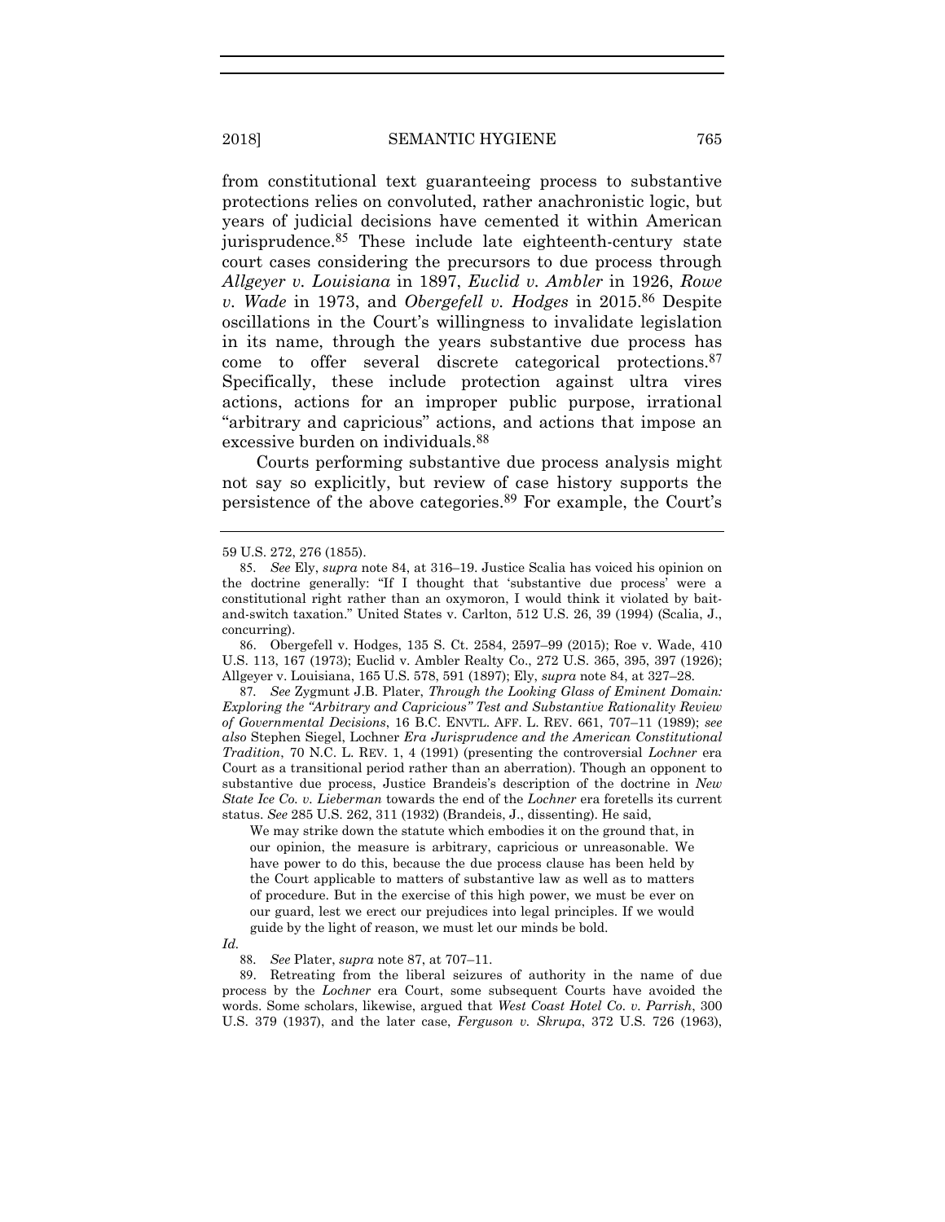from constitutional text guaranteeing process to substantive protections relies on convoluted, rather anachronistic logic, but years of judicial decisions have cemented it within American jurisprudence.[85] These include late eighteenth-century state court cases considering the precursors to due process through *Allgeyer v. Louisiana* in 1897, *Euclid v. Ambler* in 1926, *Rowe v. Wade* in 1973, and *Obergefell v. Hodges* in 2015.[86] Despite oscillations in the Court's willingness to invalidate legislation in its name, through the years substantive due process has come to offer several discrete categorical protections.[87] Specifically, these include protection against ultra vires actions, actions for an improper public purpose, irrational "arbitrary and capricious" actions, and actions that impose an excessive burden on individuals.[88]

Courts performing substantive due process analysis might not say so explicitly, but review of case history supports the persistence of the above categories.[89] For example, the Court's

---

59 U.S. 272, 276 (1855).

85. *See* Ely, *supra* note 84, at 316–19. Justice Scalia has voiced his opinion on the doctrine generally: "If I thought that 'substantive due process' were a constitutional right rather than an oxymoron, I would think it violated by bait-and-switch taxation." United States v. Carlton, 512 U.S. 26, 39 (1994) (Scalia, J., concurring).

86. Obergefell v. Hodges, 135 S. Ct. 2584, 2597–99 (2015); Roe v. Wade, 410 U.S. 113, 167 (1973); Euclid v. Ambler Realty Co., 272 U.S. 365, 395, 397 (1926); Allgeyer v. Louisiana, 165 U.S. 578, 591 (1897); Ely, *supra* note 84, at 327–28.

87. *See* Zygmunt J.B. Plater, *Through the Looking Glass of Eminent Domain: Exploring the "Arbitrary and Capricious" Test and Substantive Rationality Review of Governmental Decisions*, 16 B.C. ENVTL. AFF. L. REV. 661, 707–11 (1989); *see also* Stephen Siegel, Lochner *Era Jurisprudence and the American Constitutional Tradition*, 70 N.C. L. REV. 1, 4 (1991) (presenting the controversial *Lochner* era Court as a transitional period rather than an aberration). Though an opponent to substantive due process, Justice Brandeis's description of the doctrine in *New State Ice Co. v. Lieberman* towards the end of the *Lochner* era foretells its current status. *See* 285 U.S. 262, 311 (1932) (Brandeis, J., dissenting). He said,

> We may strike down the statute which embodies it on the ground that, in our opinion, the measure is arbitrary, capricious or unreasonable. We have power to do this, because the due process clause has been held by the Court applicable to matters of substantive law as well as to matters of procedure. But in the exercise of this high power, we must be ever on our guard, lest we erect our prejudices into legal principles. If we would guide by the light of reason, we must let our minds be bold.

*Id.*

88. *See* Plater, *supra* note 87, at 707–11.

89. Retreating from the liberal seizures of authority in the name of due process by the *Lochner* era Court, some subsequent Courts have avoided the words. Some scholars, likewise, argued that *West Coast Hotel Co. v. Parrish*, 300 U.S. 379 (1937), and the later case, *Ferguson v. Skrupa*, 372 U.S. 726 (1963),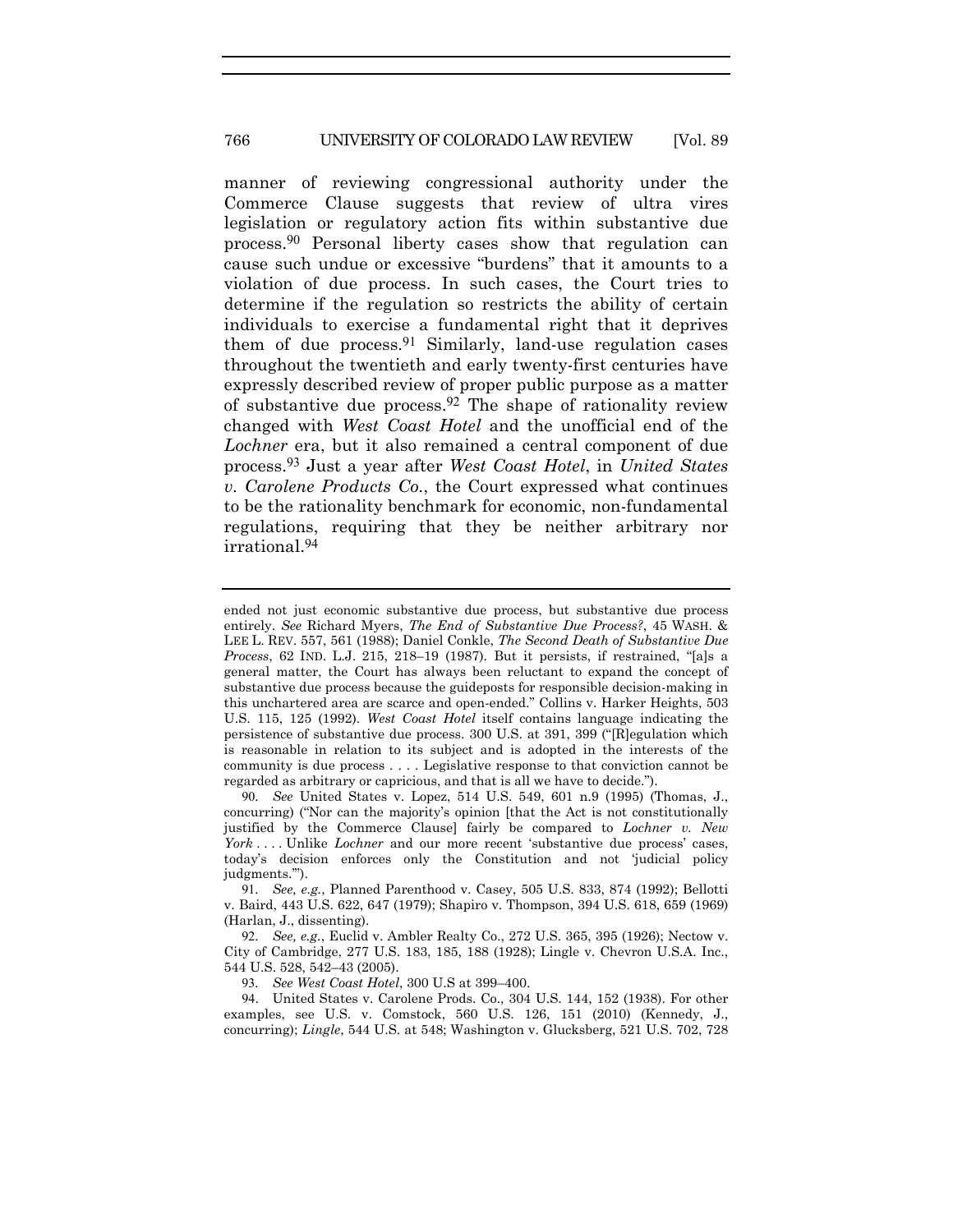manner of reviewing congressional authority under the Commerce Clause suggests that review of ultra vires legislation or regulatory action fits within substantive due process.[90] Personal liberty cases show that regulation can cause such undue or excessive "burdens" that it amounts to a violation of due process. In such cases, the Court tries to determine if the regulation so restricts the ability of certain individuals to exercise a fundamental right that it deprives them of due process.[91] Similarly, land-use regulation cases throughout the twentieth and early twenty-first centuries have expressly described review of proper public purpose as a matter of substantive due process.[92] The shape of rationality review changed with *West Coast Hotel* and the unofficial end of the *Lochner* era, but it also remained a central component of due process.[93] Just a year after *West Coast Hotel*, in *United States v. Carolene Products Co.*, the Court expressed what continues to be the rationality benchmark for economic, non-fundamental regulations, requiring that they be neither arbitrary nor irrational.[94]

---

ended not just economic substantive due process, but substantive due process entirely. *See* Richard Myers, *The End of Substantive Due Process?*, 45 WASH. & LEE L. REV. 557, 561 (1988); Daniel Conkle, *The Second Death of Substantive Due Process*, 62 IND. L.J. 215, 218–19 (1987). But it persists, if restrained, "[a]s a general matter, the Court has always been reluctant to expand the concept of substantive due process because the guideposts for responsible decision-making in this unchartered area are scarce and open-ended." Collins v. Harker Heights, 503 U.S. 115, 125 (1992). *West Coast Hotel* itself contains language indicating the persistence of substantive due process. 300 U.S. at 391, 399 ("[R]egulation which is reasonable in relation to its subject and is adopted in the interests of the community is due process . . . . Legislative response to that conviction cannot be regarded as arbitrary or capricious, and that is all we have to decide.").

90. *See* United States v. Lopez, 514 U.S. 549, 601 n.9 (1995) (Thomas, J., concurring) ("Nor can the majority's opinion [that the Act is not constitutionally justified by the Commerce Clause] fairly be compared to *Lochner v. New York* . . . . Unlike *Lochner* and our more recent 'substantive due process' cases, today's decision enforces only the Constitution and not 'judicial policy judgments.'").

91. *See, e.g.*, Planned Parenthood v. Casey, 505 U.S. 833, 874 (1992); Bellotti v. Baird, 443 U.S. 622, 647 (1979); Shapiro v. Thompson, 394 U.S. 618, 659 (1969) (Harlan, J., dissenting).

92. *See, e.g.*, Euclid v. Ambler Realty Co., 272 U.S. 365, 395 (1926); Nectow v. City of Cambridge, 277 U.S. 183, 185, 188 (1928); Lingle v. Chevron U.S.A. Inc., 544 U.S. 528, 542–43 (2005).

93. *See West Coast Hotel*, 300 U.S at 399–400.

94. United States v. Carolene Prods. Co., 304 U.S. 144, 152 (1938). For other examples, see U.S. v. Comstock, 560 U.S. 126, 151 (2010) (Kennedy, J., concurring); *Lingle*, 544 U.S. at 548; Washington v. Glucksberg, 521 U.S. 702, 728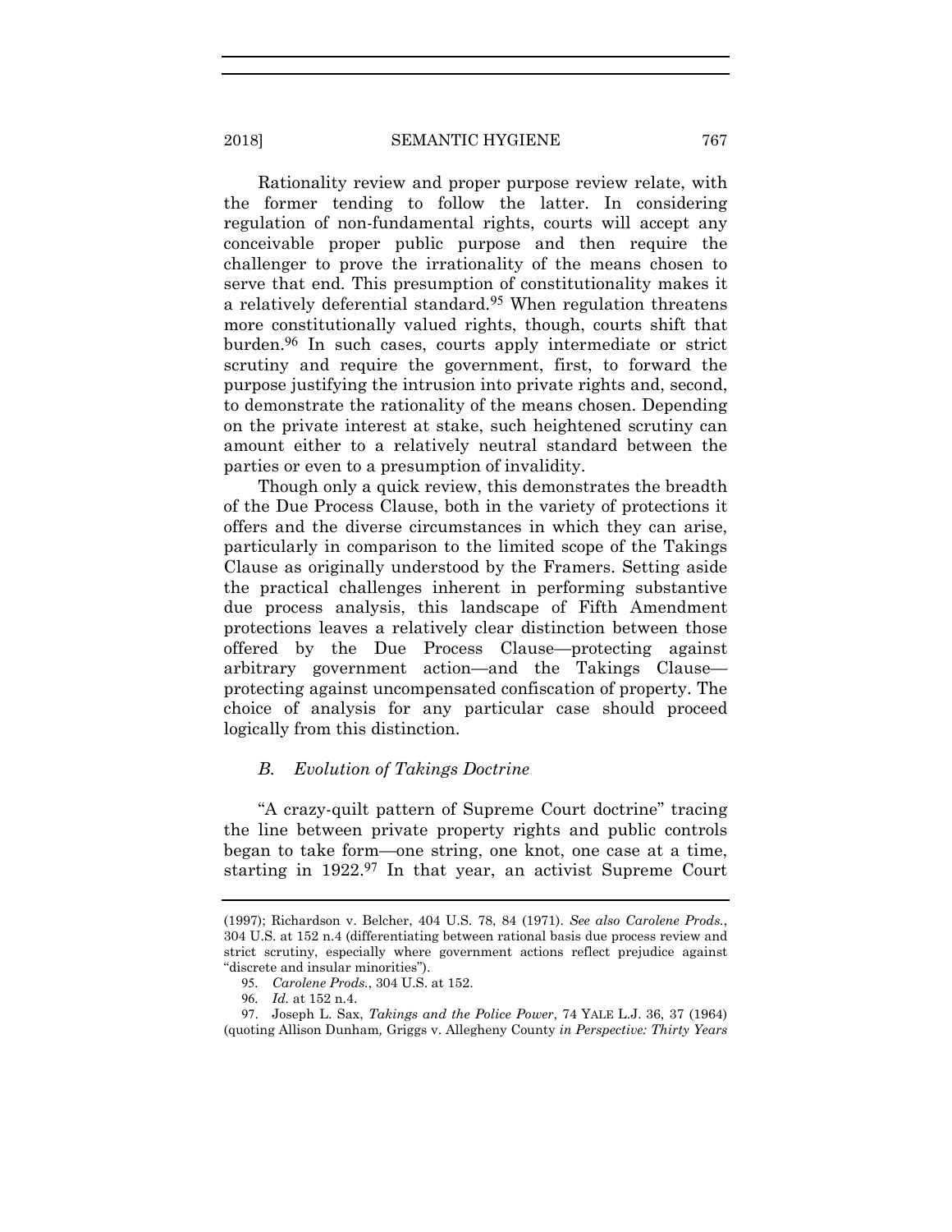Rationality review and proper purpose review relate, with the former tending to follow the latter. In considering regulation of non-fundamental rights, courts will accept any conceivable proper public purpose and then require the challenger to prove the irrationality of the means chosen to serve that end. This presumption of constitutionality makes it a relatively deferential standard.[95] When regulation threatens more constitutionally valued rights, though, courts shift that burden.[96] In such cases, courts apply intermediate or strict scrutiny and require the government, first, to forward the purpose justifying the intrusion into private rights and, second, to demonstrate the rationality of the means chosen. Depending on the private interest at stake, such heightened scrutiny can amount either to a relatively neutral standard between the parties or even to a presumption of invalidity.

Though only a quick review, this demonstrates the breadth of the Due Process Clause, both in the variety of protections it offers and the diverse circumstances in which they can arise, particularly in comparison to the limited scope of the Takings Clause as originally understood by the Framers. Setting aside the practical challenges inherent in performing substantive due process analysis, this landscape of Fifth Amendment protections leaves a relatively clear distinction between those offered by the Due Process Clause—protecting against arbitrary government action—and the Takings Clause—protecting against uncompensated confiscation of property. The choice of analysis for any particular case should proceed logically from this distinction.

### *B. Evolution of Takings Doctrine*

"A crazy-quilt pattern of Supreme Court doctrine" tracing the line between private property rights and public controls began to take form—one string, one knot, one case at a time, starting in 1922.[97] In that year, an activist Supreme Court

---

(1997); Richardson v. Belcher, 404 U.S. 78, 84 (1971). *See also Carolene Prods.*, 304 U.S. at 152 n.4 (differentiating between rational basis due process review and strict scrutiny, especially where government actions reflect prejudice against "discrete and insular minorities").

95. *Carolene Prods.*, 304 U.S. at 152.

96. *Id.* at 152 n.4.

97. Joseph L. Sax, *Takings and the Police Power*, 74 YALE L.J. 36, 37 (1964) (quoting Allison Dunham, Griggs v. Allegheny County *in Perspective: Thirty Years*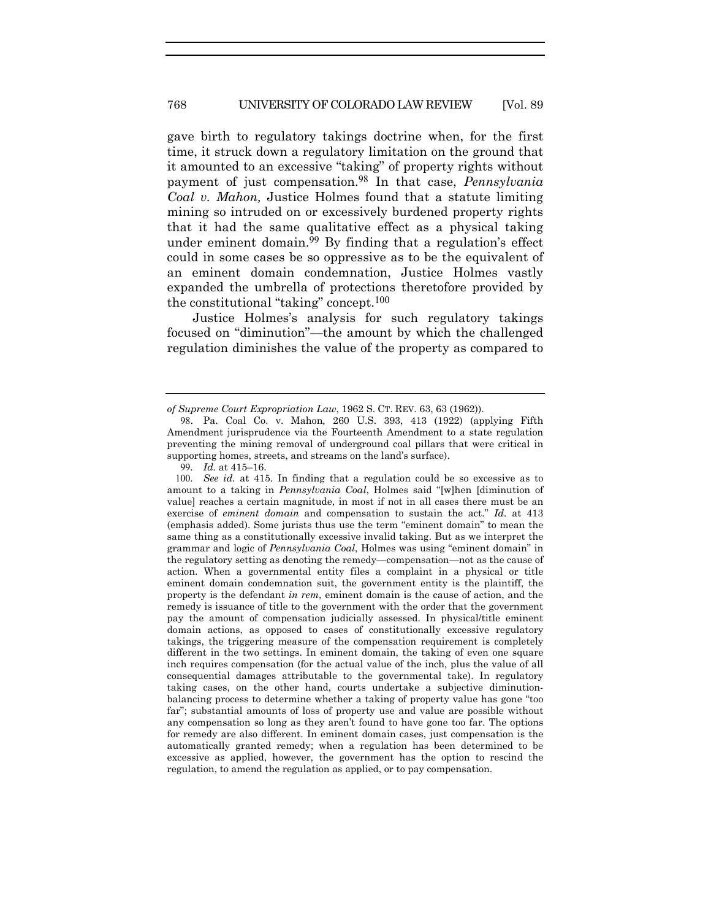gave birth to regulatory takings doctrine when, for the first time, it struck down a regulatory limitation on the ground that it amounted to an excessive "taking" of property rights without payment of just compensation.[98] In that case, *Pennsylvania Coal v. Mahon,* Justice Holmes found that a statute limiting mining so intruded on or excessively burdened property rights that it had the same qualitative effect as a physical taking under eminent domain.[99] By finding that a regulation's effect could in some cases be so oppressive as to be the equivalent of an eminent domain condemnation, Justice Holmes vastly expanded the umbrella of protections theretofore provided by the constitutional "taking" concept.[100]

Justice Holmes's analysis for such regulatory takings focused on "diminution"—the amount by which the challenged regulation diminishes the value of the property as compared to

---

*of Supreme Court Expropriation Law*, 1962 S. CT. REV. 63, 63 (1962)).

98. Pa. Coal Co. v. Mahon*,* 260 U.S. 393, 413 (1922) (applying Fifth Amendment jurisprudence via the Fourteenth Amendment to a state regulation preventing the mining removal of underground coal pillars that were critical in supporting homes, streets, and streams on the land's surface).

99. *Id.* at 415–16.

100. *See id.* at 415. In finding that a regulation could be so excessive as to amount to a taking in *Pennsylvania Coal*, Holmes said "[w]hen [diminution of value] reaches a certain magnitude, in most if not in all cases there must be an exercise of *eminent domain* and compensation to sustain the act." *Id.* at 413 (emphasis added). Some jurists thus use the term "eminent domain" to mean the same thing as a constitutionally excessive invalid taking. But as we interpret the grammar and logic of *Pennsylvania Coal*, Holmes was using "eminent domain" in the regulatory setting as denoting the remedy—compensation—not as the cause of action. When a governmental entity files a complaint in a physical or title eminent domain condemnation suit, the government entity is the plaintiff, the property is the defendant *in rem*, eminent domain is the cause of action, and the remedy is issuance of title to the government with the order that the government pay the amount of compensation judicially assessed. In physical/title eminent domain actions, as opposed to cases of constitutionally excessive regulatory takings, the triggering measure of the compensation requirement is completely different in the two settings. In eminent domain, the taking of even one square inch requires compensation (for the actual value of the inch, plus the value of all consequential damages attributable to the governmental take). In regulatory taking cases, on the other hand, courts undertake a subjective diminution-balancing process to determine whether a taking of property value has gone "too far"; substantial amounts of loss of property use and value are possible without any compensation so long as they aren't found to have gone too far. The options for remedy are also different. In eminent domain cases, just compensation is the automatically granted remedy; when a regulation has been determined to be excessive as applied, however, the government has the option to rescind the regulation, to amend the regulation as applied, or to pay compensation.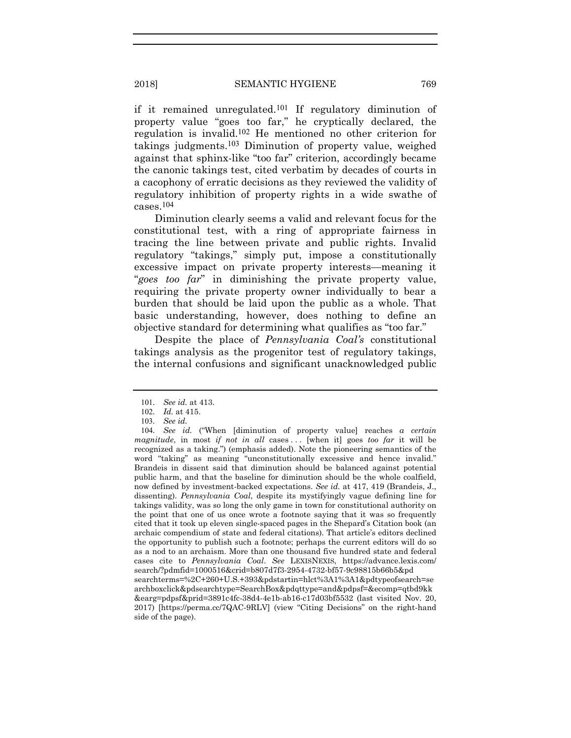if it remained unregulated.[101] If regulatory diminution of property value "goes too far," he cryptically declared, the regulation is invalid.[102] He mentioned no other criterion for takings judgments.[103] Diminution of property value, weighed against that sphinx-like "too far" criterion, accordingly became the canonic takings test, cited verbatim by decades of courts in a cacophony of erratic decisions as they reviewed the validity of regulatory inhibition of property rights in a wide swathe of cases.[104]

Diminution clearly seems a valid and relevant focus for the constitutional test, with a ring of appropriate fairness in tracing the line between private and public rights. Invalid regulatory "takings," simply put, impose a constitutionally excessive impact on private property interests—meaning it "*goes too far*" in diminishing the private property value, requiring the private property owner individually to bear a burden that should be laid upon the public as a whole. That basic understanding, however, does nothing to define an objective standard for determining what qualifies as "too far."

Despite the place of *Pennsylvania Coal's* constitutional takings analysis as the progenitor test of regulatory takings, the internal confusions and significant unacknowledged public

---

101. *See id.* at 413.

102. *Id.* at 415.

103. *See id.*

104. *See id.* ("When [diminution of property value] reaches *a certain magnitude*, in most *if not in all* cases . . . [when it] goes *too far* it will be recognized as a taking.") (emphasis added). Note the pioneering semantics of the word "taking" as meaning "unconstitutionally excessive and hence invalid." Brandeis in dissent said that diminution should be balanced against potential public harm, and that the baseline for diminution should be the whole coalfield, now defined by investment-backed expectations. *See id.* at 417, 419 (Brandeis, J., dissenting). *Pennsylvania Coal*, despite its mystifyingly vague defining line for takings validity, was so long the only game in town for constitutional authority on the point that one of us once wrote a footnote saying that it was so frequently cited that it took up eleven single-spaced pages in the Shepard's Citation book (an archaic compendium of state and federal citations). That article's editors declined the opportunity to publish such a footnote; perhaps the current editors will do so as a nod to an archaism. More than one thousand five hundred state and federal cases cite to *Pennsylvania Coal*. *See* LEXISNEXIS, https://advance.lexis.com/search/?pdmfid=1000516&crid=b807d7f3-2954-4732-bf57-9c98815b66b5&pdsearchterms=%2C+260+U.S.+393&pdstartin=hlct%3A1%3A1&pdtypeofsearch=searchboxclick&pdsearchtype=SearchBox&pdqttype=and&pdpsf=&ecomp=qtbd9kk&earg=pdpsf&prid=3891c4fc-38d4-4e1b-ab16-c17d03bf5532 (last visited Nov. 20, 2017) [https://perma.cc/7QAC-9RLV] (view "Citing Decisions" on the right-hand side of the page).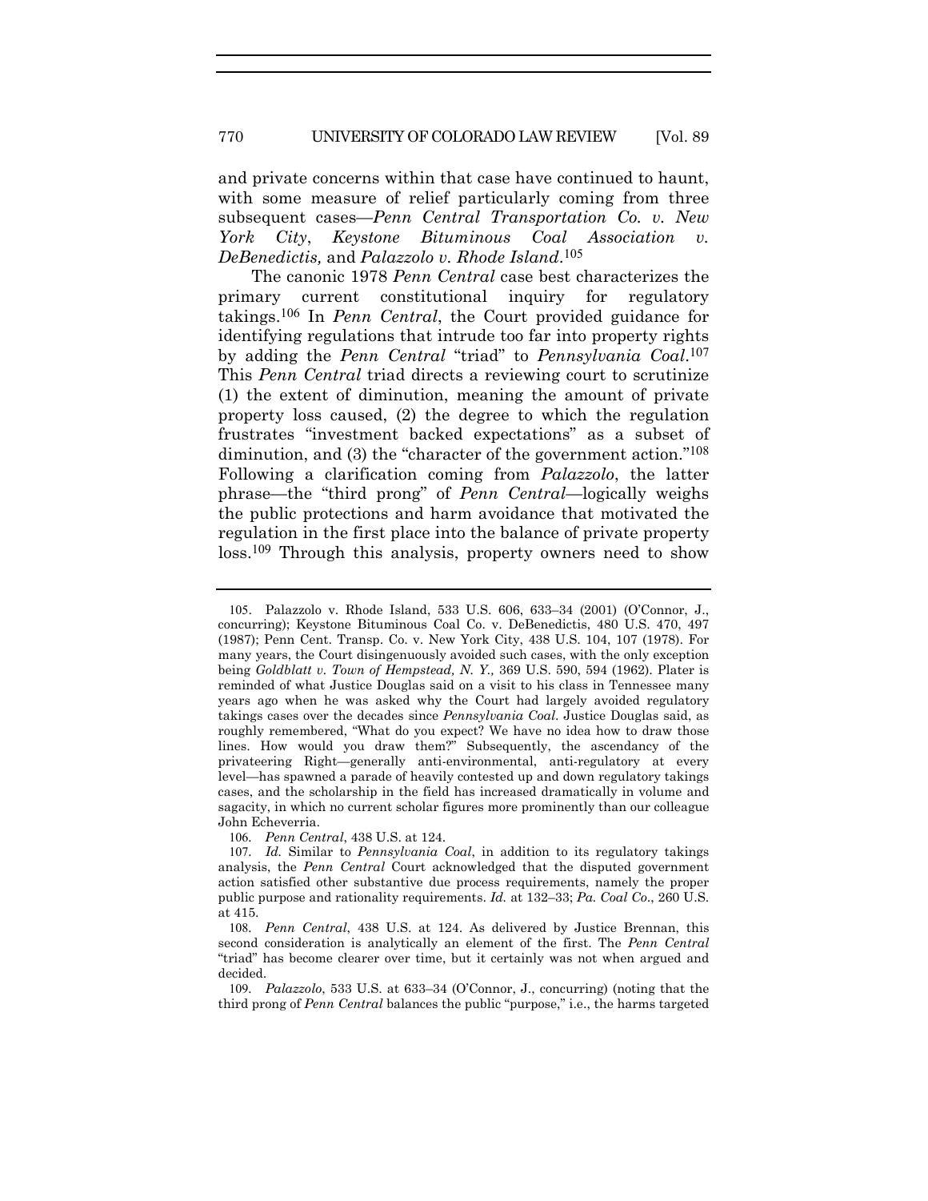and private concerns within that case have continued to haunt, with some measure of relief particularly coming from three subsequent cases—*Penn Central Transportation Co. v. New York City*, *Keystone Bituminous Coal Association v. DeBenedictis,* and *Palazzolo v. Rhode Island*.[105]

The canonic 1978 *Penn Central* case best characterizes the primary current constitutional inquiry for regulatory takings.[106] In *Penn Central*, the Court provided guidance for identifying regulations that intrude too far into property rights by adding the *Penn Central* "triad" to *Pennsylvania Coal*.[107] This *Penn Central* triad directs a reviewing court to scrutinize (1) the extent of diminution, meaning the amount of private property loss caused, (2) the degree to which the regulation frustrates "investment backed expectations" as a subset of diminution, and (3) the "character of the government action."[108] Following a clarification coming from *Palazzolo*, the latter phrase—the "third prong" of *Penn Central*—logically weighs the public protections and harm avoidance that motivated the regulation in the first place into the balance of private property loss.[109] Through this analysis, property owners need to show

---

105. Palazzolo v. Rhode Island, 533 U.S. 606, 633–34 (2001) (O'Connor, J., concurring); Keystone Bituminous Coal Co. v. DeBenedictis, 480 U.S. 470, 497 (1987); Penn Cent. Transp. Co. v. New York City, 438 U.S. 104, 107 (1978). For many years, the Court disingenuously avoided such cases, with the only exception being *Goldblatt v. Town of Hempstead, N. Y.,* 369 U.S. 590, 594 (1962). Plater is reminded of what Justice Douglas said on a visit to his class in Tennessee many years ago when he was asked why the Court had largely avoided regulatory takings cases over the decades since *Pennsylvania Coal*. Justice Douglas said, as roughly remembered, "What do you expect? We have no idea how to draw those lines. How would you draw them?" Subsequently, the ascendancy of the privateering Right—generally anti-environmental, anti-regulatory at every level—has spawned a parade of heavily contested up and down regulatory takings cases, and the scholarship in the field has increased dramatically in volume and sagacity, in which no current scholar figures more prominently than our colleague John Echeverria.

106. *Penn Central*, 438 U.S. at 124.

107. *Id.* Similar to *Pennsylvania Coal*, in addition to its regulatory takings analysis, the *Penn Central* Court acknowledged that the disputed government action satisfied other substantive due process requirements, namely the proper public purpose and rationality requirements. *Id.* at 132–33; *Pa. Coal Co*., 260 U.S. at 415.

108. *Penn Central*, 438 U.S. at 124. As delivered by Justice Brennan, this second consideration is analytically an element of the first. The *Penn Central* "triad" has become clearer over time, but it certainly was not when argued and decided.

109. *Palazzolo*, 533 U.S. at 633–34 (O'Connor, J., concurring) (noting that the third prong of *Penn Central* balances the public "purpose," i.e., the harms targeted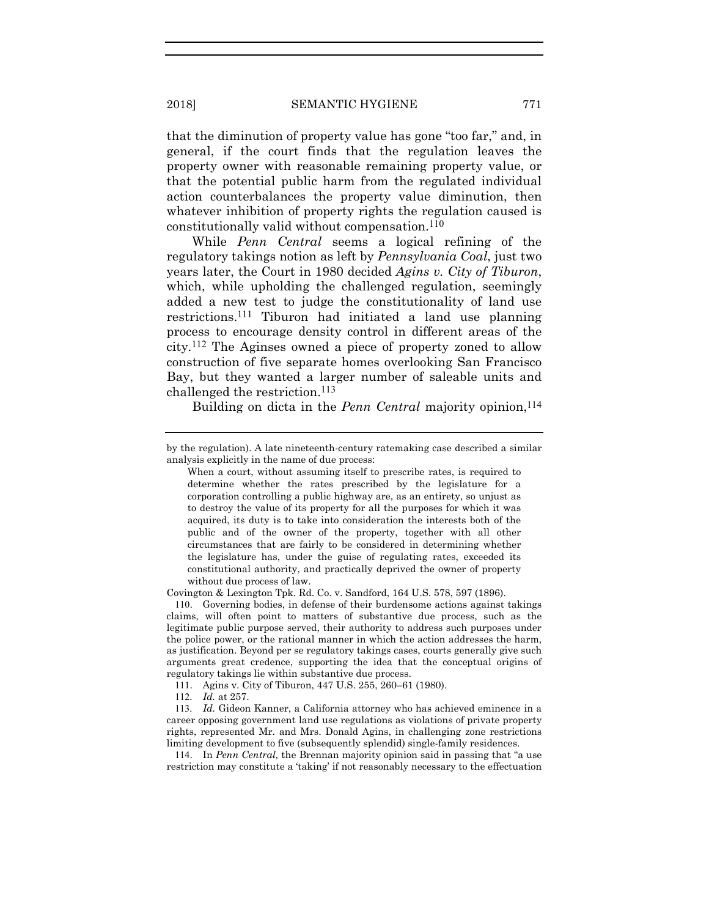that the diminution of property value has gone "too far," and, in general, if the court finds that the regulation leaves the property owner with reasonable remaining property value, or that the potential public harm from the regulated individual action counterbalances the property value diminution, then whatever inhibition of property rights the regulation caused is constitutionally valid without compensation.[110]

While *Penn Central* seems a logical refining of the regulatory takings notion as left by *Pennsylvania Coal*, just two years later, the Court in 1980 decided *Agins v. City of Tiburon*, which, while upholding the challenged regulation, seemingly added a new test to judge the constitutionality of land use restrictions.[111] Tiburon had initiated a land use planning process to encourage density control in different areas of the city.[112] The Aginses owned a piece of property zoned to allow construction of five separate homes overlooking San Francisco Bay, but they wanted a larger number of saleable units and challenged the restriction.[113]

Building on dicta in the *Penn Central* majority opinion,[114]

---

by the regulation). A late nineteenth-century ratemaking case described a similar analysis explicitly in the name of due process:

> When a court, without assuming itself to prescribe rates, is required to determine whether the rates prescribed by the legislature for a corporation controlling a public highway are, as an entirety, so unjust as to destroy the value of its property for all the purposes for which it was acquired, its duty is to take into consideration the interests both of the public and of the owner of the property, together with all other circumstances that are fairly to be considered in determining whether the legislature has, under the guise of regulating rates, exceeded its constitutional authority, and practically deprived the owner of property without due process of law.

Covington & Lexington Tpk. Rd. Co. v. Sandford, 164 U.S. 578, 597 (1896).

110. Governing bodies, in defense of their burdensome actions against takings claims, will often point to matters of substantive due process, such as the legitimate public purpose served, their authority to address such purposes under the police power, or the rational manner in which the action addresses the harm, as justification. Beyond per se regulatory takings cases, courts generally give such arguments great credence, supporting the idea that the conceptual origins of regulatory takings lie within substantive due process.

111. Agins v. City of Tiburon, 447 U.S. 255, 260–61 (1980).

112. *Id.* at 257.

113. *Id.* Gideon Kanner, a California attorney who has achieved eminence in a career opposing government land use regulations as violations of private property rights, represented Mr. and Mrs. Donald Agins, in challenging zone restrictions limiting development to five (subsequently splendid) single-family residences.

114. In *Penn Central,* the Brennan majority opinion said in passing that "a use restriction may constitute a 'taking' if not reasonably necessary to the effectuation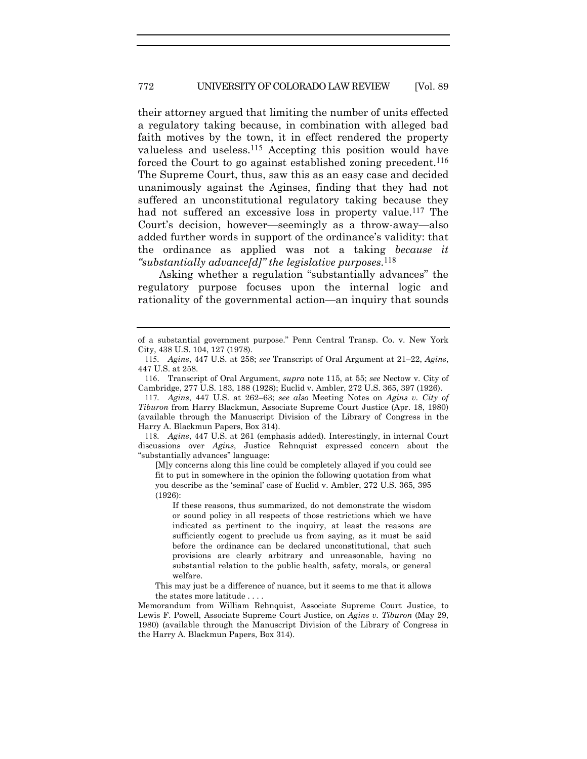their attorney argued that limiting the number of units effected a regulatory taking because, in combination with alleged bad faith motives by the town, it in effect rendered the property valueless and useless.[115] Accepting this position would have forced the Court to go against established zoning precedent.[116] The Supreme Court, thus, saw this as an easy case and decided unanimously against the Aginses, finding that they had not suffered an unconstitutional regulatory taking because they had not suffered an excessive loss in property value.[117] The Court's decision, however—seemingly as a throw-away—also added further words in support of the ordinance's validity: that the ordinance as applied was not a taking *because it "substantially advance[d]" the legislative purposes*.[118]

Asking whether a regulation "substantially advances" the regulatory purpose focuses upon the internal logic and rationality of the governmental action—an inquiry that sounds

---

of a substantial government purpose." Penn Central Transp. Co. v. New York City, 438 U.S. 104, 127 (1978).

115. *Agins*, 447 U.S. at 258; *see* Transcript of Oral Argument at 21–22, *Agins*, 447 U.S. at 258.

116. Transcript of Oral Argument, *supra* note 115, at 55; *see* Nectow v. City of Cambridge, 277 U.S. 183, 188 (1928); Euclid v. Ambler, 272 U.S. 365, 397 (1926).

117. *Agins*, 447 U.S. at 262–63; *see also* Meeting Notes on *Agins v. City of Tiburon* from Harry Blackmun, Associate Supreme Court Justice (Apr. 18, 1980) (available through the Manuscript Division of the Library of Congress in the Harry A. Blackmun Papers, Box 314).

118. *Agins*, 447 U.S. at 261 (emphasis added). Interestingly, in internal Court discussions over *Agins*, Justice Rehnquist expressed concern about the "substantially advances" language:

> [M]y concerns along this line could be completely allayed if you could see fit to put in somewhere in the opinion the following quotation from what you describe as the 'seminal' case of Euclid v. Ambler, 272 U.S. 365, 395 (1926):
>
> > If these reasons, thus summarized, do not demonstrate the wisdom or sound policy in all respects of those restrictions which we have indicated as pertinent to the inquiry, at least the reasons are sufficiently cogent to preclude us from saying, as it must be said before the ordinance can be declared unconstitutional, that such provisions are clearly arbitrary and unreasonable, having no substantial relation to the public health, safety, morals, or general welfare.
>
> This may just be a difference of nuance, but it seems to me that it allows the states more latitude . . . .

Memorandum from William Rehnquist, Associate Supreme Court Justice, to Lewis F. Powell, Associate Supreme Court Justice, on *Agins v. Tiburon* (May 29, 1980) (available through the Manuscript Division of the Library of Congress in the Harry A. Blackmun Papers, Box 314).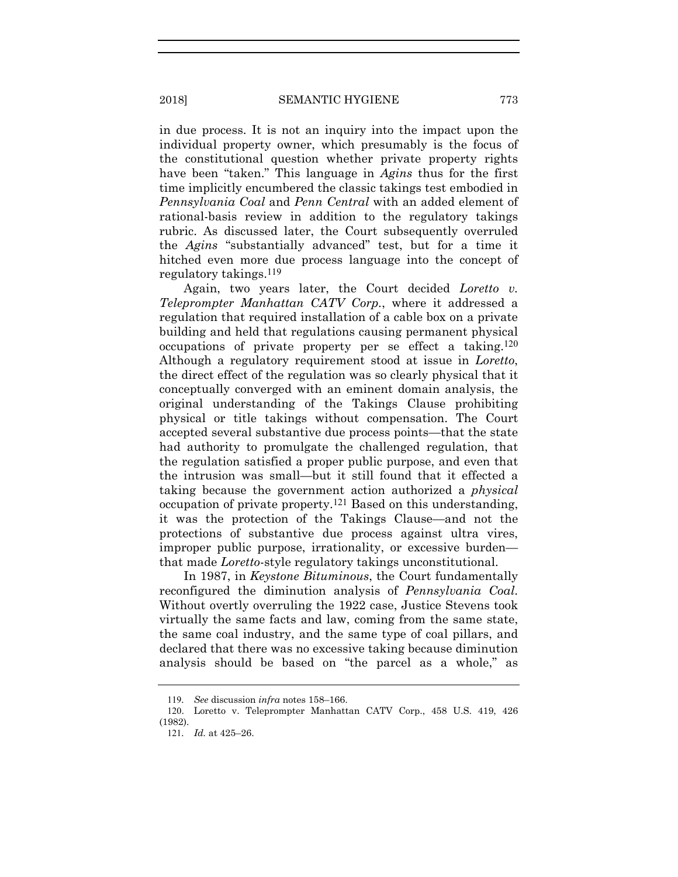in due process. It is not an inquiry into the impact upon the individual property owner, which presumably is the focus of the constitutional question whether private property rights have been "taken." This language in *Agins* thus for the first time implicitly encumbered the classic takings test embodied in *Pennsylvania Coal* and *Penn Central* with an added element of rational-basis review in addition to the regulatory takings rubric. As discussed later, the Court subsequently overruled the *Agins* "substantially advanced" test, but for a time it hitched even more due process language into the concept of regulatory takings.[119]

Again, two years later, the Court decided *Loretto v. Teleprompter Manhattan CATV Corp.*, where it addressed a regulation that required installation of a cable box on a private building and held that regulations causing permanent physical occupations of private property per se effect a taking.[120] Although a regulatory requirement stood at issue in *Loretto*, the direct effect of the regulation was so clearly physical that it conceptually converged with an eminent domain analysis, the original understanding of the Takings Clause prohibiting physical or title takings without compensation. The Court accepted several substantive due process points—that the state had authority to promulgate the challenged regulation, that the regulation satisfied a proper public purpose, and even that the intrusion was small—but it still found that it effected a taking because the government action authorized a *physical* occupation of private property.[121] Based on this understanding, it was the protection of the Takings Clause—and not the protections of substantive due process against ultra vires, improper public purpose, irrationality, or excessive burden—that made *Loretto*-style regulatory takings unconstitutional.

In 1987, in *Keystone Bituminous*, the Court fundamentally reconfigured the diminution analysis of *Pennsylvania Coal*. Without overtly overruling the 1922 case, Justice Stevens took virtually the same facts and law, coming from the same state, the same coal industry, and the same type of coal pillars, and declared that there was no excessive taking because diminution analysis should be based on "the parcel as a whole," as

---

119. *See* discussion *infra* notes 158–166.

120. Loretto v. Teleprompter Manhattan CATV Corp., 458 U.S. 419, 426 (1982).

121. *Id.* at 425–26.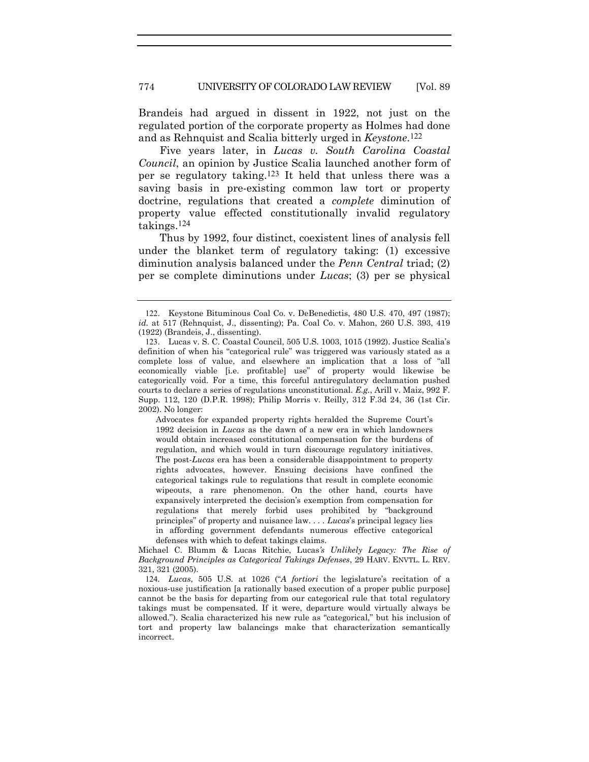Brandeis had argued in dissent in 1922, not just on the regulated portion of the corporate property as Holmes had done and as Rehnquist and Scalia bitterly urged in *Keystone*.[122]

Five years later, in *Lucas v. South Carolina Coastal Council*, an opinion by Justice Scalia launched another form of per se regulatory taking.[123] It held that unless there was a saving basis in pre-existing common law tort or property doctrine, regulations that created a *complete* diminution of property value effected constitutionally invalid regulatory takings.[124]

Thus by 1992, four distinct, coexistent lines of analysis fell under the blanket term of regulatory taking: (1) excessive diminution analysis balanced under the *Penn Central* triad; (2) per se complete diminutions under *Lucas*; (3) per se physical

---

122. Keystone Bituminous Coal Co. v. DeBenedictis, 480 U.S. 470, 497 (1987); *id.* at 517 (Rehnquist, J., dissenting); Pa. Coal Co. v. Mahon, 260 U.S. 393, 419 (1922) (Brandeis, J., dissenting).

123. Lucas v. S. C. Coastal Council, 505 U.S. 1003, 1015 (1992). Justice Scalia's definition of when his "categorical rule" was triggered was variously stated as a complete loss of value, and elsewhere an implication that a loss of "all economically viable [i.e. profitable] use" of property would likewise be categorically void. For a time, this forceful antiregulatory declamation pushed courts to declare a series of regulations unconstitutional. *E.g.*, Arill v. Maiz, 992 F. Supp. 112, 120 (D.P.R. 1998); Philip Morris v. Reilly, 312 F.3d 24, 36 (1st Cir. 2002). No longer:

> Advocates for expanded property rights heralded the Supreme Court's 1992 decision in *Lucas* as the dawn of a new era in which landowners would obtain increased constitutional compensation for the burdens of regulation, and which would in turn discourage regulatory initiatives. The post-*Lucas* era has been a considerable disappointment to property rights advocates, however. Ensuing decisions have confined the categorical takings rule to regulations that result in complete economic wipeouts, a rare phenomenon. On the other hand, courts have expansively interpreted the decision's exemption from compensation for regulations that merely forbid uses prohibited by "background principles" of property and nuisance law. . . . *Lucas*'s principal legacy lies in affording government defendants numerous effective categorical defenses with which to defeat takings claims.

Michael C. Blumm & Lucas Ritchie, *Lucas's Unlikely Legacy: The Rise of Background Principles as Categorical Takings Defenses*, 29 HARV. ENVTL. L. REV. 321, 321 (2005).

124. *Lucas*, 505 U.S. at 1026 ("*A fortiori* the legislature's recitation of a noxious-use justification [a rationally based execution of a proper public purpose] cannot be the basis for departing from our categorical rule that total regulatory takings must be compensated. If it were, departure would virtually always be allowed."). Scalia characterized his new rule as "categorical," but his inclusion of tort and property law balancings make that characterization semantically incorrect.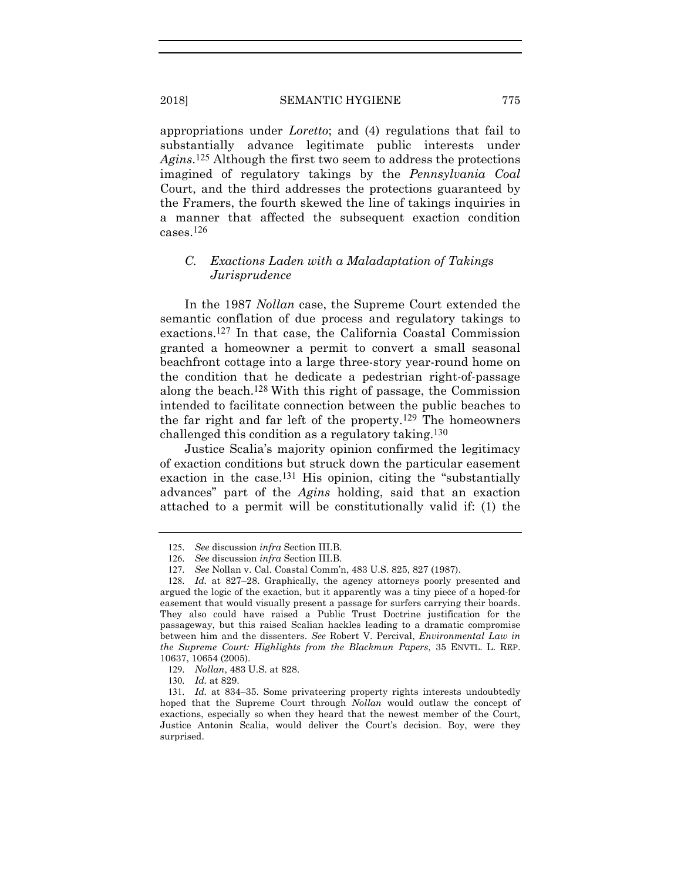appropriations under *Loretto*; and (4) regulations that fail to substantially advance legitimate public interests under *Agins*.[125] Although the first two seem to address the protections imagined of regulatory takings by the *Pennsylvania Coal* Court, and the third addresses the protections guaranteed by the Framers, the fourth skewed the line of takings inquiries in a manner that affected the subsequent exaction condition cases.[126]

### *C. Exactions Laden with a Maladaptation of Takings Jurisprudence*

In the 1987 *Nollan* case, the Supreme Court extended the semantic conflation of due process and regulatory takings to exactions.[127] In that case, the California Coastal Commission granted a homeowner a permit to convert a small seasonal beachfront cottage into a large three-story year-round home on the condition that he dedicate a pedestrian right-of-passage along the beach.[128] With this right of passage, the Commission intended to facilitate connection between the public beaches to the far right and far left of the property.[129] The homeowners challenged this condition as a regulatory taking.[130]

Justice Scalia's majority opinion confirmed the legitimacy of exaction conditions but struck down the particular easement exaction in the case.[131] His opinion, citing the "substantially advances" part of the *Agins* holding, said that an exaction attached to a permit will be constitutionally valid if: (1) the

---

125. *See* discussion *infra* Section III.B.

126. *See* discussion *infra* Section III.B.

127. *See* Nollan v. Cal. Coastal Comm'n, 483 U.S. 825, 827 (1987).

128. *Id.* at 827–28. Graphically, the agency attorneys poorly presented and argued the logic of the exaction, but it apparently was a tiny piece of a hoped-for easement that would visually present a passage for surfers carrying their boards. They also could have raised a Public Trust Doctrine justification for the passageway, but this raised Scalian hackles leading to a dramatic compromise between him and the dissenters. *See* Robert V. Percival, *Environmental Law in the Supreme Court: Highlights from the Blackmun Papers*, 35 ENVTL. L. REP. 10637, 10654 (2005).

129. *Nollan*, 483 U.S. at 828.

130. *Id.* at 829.

131. *Id.* at 834–35. Some privateering property rights interests undoubtedly hoped that the Supreme Court through *Nollan* would outlaw the concept of exactions, especially so when they heard that the newest member of the Court, Justice Antonin Scalia, would deliver the Court's decision. Boy, were they surprised.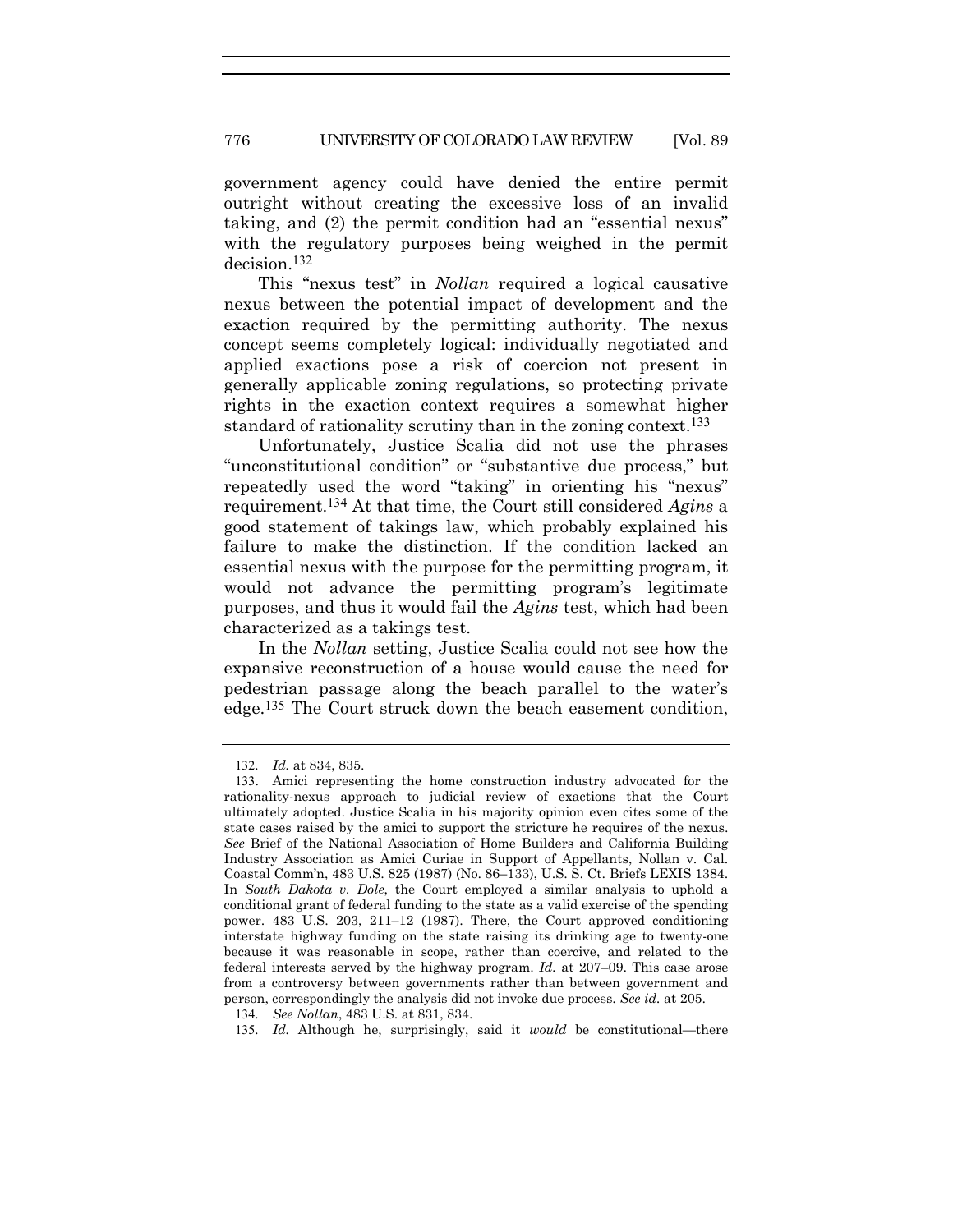government agency could have denied the entire permit outright without creating the excessive loss of an invalid taking, and (2) the permit condition had an "essential nexus" with the regulatory purposes being weighed in the permit decision.[132]

This "nexus test" in *Nollan* required a logical causative nexus between the potential impact of development and the exaction required by the permitting authority. The nexus concept seems completely logical: individually negotiated and applied exactions pose a risk of coercion not present in generally applicable zoning regulations, so protecting private rights in the exaction context requires a somewhat higher standard of rationality scrutiny than in the zoning context.[133]

Unfortunately, Justice Scalia did not use the phrases "unconstitutional condition" or "substantive due process," but repeatedly used the word "taking" in orienting his "nexus" requirement.[134] At that time, the Court still considered *Agins* a good statement of takings law, which probably explained his failure to make the distinction. If the condition lacked an essential nexus with the purpose for the permitting program, it would not advance the permitting program's legitimate purposes, and thus it would fail the *Agins* test, which had been characterized as a takings test.

In the *Nollan* setting, Justice Scalia could not see how the expansive reconstruction of a house would cause the need for pedestrian passage along the beach parallel to the water's edge.[135] The Court struck down the beach easement condition,

---

132. *Id.* at 834, 835.

133. Amici representing the home construction industry advocated for the rationality-nexus approach to judicial review of exactions that the Court ultimately adopted. Justice Scalia in his majority opinion even cites some of the state cases raised by the amici to support the stricture he requires of the nexus. *See* Brief of the National Association of Home Builders and California Building Industry Association as Amici Curiae in Support of Appellants, Nollan v. Cal. Coastal Comm'n, 483 U.S. 825 (1987) (No. 86–133), U.S. S. Ct. Briefs LEXIS 1384. In *South Dakota v. Dole*, the Court employed a similar analysis to uphold a conditional grant of federal funding to the state as a valid exercise of the spending power. 483 U.S. 203, 211–12 (1987). There, the Court approved conditioning interstate highway funding on the state raising its drinking age to twenty-one because it was reasonable in scope, rather than coercive, and related to the federal interests served by the highway program. *Id.* at 207–09. This case arose from a controversy between governments rather than between government and person, correspondingly the analysis did not invoke due process. *See id.* at 205.

134. *See Nollan*, 483 U.S. at 831, 834.

135. *Id.* Although he, surprisingly, said it *would* be constitutional—there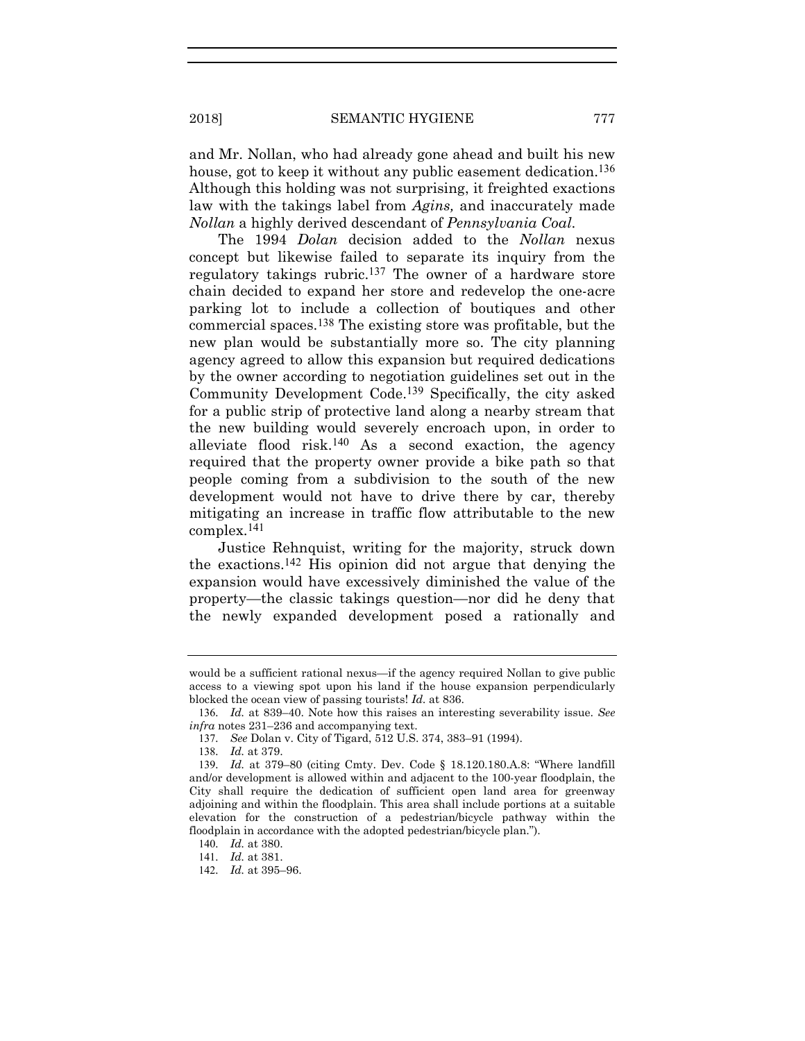and Mr. Nollan, who had already gone ahead and built his new house, got to keep it without any public easement dedication.[136] Although this holding was not surprising, it freighted exactions law with the takings label from *Agins,* and inaccurately made *Nollan* a highly derived descendant of *Pennsylvania Coal*.

The 1994 *Dolan* decision added to the *Nollan* nexus concept but likewise failed to separate its inquiry from the regulatory takings rubric.[137] The owner of a hardware store chain decided to expand her store and redevelop the one-acre parking lot to include a collection of boutiques and other commercial spaces.[138] The existing store was profitable, but the new plan would be substantially more so. The city planning agency agreed to allow this expansion but required dedications by the owner according to negotiation guidelines set out in the Community Development Code.[139] Specifically, the city asked for a public strip of protective land along a nearby stream that the new building would severely encroach upon, in order to alleviate flood risk.[140] As a second exaction, the agency required that the property owner provide a bike path so that people coming from a subdivision to the south of the new development would not have to drive there by car, thereby mitigating an increase in traffic flow attributable to the new complex.[141]

Justice Rehnquist, writing for the majority, struck down the exactions.[142] His opinion did not argue that denying the expansion would have excessively diminished the value of the property—the classic takings question—nor did he deny that the newly expanded development posed a rationally and

---

would be a sufficient rational nexus—if the agency required Nollan to give public access to a viewing spot upon his land if the house expansion perpendicularly blocked the ocean view of passing tourists! *Id.* at 836.

136. *Id.* at 839–40. Note how this raises an interesting severability issue. *See infra* notes 231–236 and accompanying text.

137. *See* Dolan v. City of Tigard, 512 U.S. 374, 383–91 (1994).

138. *Id.* at 379.

139. *Id.* at 379–80 (citing Cmty. Dev. Code § 18.120.180.A.8: "Where landfill and/or development is allowed within and adjacent to the 100-year floodplain, the City shall require the dedication of sufficient open land area for greenway adjoining and within the floodplain. This area shall include portions at a suitable elevation for the construction of a pedestrian/bicycle pathway within the floodplain in accordance with the adopted pedestrian/bicycle plan.").

140. *Id.* at 380.

141. *Id.* at 381.

142. *Id.* at 395–96.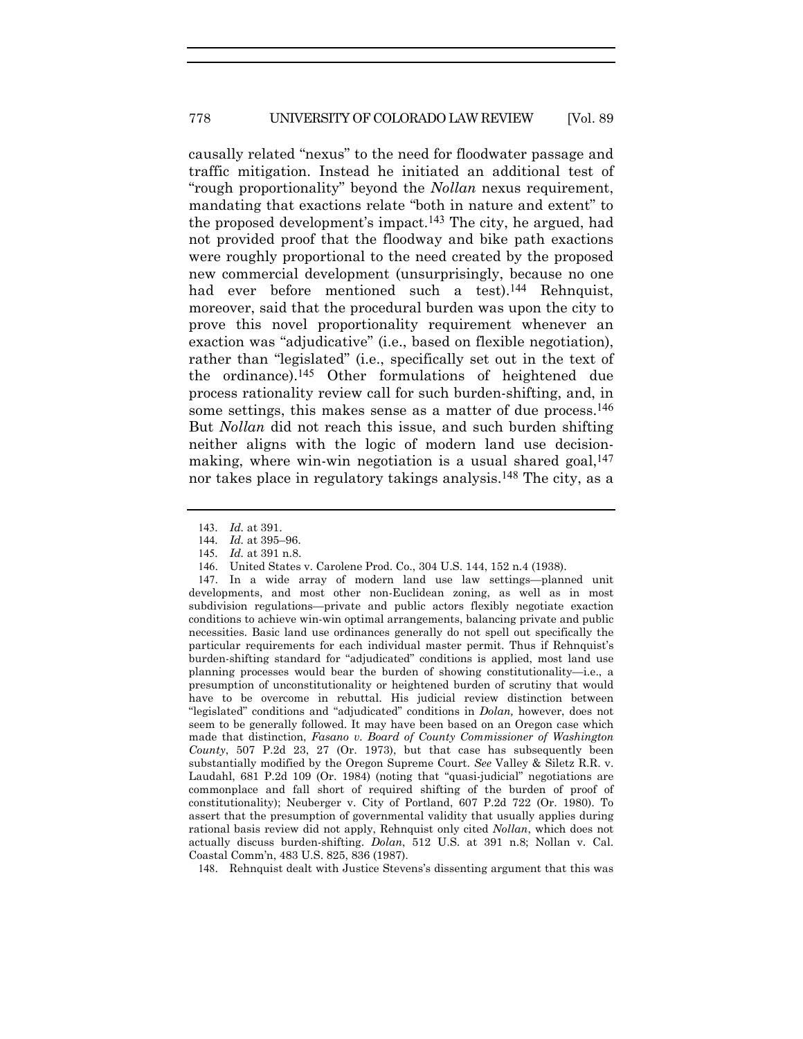causally related "nexus" to the need for floodwater passage and traffic mitigation. Instead he initiated an additional test of "rough proportionality" beyond the *Nollan* nexus requirement, mandating that exactions relate "both in nature and extent" to the proposed development's impact.[143] The city, he argued, had not provided proof that the floodway and bike path exactions were roughly proportional to the need created by the proposed new commercial development (unsurprisingly, because no one had ever before mentioned such a test).[144] Rehnquist, moreover, said that the procedural burden was upon the city to prove this novel proportionality requirement whenever an exaction was "adjudicative" (i.e., based on flexible negotiation), rather than "legislated" (i.e., specifically set out in the text of the ordinance).[145] Other formulations of heightened due process rationality review call for such burden-shifting, and, in some settings, this makes sense as a matter of due process.[146] But *Nollan* did not reach this issue, and such burden shifting neither aligns with the logic of modern land use decision-making, where win-win negotiation is a usual shared goal,[147] nor takes place in regulatory takings analysis.[148] The city, as a

---

143. *Id.* at 391.

144. *Id.* at 395–96.

145. *Id.* at 391 n.8.

146. United States v. Carolene Prod. Co., 304 U.S. 144, 152 n.4 (1938).

147. In a wide array of modern land use law settings—planned unit developments, and most other non-Euclidean zoning, as well as in most subdivision regulations—private and public actors flexibly negotiate exaction conditions to achieve win-win optimal arrangements, balancing private and public necessities. Basic land use ordinances generally do not spell out specifically the particular requirements for each individual master permit. Thus if Rehnquist's burden-shifting standard for "adjudicated" conditions is applied, most land use planning processes would bear the burden of showing constitutionality—i.e., a presumption of unconstitutionality or heightened burden of scrutiny that would have to be overcome in rebuttal. His judicial review distinction between "legislated" conditions and "adjudicated" conditions in *Dolan,* however, does not seem to be generally followed. It may have been based on an Oregon case which made that distinction, *Fasano v. Board of County Commissioner of Washington County*, 507 P.2d 23, 27 (Or. 1973), but that case has subsequently been substantially modified by the Oregon Supreme Court. *See* Valley & Siletz R.R. v. Laudahl, 681 P.2d 109 (Or. 1984) (noting that "quasi-judicial" negotiations are commonplace and fall short of required shifting of the burden of proof of constitutionality); Neuberger v. City of Portland, 607 P.2d 722 (Or. 1980). To assert that the presumption of governmental validity that usually applies during rational basis review did not apply, Rehnquist only cited *Nollan*, which does not actually discuss burden-shifting. *Dolan*, 512 U.S. at 391 n.8; Nollan v. Cal. Coastal Comm'n, 483 U.S. 825, 836 (1987).

148. Rehnquist dealt with Justice Stevens's dissenting argument that this was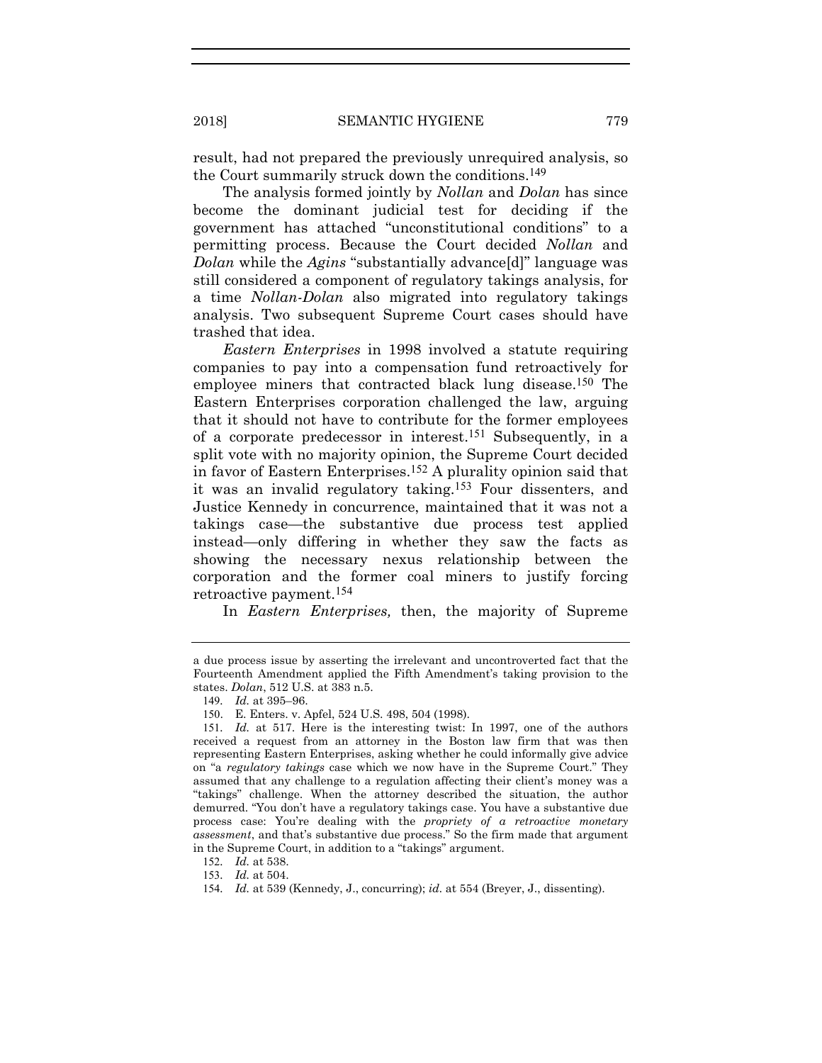result, had not prepared the previously unrequired analysis, so the Court summarily struck down the conditions.[149]

The analysis formed jointly by *Nollan* and *Dolan* has since become the dominant judicial test for deciding if the government has attached "unconstitutional conditions" to a permitting process. Because the Court decided *Nollan* and *Dolan* while the *Agins* "substantially advance[d]" language was still considered a component of regulatory takings analysis, for a time *Nollan-Dolan* also migrated into regulatory takings analysis. Two subsequent Supreme Court cases should have trashed that idea.

*Eastern Enterprises* in 1998 involved a statute requiring companies to pay into a compensation fund retroactively for employee miners that contracted black lung disease.[150] The Eastern Enterprises corporation challenged the law, arguing that it should not have to contribute for the former employees of a corporate predecessor in interest.[151] Subsequently, in a split vote with no majority opinion, the Supreme Court decided in favor of Eastern Enterprises.[152] A plurality opinion said that it was an invalid regulatory taking.[153] Four dissenters, and Justice Kennedy in concurrence, maintained that it was not a takings case—the substantive due process test applied instead—only differing in whether they saw the facts as showing the necessary nexus relationship between the corporation and the former coal miners to justify forcing retroactive payment.[154]

In *Eastern Enterprises,* then, the majority of Supreme

---

a due process issue by asserting the irrelevant and uncontroverted fact that the Fourteenth Amendment applied the Fifth Amendment's taking provision to the states. *Dolan*, 512 U.S. at 383 n.5.

149. *Id.* at 395–96.

150. E. Enters. v. Apfel, 524 U.S. 498, 504 (1998).

151. *Id.* at 517. Here is the interesting twist: In 1997, one of the authors received a request from an attorney in the Boston law firm that was then representing Eastern Enterprises, asking whether he could informally give advice on "a *regulatory takings* case which we now have in the Supreme Court." They assumed that any challenge to a regulation affecting their client's money was a "takings" challenge. When the attorney described the situation, the author demurred. "You don't have a regulatory takings case. You have a substantive due process case: You're dealing with the *propriety of a retroactive monetary assessment*, and that's substantive due process." So the firm made that argument in the Supreme Court, in addition to a "takings" argument.

152. *Id.* at 538.

153. *Id.* at 504.

154. *Id.* at 539 (Kennedy, J., concurring); *id.* at 554 (Breyer, J., dissenting).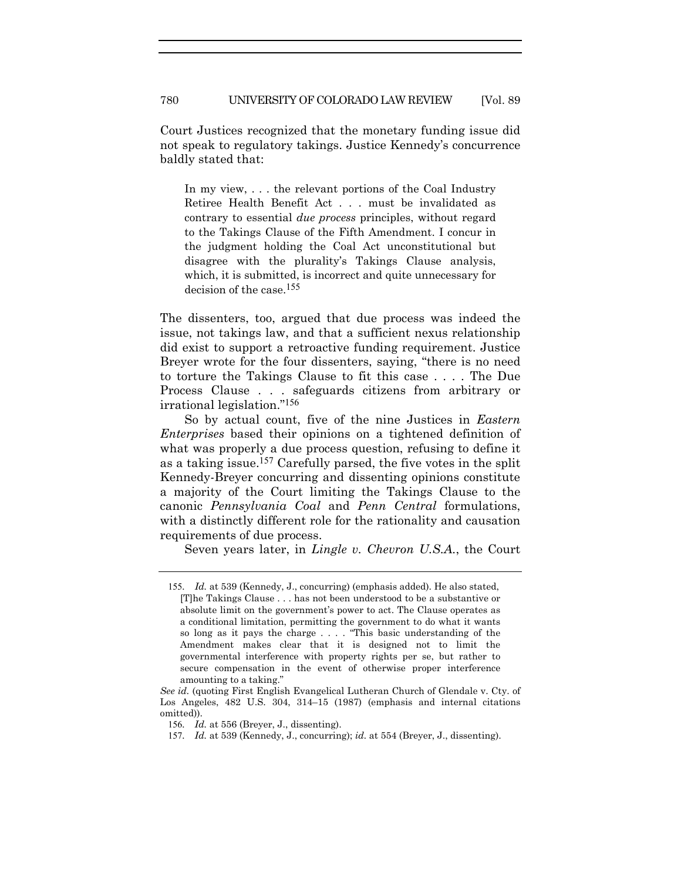Court Justices recognized that the monetary funding issue did not speak to regulatory takings. Justice Kennedy's concurrence baldly stated that:

> In my view, . . . the relevant portions of the Coal Industry Retiree Health Benefit Act . . . must be invalidated as contrary to essential *due process* principles, without regard to the Takings Clause of the Fifth Amendment. I concur in the judgment holding the Coal Act unconstitutional but disagree with the plurality's Takings Clause analysis, which, it is submitted, is incorrect and quite unnecessary for decision of the case.[155]

The dissenters, too, argued that due process was indeed the issue, not takings law, and that a sufficient nexus relationship did exist to support a retroactive funding requirement. Justice Breyer wrote for the four dissenters, saying, "there is no need to torture the Takings Clause to fit this case . . . . The Due Process Clause . . . safeguards citizens from arbitrary or irrational legislation."[156]

So by actual count, five of the nine Justices in *Eastern Enterprises* based their opinions on a tightened definition of what was properly a due process question, refusing to define it as a taking issue.[157] Carefully parsed, the five votes in the split Kennedy-Breyer concurring and dissenting opinions constitute a majority of the Court limiting the Takings Clause to the canonic *Pennsylvania Coal* and *Penn Central* formulations, with a distinctly different role for the rationality and causation requirements of due process.

Seven years later, in *Lingle v. Chevron U.S.A.*, the Court

---

155. *Id.* at 539 (Kennedy, J., concurring) (emphasis added). He also stated,

> [T]he Takings Clause . . . has not been understood to be a substantive or absolute limit on the government's power to act. The Clause operates as a conditional limitation, permitting the government to do what it wants so long as it pays the charge . . . . "This basic understanding of the Amendment makes clear that it is designed not to limit the governmental interference with property rights per se, but rather to secure compensation in the event of otherwise proper interference amounting to a taking."

*See id.* (quoting First English Evangelical Lutheran Church of Glendale v. Cty. of Los Angeles, 482 U.S. 304, 314–15 (1987) (emphasis and internal citations omitted)).

156. *Id.* at 556 (Breyer, J., dissenting).

157. *Id.* at 539 (Kennedy, J., concurring); *id.* at 554 (Breyer, J., dissenting).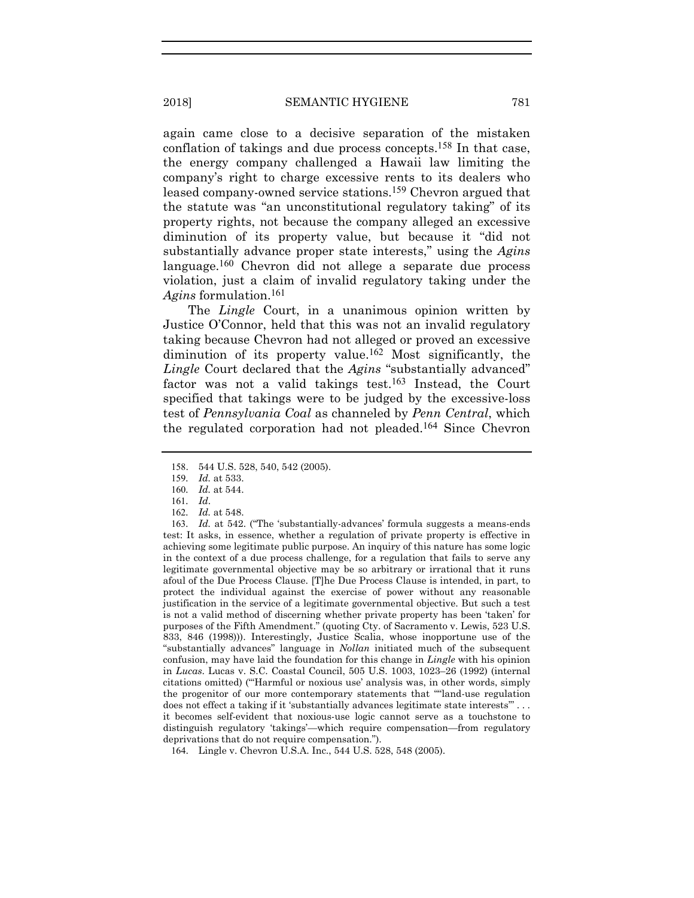again came close to a decisive separation of the mistaken conflation of takings and due process concepts.[158] In that case, the energy company challenged a Hawaii law limiting the company's right to charge excessive rents to its dealers who leased company-owned service stations.[159] Chevron argued that the statute was "an unconstitutional regulatory taking" of its property rights, not because the company alleged an excessive diminution of its property value, but because it "did not substantially advance proper state interests," using the *Agins* language.[160] Chevron did not allege a separate due process violation, just a claim of invalid regulatory taking under the *Agins* formulation.[161]

The *Lingle* Court, in a unanimous opinion written by Justice O'Connor, held that this was not an invalid regulatory taking because Chevron had not alleged or proved an excessive diminution of its property value.[162] Most significantly, the *Lingle* Court declared that the *Agins* "substantially advanced" factor was not a valid takings test.[163] Instead, the Court specified that takings were to be judged by the excessive-loss test of *Pennsylvania Coal* as channeled by *Penn Central*, which the regulated corporation had not pleaded.[164] Since Chevron

---

158. 544 U.S. 528, 540, 542 (2005).

159. *Id.* at 533.

160. *Id.* at 544.

161. *Id*.

162. *Id.* at 548.

163. *Id.* at 542. ("The 'substantially-advances' formula suggests a means-ends test: It asks, in essence, whether a regulation of private property is effective in achieving some legitimate public purpose. An inquiry of this nature has some logic in the context of a due process challenge, for a regulation that fails to serve any legitimate governmental objective may be so arbitrary or irrational that it runs afoul of the Due Process Clause. [T]he Due Process Clause is intended, in part, to protect the individual against the exercise of power without any reasonable justification in the service of a legitimate governmental objective. But such a test is not a valid method of discerning whether private property has been 'taken' for purposes of the Fifth Amendment." (quoting Cty. of Sacramento v. Lewis, 523 U.S. 833, 846 (1998))). Interestingly, Justice Scalia, whose inopportune use of the "substantially advances" language in *Nollan* initiated much of the subsequent confusion, may have laid the foundation for this change in *Lingle* with his opinion in *Lucas*. Lucas v. S.C. Coastal Council, 505 U.S. 1003, 1023–26 (1992) (internal citations omitted) ("'Harmful or noxious use' analysis was, in other words, simply the progenitor of our more contemporary statements that ""land-use regulation does not effect a taking if it 'substantially advances legitimate state interests'" . . . it becomes self-evident that noxious-use logic cannot serve as a touchstone to distinguish regulatory 'takings'—which require compensation—from regulatory deprivations that do not require compensation.").

164. Lingle v. Chevron U.S.A. Inc., 544 U.S. 528, 548 (2005).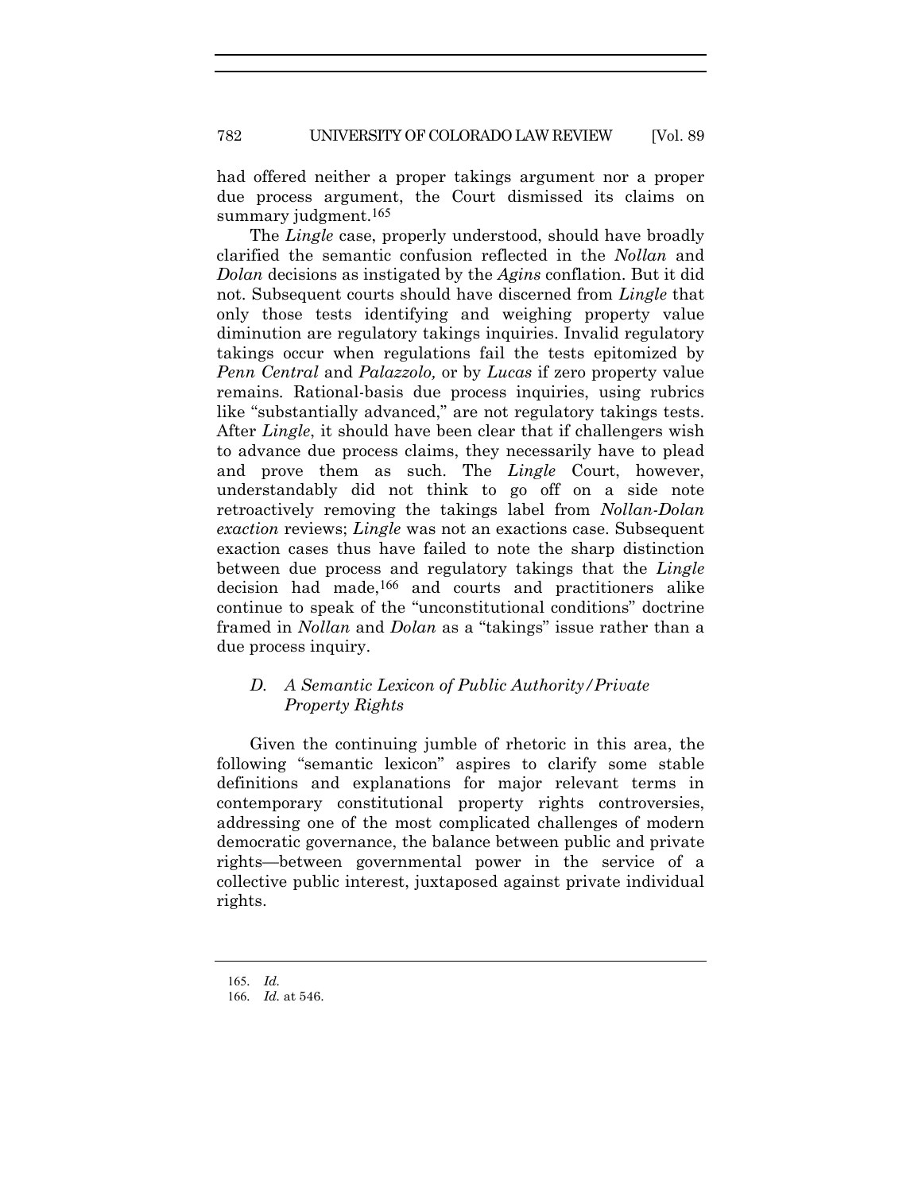had offered neither a proper takings argument nor a proper due process argument, the Court dismissed its claims on summary judgment.[165]

The *Lingle* case, properly understood, should have broadly clarified the semantic confusion reflected in the *Nollan* and *Dolan* decisions as instigated by the *Agins* conflation. But it did not. Subsequent courts should have discerned from *Lingle* that only those tests identifying and weighing property value diminution are regulatory takings inquiries. Invalid regulatory takings occur when regulations fail the tests epitomized by *Penn Central* and *Palazzolo,* or by *Lucas* if zero property value remains. Rational-basis due process inquiries, using rubrics like "substantially advanced," are not regulatory takings tests. After *Lingle*, it should have been clear that if challengers wish to advance due process claims, they necessarily have to plead and prove them as such. The *Lingle* Court, however, understandably did not think to go off on a side note retroactively removing the takings label from *Nollan-Dolan exaction* reviews; *Lingle* was not an exactions case. Subsequent exaction cases thus have failed to note the sharp distinction between due process and regulatory takings that the *Lingle* decision had made,[166] and courts and practitioners alike continue to speak of the "unconstitutional conditions" doctrine framed in *Nollan* and *Dolan* as a "takings" issue rather than a due process inquiry.

### *D. A Semantic Lexicon of Public Authority/Private Property Rights*

Given the continuing jumble of rhetoric in this area, the following "semantic lexicon" aspires to clarify some stable definitions and explanations for major relevant terms in contemporary constitutional property rights controversies, addressing one of the most complicated challenges of modern democratic governance, the balance between public and private rights—between governmental power in the service of a collective public interest, juxtaposed against private individual rights.

---

165. *Id.*

166. *Id.* at 546.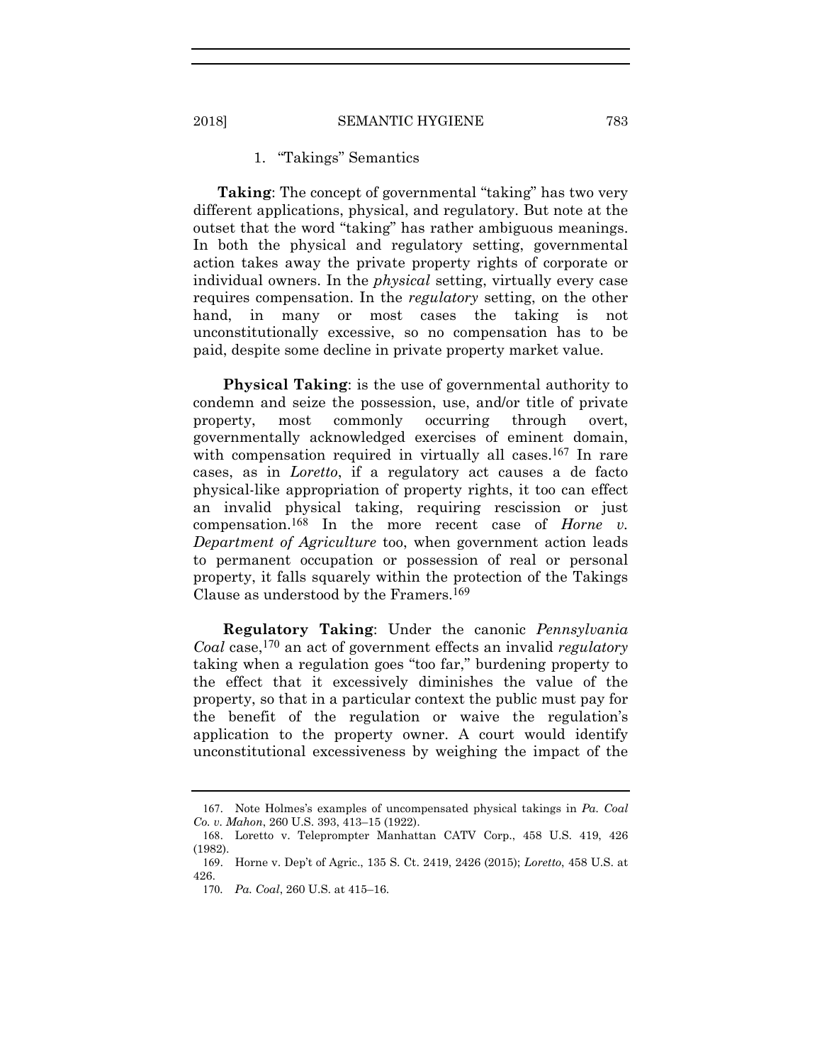### 1. "Takings" Semantics

**Taking**: The concept of governmental "taking" has two very different applications, physical, and regulatory. But note at the outset that the word "taking" has rather ambiguous meanings. In both the physical and regulatory setting, governmental action takes away the private property rights of corporate or individual owners. In the *physical* setting, virtually every case requires compensation. In the *regulatory* setting, on the other hand, in many or most cases the taking is not unconstitutionally excessive, so no compensation has to be paid, despite some decline in private property market value.

**Physical Taking**: is the use of governmental authority to condemn and seize the possession, use, and/or title of private property, most commonly occurring through overt, governmentally acknowledged exercises of eminent domain, with compensation required in virtually all cases.[167] In rare cases, as in *Loretto*, if a regulatory act causes a de facto physical-like appropriation of property rights, it too can effect an invalid physical taking, requiring rescission or just compensation.[168] In the more recent case of *Horne v. Department of Agriculture* too, when government action leads to permanent occupation or possession of real or personal property, it falls squarely within the protection of the Takings Clause as understood by the Framers.[169]

**Regulatory Taking**: Under the canonic *Pennsylvania Coal* case,[170] an act of government effects an invalid *regulatory* taking when a regulation goes "too far," burdening property to the effect that it excessively diminishes the value of the property, so that in a particular context the public must pay for the benefit of the regulation or waive the regulation's application to the property owner. A court would identify unconstitutional excessiveness by weighing the impact of the

---

167. Note Holmes's examples of uncompensated physical takings in *Pa. Coal Co. v. Mahon*, 260 U.S. 393, 413–15 (1922).

168. Loretto v. Teleprompter Manhattan CATV Corp., 458 U.S. 419, 426 (1982).

169. Horne v. Dep't of Agric., 135 S. Ct. 2419, 2426 (2015); *Loretto*, 458 U.S. at 426.

170. *Pa. Coal*, 260 U.S. at 415–16.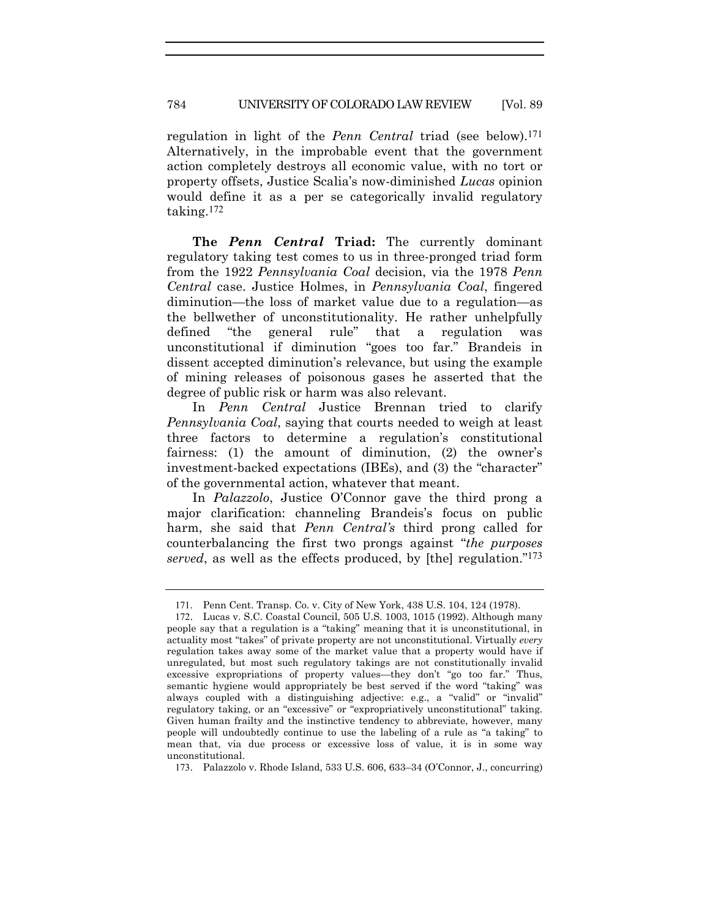regulation in light of the *Penn Central* triad (see below).[171] Alternatively, in the improbable event that the government action completely destroys all economic value, with no tort or property offsets, Justice Scalia's now-diminished *Lucas* opinion would define it as a per se categorically invalid regulatory taking.[172]

**The *Penn Central* Triad:** The currently dominant regulatory taking test comes to us in three-pronged triad form from the 1922 *Pennsylvania Coal* decision, via the 1978 *Penn Central* case. Justice Holmes, in *Pennsylvania Coal*, fingered diminution—the loss of market value due to a regulation—as the bellwether of unconstitutionality. He rather unhelpfully defined "the general rule" that a regulation was unconstitutional if diminution "goes too far." Brandeis in dissent accepted diminution's relevance, but using the example of mining releases of poisonous gases he asserted that the degree of public risk or harm was also relevant.

In *Penn Central* Justice Brennan tried to clarify *Pennsylvania Coal*, saying that courts needed to weigh at least three factors to determine a regulation's constitutional fairness: (1) the amount of diminution, (2) the owner's investment-backed expectations (IBEs), and (3) the "character" of the governmental action, whatever that meant.

In *Palazzolo*, Justice O'Connor gave the third prong a major clarification: channeling Brandeis's focus on public harm, she said that *Penn Central's* third prong called for counterbalancing the first two prongs against "*the purposes served*, as well as the effects produced, by [the] regulation."[173]

---

171. Penn Cent. Transp. Co. v. City of New York, 438 U.S. 104, 124 (1978).

172. Lucas v. S.C. Coastal Council, 505 U.S. 1003, 1015 (1992). Although many people say that a regulation is a "taking" meaning that it is unconstitutional, in actuality most "takes" of private property are not unconstitutional. Virtually *every* regulation takes away some of the market value that a property would have if unregulated, but most such regulatory takings are not constitutionally invalid excessive expropriations of property values—they don't "go too far." Thus, semantic hygiene would appropriately be best served if the word "taking" was always coupled with a distinguishing adjective: e.g., a "valid" or "invalid" regulatory taking, or an "excessive" or "expropriatively unconstitutional" taking. Given human frailty and the instinctive tendency to abbreviate, however, many people will undoubtedly continue to use the labeling of a rule as "a taking" to mean that, via due process or excessive loss of value, it is in some way unconstitutional.

173. Palazzolo v. Rhode Island, 533 U.S. 606, 633–34 (O'Connor, J., concurring)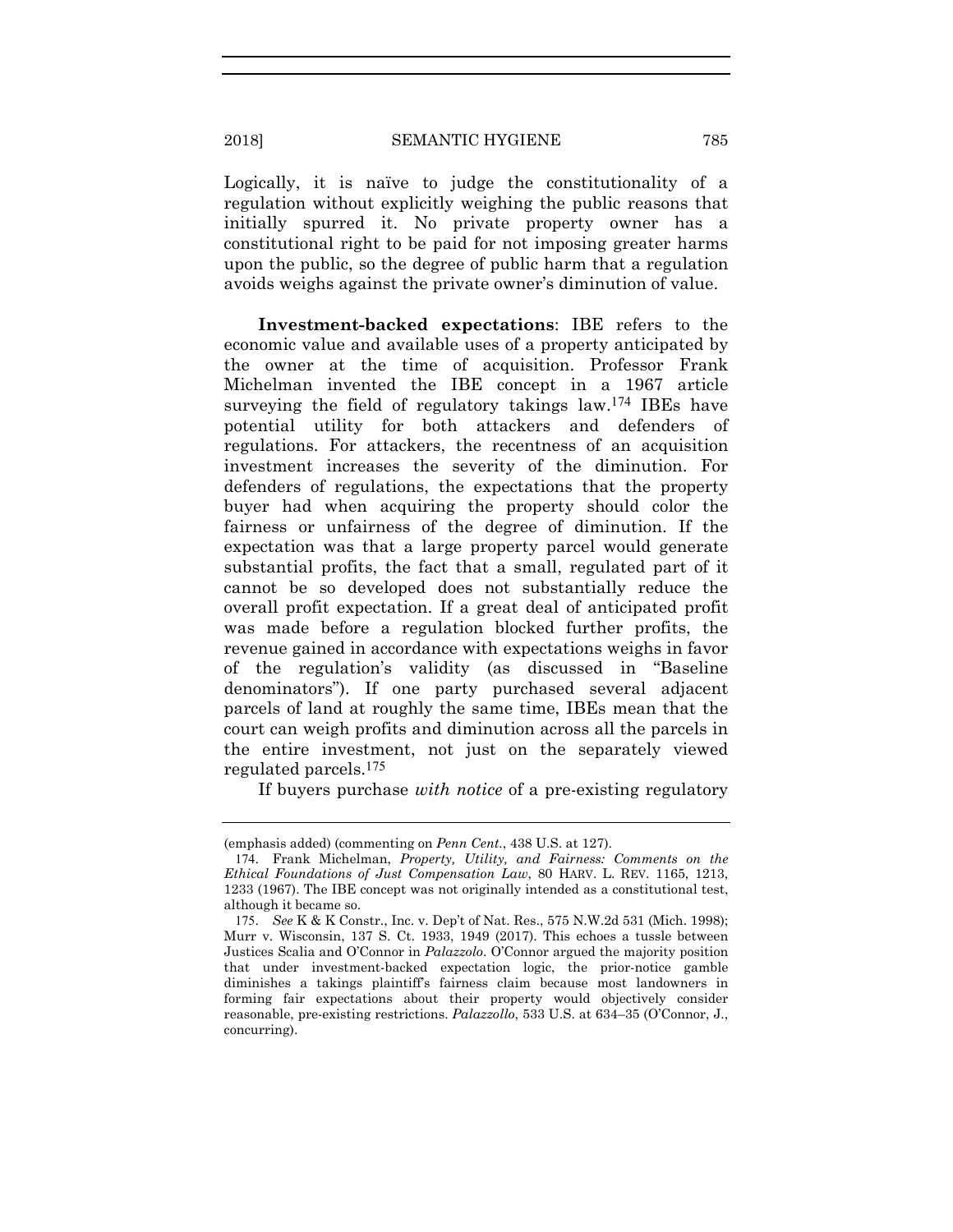Logically, it is naïve to judge the constitutionality of a regulation without explicitly weighing the public reasons that initially spurred it. No private property owner has a constitutional right to be paid for not imposing greater harms upon the public, so the degree of public harm that a regulation avoids weighs against the private owner's diminution of value.

**Investment-backed expectations**: IBE refers to the economic value and available uses of a property anticipated by the owner at the time of acquisition. Professor Frank Michelman invented the IBE concept in a 1967 article surveying the field of regulatory takings law.[174] IBEs have potential utility for both attackers and defenders of regulations. For attackers, the recentness of an acquisition investment increases the severity of the diminution. For defenders of regulations, the expectations that the property buyer had when acquiring the property should color the fairness or unfairness of the degree of diminution. If the expectation was that a large property parcel would generate substantial profits, the fact that a small, regulated part of it cannot be so developed does not substantially reduce the overall profit expectation. If a great deal of anticipated profit was made before a regulation blocked further profits, the revenue gained in accordance with expectations weighs in favor of the regulation's validity (as discussed in "Baseline denominators"). If one party purchased several adjacent parcels of land at roughly the same time, IBEs mean that the court can weigh profits and diminution across all the parcels in the entire investment, not just on the separately viewed regulated parcels.[175]

If buyers purchase *with notice* of a pre-existing regulatory

---

(emphasis added) (commenting on *Penn Cent.*, 438 U.S. at 127).

174. Frank Michelman, *Property, Utility, and Fairness: Comments on the Ethical Foundations of Just Compensation Law*, 80 HARV. L. REV. 1165, 1213, 1233 (1967). The IBE concept was not originally intended as a constitutional test, although it became so.

175. *See* K & K Constr., Inc. v. Dep't of Nat. Res., 575 N.W.2d 531 (Mich. 1998); Murr v. Wisconsin, 137 S. Ct. 1933, 1949 (2017). This echoes a tussle between Justices Scalia and O'Connor in *Palazzolo*. O'Connor argued the majority position that under investment-backed expectation logic, the prior-notice gamble diminishes a takings plaintiff's fairness claim because most landowners in forming fair expectations about their property would objectively consider reasonable, pre-existing restrictions. *Palazzollo*, 533 U.S. at 634–35 (O'Connor, J., concurring).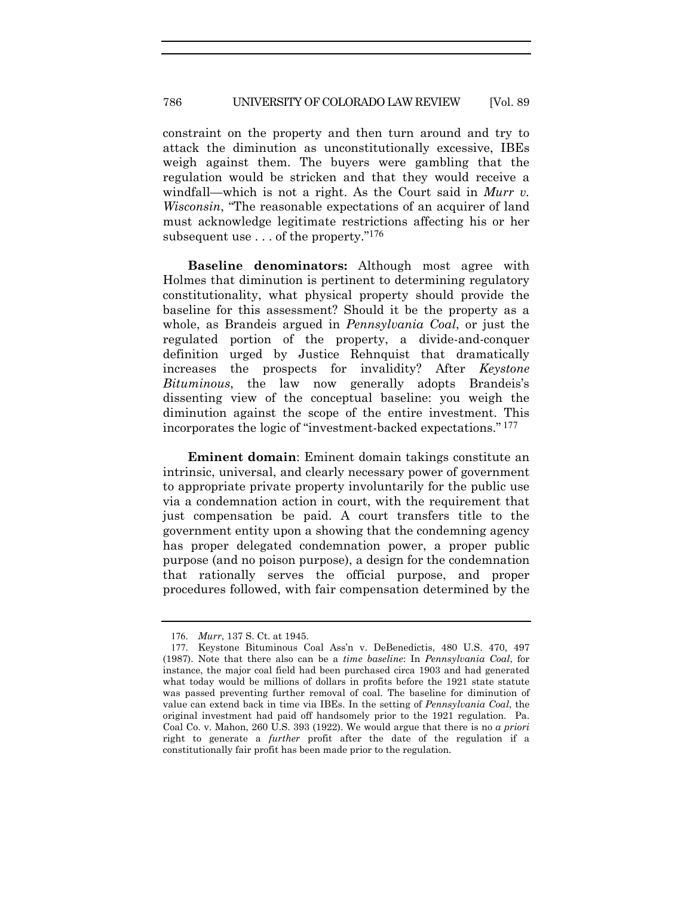constraint on the property and then turn around and try to attack the diminution as unconstitutionally excessive, IBEs weigh against them. The buyers were gambling that the regulation would be stricken and that they would receive a windfall—which is not a right. As the Court said in *Murr v. Wisconsin*, "The reasonable expectations of an acquirer of land must acknowledge legitimate restrictions affecting his or her subsequent use . . . of the property."[176]

**Baseline denominators:** Although most agree with Holmes that diminution is pertinent to determining regulatory constitutionality, what physical property should provide the baseline for this assessment? Should it be the property as a whole, as Brandeis argued in *Pennsylvania Coal*, or just the regulated portion of the property, a divide-and-conquer definition urged by Justice Rehnquist that dramatically increases the prospects for invalidity? After *Keystone Bituminous*, the law now generally adopts Brandeis's dissenting view of the conceptual baseline: you weigh the diminution against the scope of the entire investment. This incorporates the logic of "investment-backed expectations." [177]

**Eminent domain**: Eminent domain takings constitute an intrinsic, universal, and clearly necessary power of government to appropriate private property involuntarily for the public use via a condemnation action in court, with the requirement that just compensation be paid. A court transfers title to the government entity upon a showing that the condemning agency has proper delegated condemnation power, a proper public purpose (and no poison purpose), a design for the condemnation that rationally serves the official purpose, and proper procedures followed, with fair compensation determined by the

---

176. *Murr*, 137 S. Ct. at 1945.

177. Keystone Bituminous Coal Ass'n v. DeBenedictis, 480 U.S. 470, 497 (1987). Note that there also can be a *time baseline*: In *Pennsylvania Coal*, for instance, the major coal field had been purchased circa 1903 and had generated what today would be millions of dollars in profits before the 1921 state statute was passed preventing further removal of coal. The baseline for diminution of value can extend back in time via IBEs. In the setting of *Pennsylvania Coal*, the original investment had paid off handsomely prior to the 1921 regulation. Pa. Coal Co. v. Mahon, 260 U.S. 393 (1922). We would argue that there is no *a priori* right to generate a *further* profit after the date of the regulation if a constitutionally fair profit has been made prior to the regulation.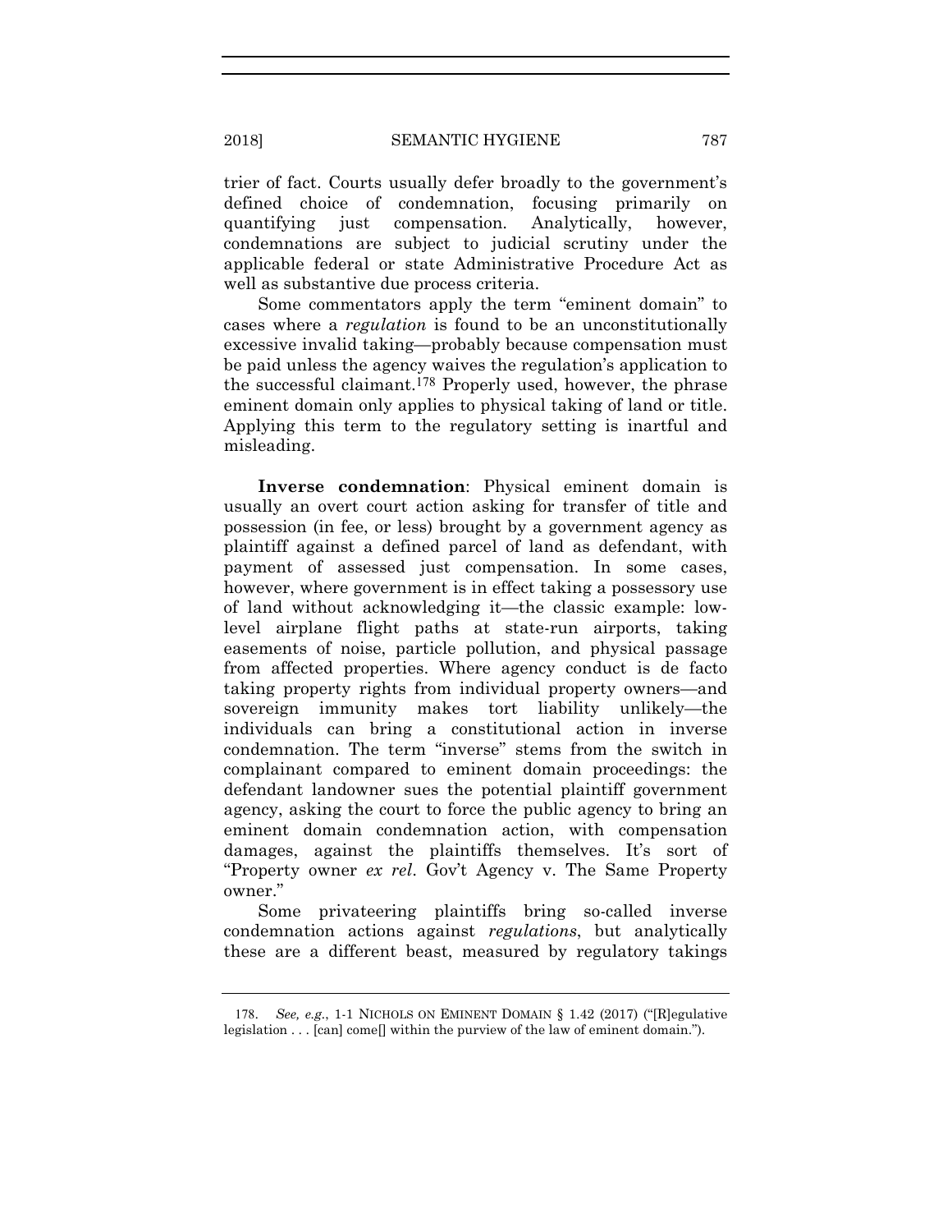trier of fact. Courts usually defer broadly to the government's defined choice of condemnation, focusing primarily on quantifying just compensation. Analytically, however, condemnations are subject to judicial scrutiny under the applicable federal or state Administrative Procedure Act as well as substantive due process criteria.

Some commentators apply the term "eminent domain" to cases where a *regulation* is found to be an unconstitutionally excessive invalid taking—probably because compensation must be paid unless the agency waives the regulation's application to the successful claimant.[178] Properly used, however, the phrase eminent domain only applies to physical taking of land or title. Applying this term to the regulatory setting is inartful and misleading.

**Inverse condemnation**: Physical eminent domain is usually an overt court action asking for transfer of title and possession (in fee, or less) brought by a government agency as plaintiff against a defined parcel of land as defendant, with payment of assessed just compensation. In some cases, however, where government is in effect taking a possessory use of land without acknowledging it—the classic example: low-level airplane flight paths at state-run airports, taking easements of noise, particle pollution, and physical passage from affected properties. Where agency conduct is de facto taking property rights from individual property owners—and sovereign immunity makes tort liability unlikely—the individuals can bring a constitutional action in inverse condemnation. The term "inverse" stems from the switch in complainant compared to eminent domain proceedings: the defendant landowner sues the potential plaintiff government agency, asking the court to force the public agency to bring an eminent domain condemnation action, with compensation damages, against the plaintiffs themselves. It's sort of "Property owner *ex rel*. Gov't Agency v. The Same Property owner."

Some privateering plaintiffs bring so-called inverse condemnation actions against *regulations*, but analytically these are a different beast, measured by regulatory takings

---

178. *See, e.g.*, 1-1 NICHOLS ON EMINENT DOMAIN § 1.42 (2017) ("[R]egulative legislation . . . [can] come[] within the purview of the law of eminent domain.").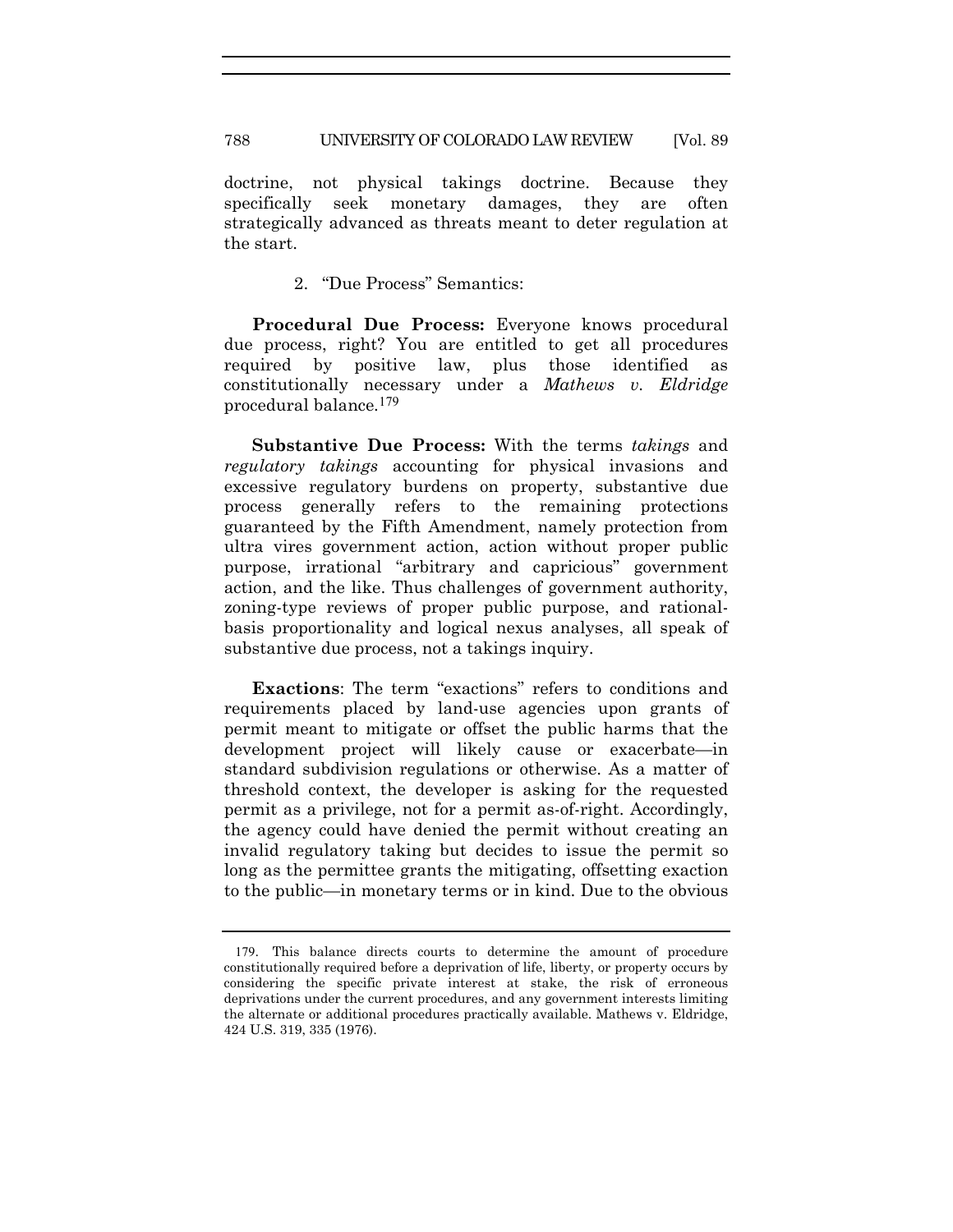doctrine, not physical takings doctrine. Because they specifically seek monetary damages, they are often strategically advanced as threats meant to deter regulation at the start.

2. "Due Process" Semantics:

**Procedural Due Process:** Everyone knows procedural due process, right? You are entitled to get all procedures required by positive law, plus those identified as constitutionally necessary under a *Mathews v. Eldridge* procedural balance.[179]

**Substantive Due Process:** With the terms *takings* and *regulatory takings* accounting for physical invasions and excessive regulatory burdens on property, substantive due process generally refers to the remaining protections guaranteed by the Fifth Amendment, namely protection from ultra vires government action, action without proper public purpose, irrational "arbitrary and capricious" government action, and the like. Thus challenges of government authority, zoning-type reviews of proper public purpose, and rational-basis proportionality and logical nexus analyses, all speak of substantive due process, not a takings inquiry.

**Exactions**: The term "exactions" refers to conditions and requirements placed by land-use agencies upon grants of permit meant to mitigate or offset the public harms that the development project will likely cause or exacerbate—in standard subdivision regulations or otherwise. As a matter of threshold context, the developer is asking for the requested permit as a privilege, not for a permit as-of-right. Accordingly, the agency could have denied the permit without creating an invalid regulatory taking but decides to issue the permit so long as the permittee grants the mitigating, offsetting exaction to the public—in monetary terms or in kind. Due to the obvious

179. This balance directs courts to determine the amount of procedure constitutionally required before a deprivation of life, liberty, or property occurs by considering the specific private interest at stake, the risk of erroneous deprivations under the current procedures, and any government interests limiting the alternate or additional procedures practically available. Mathews v. Eldridge, 424 U.S. 319, 335 (1976).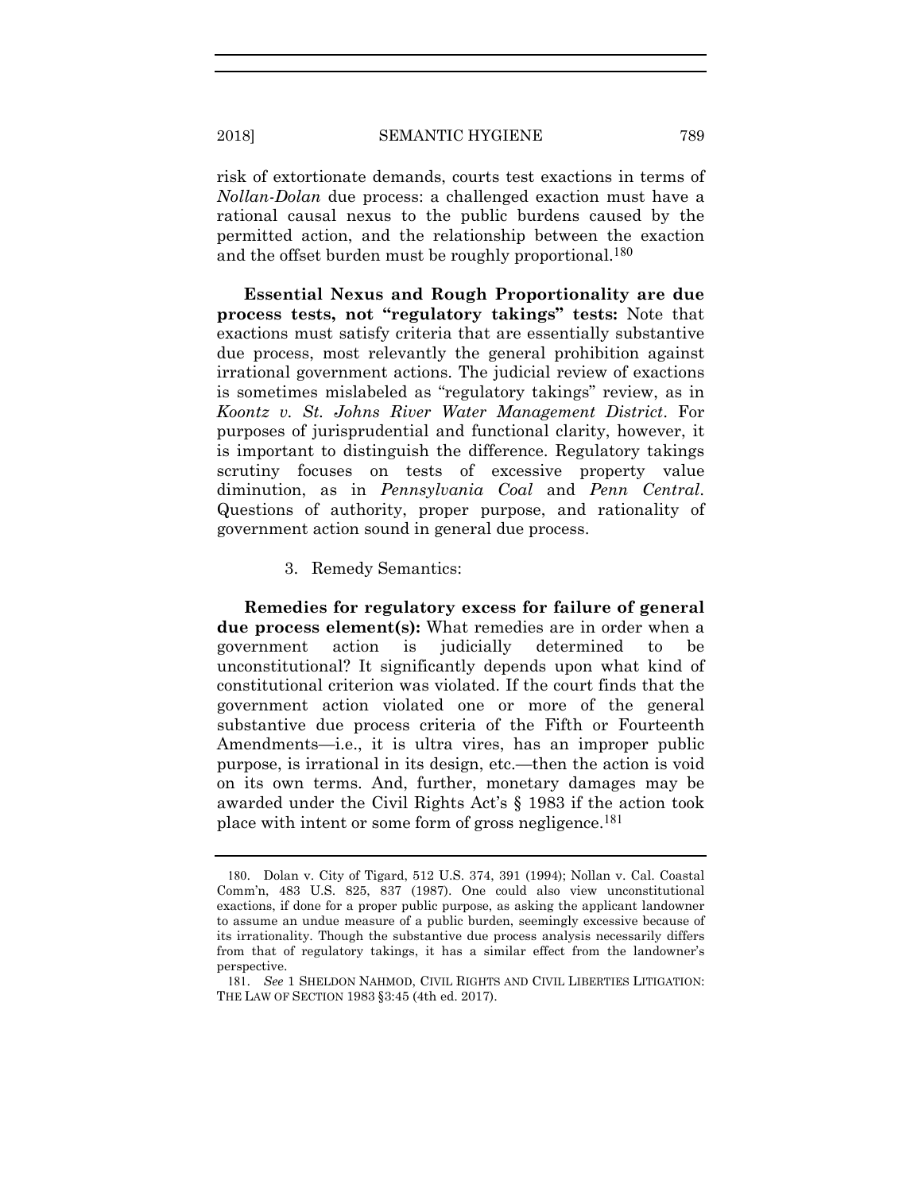risk of extortionate demands, courts test exactions in terms of *Nollan-Dolan* due process: a challenged exaction must have a rational causal nexus to the public burdens caused by the permitted action, and the relationship between the exaction and the offset burden must be roughly proportional.[180]

**Essential Nexus and Rough Proportionality are due process tests, not "regulatory takings" tests:** Note that exactions must satisfy criteria that are essentially substantive due process, most relevantly the general prohibition against irrational government actions. The judicial review of exactions is sometimes mislabeled as "regulatory takings" review, as in *Koontz v. St. Johns River Water Management District*. For purposes of jurisprudential and functional clarity, however, it is important to distinguish the difference. Regulatory takings scrutiny focuses on tests of excessive property value diminution, as in *Pennsylvania Coal* and *Penn Central*. Questions of authority, proper purpose, and rationality of government action sound in general due process.

3. Remedy Semantics:

**Remedies for regulatory excess for failure of general due process element(s):** What remedies are in order when a government action is judicially determined to be unconstitutional? It significantly depends upon what kind of constitutional criterion was violated. If the court finds that the government action violated one or more of the general substantive due process criteria of the Fifth or Fourteenth Amendments—i.e., it is ultra vires, has an improper public purpose, is irrational in its design, etc.—then the action is void on its own terms. And, further, monetary damages may be awarded under the Civil Rights Act's § 1983 if the action took place with intent or some form of gross negligence.[181]

---

180. Dolan v. City of Tigard, 512 U.S. 374, 391 (1994); Nollan v. Cal. Coastal Comm'n, 483 U.S. 825, 837 (1987). One could also view unconstitutional exactions, if done for a proper public purpose, as asking the applicant landowner to assume an undue measure of a public burden, seemingly excessive because of its irrationality. Though the substantive due process analysis necessarily differs from that of regulatory takings, it has a similar effect from the landowner's perspective.

181. *See* 1 SHELDON NAHMOD, CIVIL RIGHTS AND CIVIL LIBERTIES LITIGATION: THE LAW OF SECTION 1983 §3:45 (4th ed. 2017).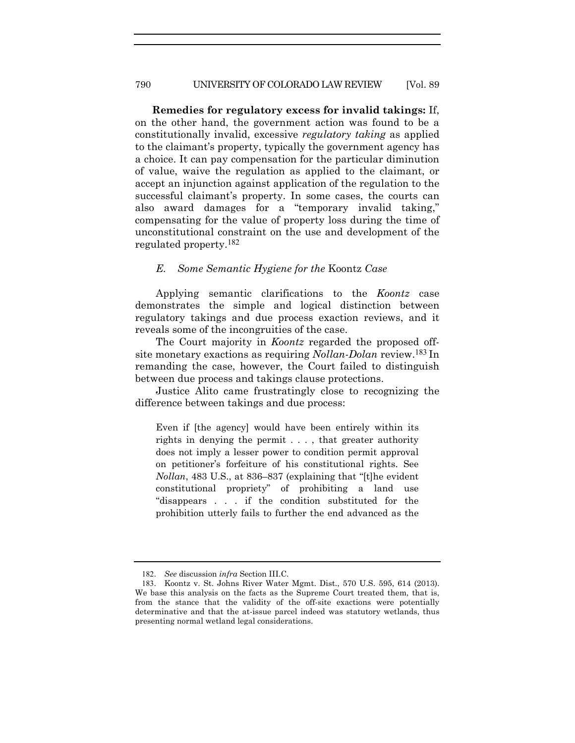**Remedies for regulatory excess for invalid takings:** If, on the other hand, the government action was found to be a constitutionally invalid, excessive *regulatory taking* as applied to the claimant's property, typically the government agency has a choice. It can pay compensation for the particular diminution of value, waive the regulation as applied to the claimant, or accept an injunction against application of the regulation to the successful claimant's property. In some cases, the courts can also award damages for a "temporary invalid taking," compensating for the value of property loss during the time of unconstitutional constraint on the use and development of the regulated property.[182]

### *E. Some Semantic Hygiene for the* Koontz *Case*

Applying semantic clarifications to the *Koontz* case demonstrates the simple and logical distinction between regulatory takings and due process exaction reviews, and it reveals some of the incongruities of the case.

The Court majority in *Koontz* regarded the proposed off-site monetary exactions as requiring *Nollan-Dolan* review.[183] In remanding the case, however, the Court failed to distinguish between due process and takings clause protections.

Justice Alito came frustratingly close to recognizing the difference between takings and due process:

> Even if [the agency] would have been entirely within its rights in denying the permit . . . , that greater authority does not imply a lesser power to condition permit approval on petitioner's forfeiture of his constitutional rights. See *Nollan*, 483 U.S., at 836–837 (explaining that "[t]he evident constitutional propriety" of prohibiting a land use "disappears . . . if the condition substituted for the prohibition utterly fails to further the end advanced as the

---

182. *See* discussion *infra* Section III.C.

183. Koontz v. St. Johns River Water Mgmt. Dist., 570 U.S. 595, 614 (2013). We base this analysis on the facts as the Supreme Court treated them, that is, from the stance that the validity of the off-site exactions were potentially determinative and that the at-issue parcel indeed was statutory wetlands, thus presenting normal wetland legal considerations.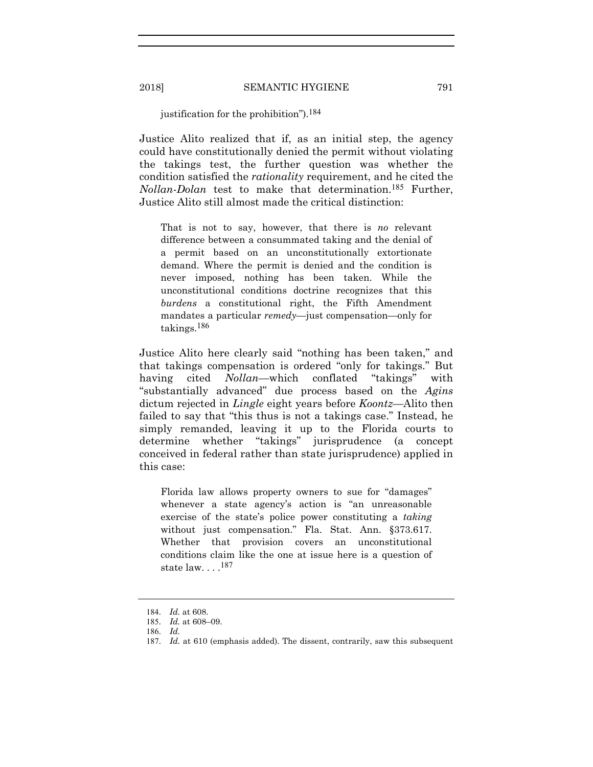justification for the prohibition").[184]

Justice Alito realized that if, as an initial step, the agency could have constitutionally denied the permit without violating the takings test, the further question was whether the condition satisfied the *rationality* requirement, and he cited the *Nollan-Dolan* test to make that determination.[185] Further, Justice Alito still almost made the critical distinction:

> That is not to say, however, that there is *no* relevant difference between a consummated taking and the denial of a permit based on an unconstitutionally extortionate demand. Where the permit is denied and the condition is never imposed, nothing has been taken. While the unconstitutional conditions doctrine recognizes that this *burdens* a constitutional right, the Fifth Amendment mandates a particular *remedy*—just compensation—only for takings.[186]

Justice Alito here clearly said "nothing has been taken," and that takings compensation is ordered "only for takings." But having cited *Nollan*—which conflated "takings" with "substantially advanced" due process based on the *Agins* dictum rejected in *Lingle* eight years before *Koontz*—Alito then failed to say that "this thus is not a takings case." Instead, he simply remanded, leaving it up to the Florida courts to determine whether "takings" jurisprudence (a concept conceived in federal rather than state jurisprudence) applied in this case:

> Florida law allows property owners to sue for "damages" whenever a state agency's action is "an unreasonable exercise of the state's police power constituting a *taking* without just compensation." Fla. Stat. Ann. §373.617. Whether that provision covers an unconstitutional conditions claim like the one at issue here is a question of state law. . . .[187]

---

184. *Id.* at 608.

185. *Id.* at 608–09.

186. *Id.*

187. *Id.* at 610 (emphasis added). The dissent, contrarily, saw this subsequent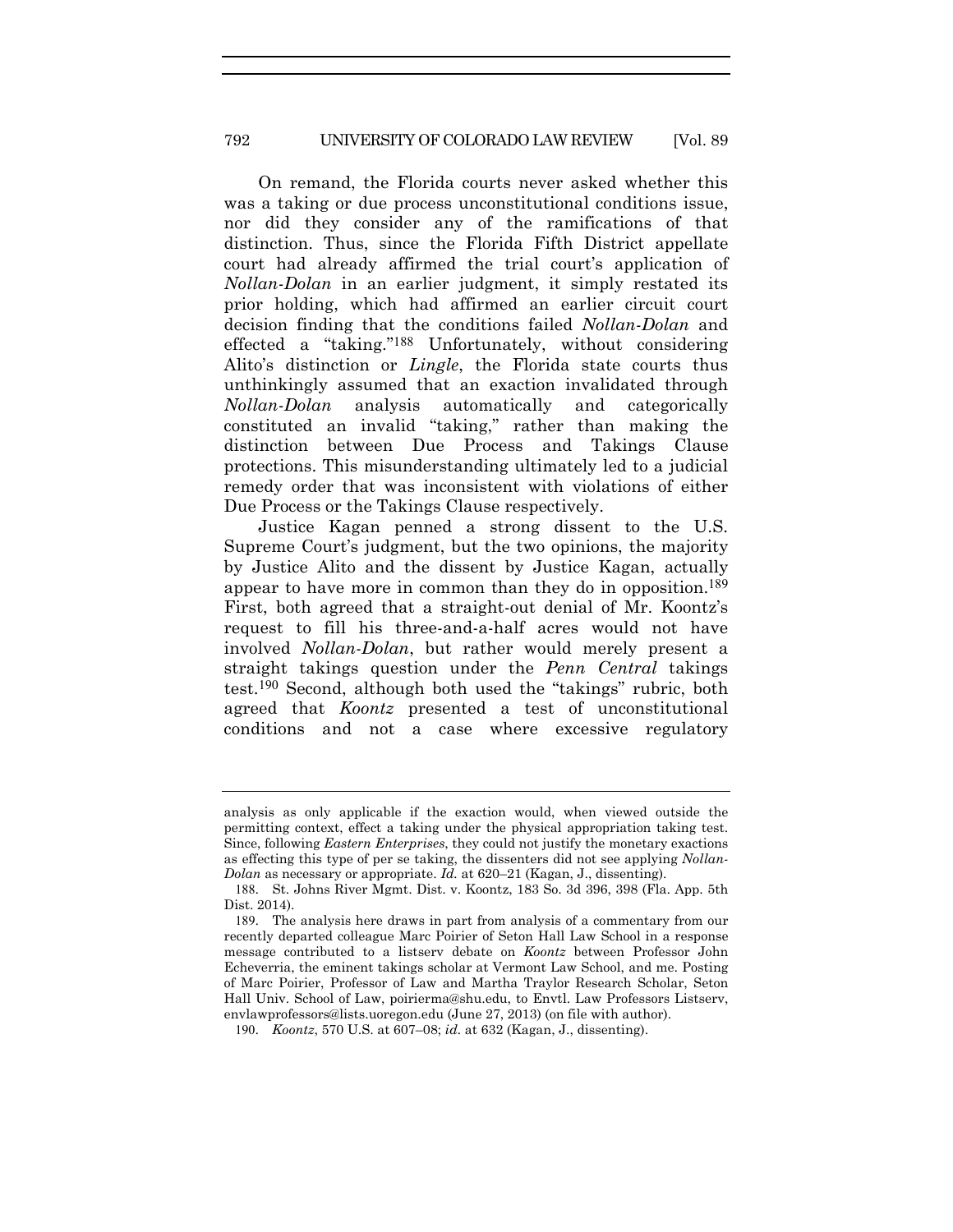On remand, the Florida courts never asked whether this was a taking or due process unconstitutional conditions issue, nor did they consider any of the ramifications of that distinction. Thus, since the Florida Fifth District appellate court had already affirmed the trial court's application of *Nollan-Dolan* in an earlier judgment, it simply restated its prior holding, which had affirmed an earlier circuit court decision finding that the conditions failed *Nollan-Dolan* and effected a "taking."[188] Unfortunately, without considering Alito's distinction or *Lingle*, the Florida state courts thus unthinkingly assumed that an exaction invalidated through *Nollan-Dolan* analysis automatically and categorically constituted an invalid "taking," rather than making the distinction between Due Process and Takings Clause protections. This misunderstanding ultimately led to a judicial remedy order that was inconsistent with violations of either Due Process or the Takings Clause respectively.

Justice Kagan penned a strong dissent to the U.S. Supreme Court's judgment, but the two opinions, the majority by Justice Alito and the dissent by Justice Kagan, actually appear to have more in common than they do in opposition.[189] First, both agreed that a straight-out denial of Mr. Koontz's request to fill his three-and-a-half acres would not have involved *Nollan-Dolan*, but rather would merely present a straight takings question under the *Penn Central* takings test.[190] Second, although both used the "takings" rubric, both agreed that *Koontz* presented a test of unconstitutional conditions and not a case where excessive regulatory

---

analysis as only applicable if the exaction would, when viewed outside the permitting context, effect a taking under the physical appropriation taking test. Since, following *Eastern Enterprises*, they could not justify the monetary exactions as effecting this type of per se taking, the dissenters did not see applying *Nollan-Dolan* as necessary or appropriate. *Id.* at 620–21 (Kagan, J., dissenting).

188. St. Johns River Mgmt. Dist. v. Koontz, 183 So. 3d 396, 398 (Fla. App. 5th Dist. 2014).

189. The analysis here draws in part from analysis of a commentary from our recently departed colleague Marc Poirier of Seton Hall Law School in a response message contributed to a listserv debate on *Koontz* between Professor John Echeverria, the eminent takings scholar at Vermont Law School, and me. Posting of Marc Poirier, Professor of Law and Martha Traylor Research Scholar, Seton Hall Univ. School of Law, poirierma@shu.edu, to Envtl. Law Professors Listserv, envlawprofessors@lists.uoregon.edu (June 27, 2013) (on file with author).

190. *Koontz*, 570 U.S. at 607–08; *id.* at 632 (Kagan, J., dissenting).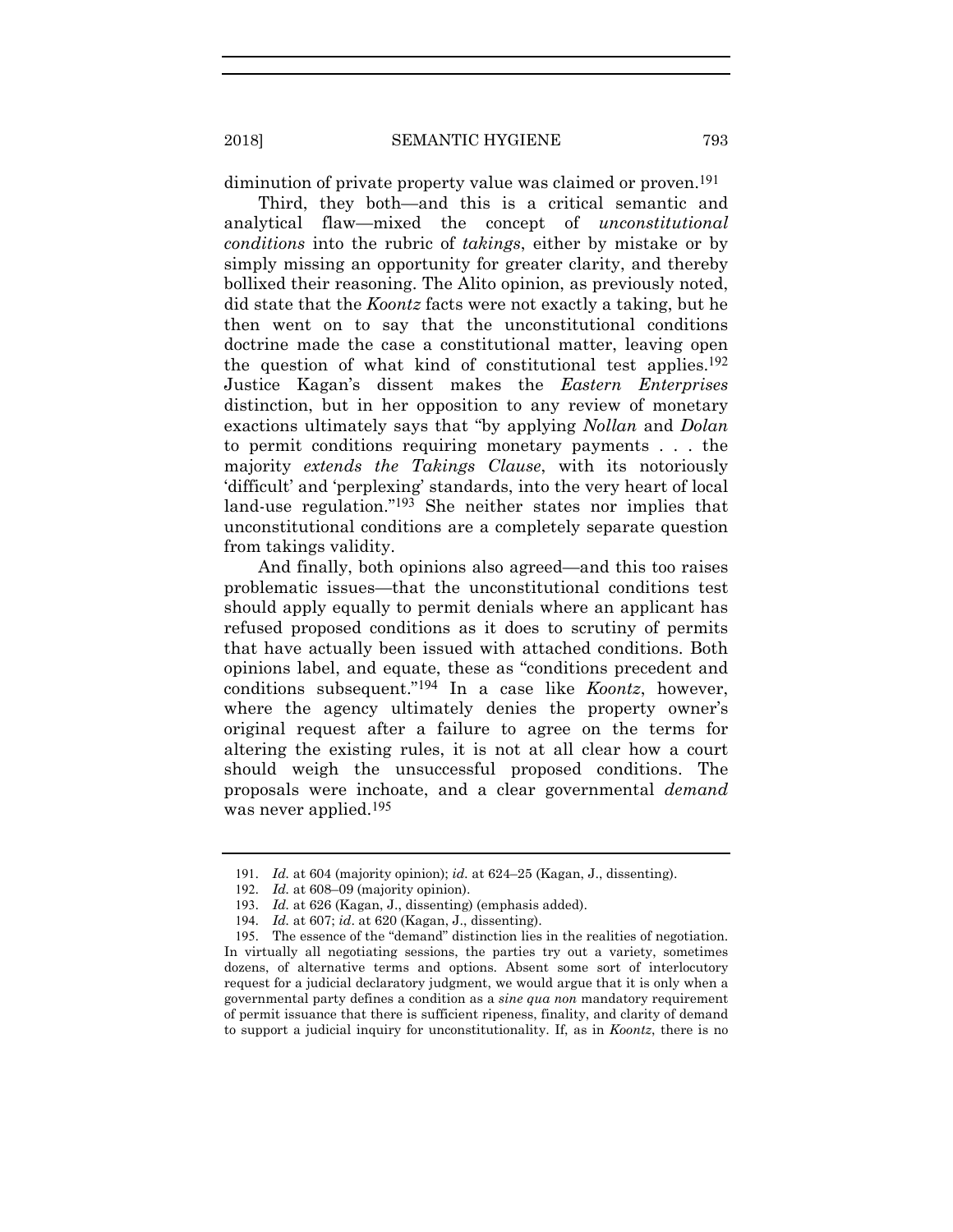diminution of private property value was claimed or proven.[191]

Third, they both—and this is a critical semantic and analytical flaw—mixed the concept of *unconstitutional conditions* into the rubric of *takings*, either by mistake or by simply missing an opportunity for greater clarity, and thereby bollixed their reasoning. The Alito opinion, as previously noted, did state that the *Koontz* facts were not exactly a taking, but he then went on to say that the unconstitutional conditions doctrine made the case a constitutional matter, leaving open the question of what kind of constitutional test applies.[192] Justice Kagan's dissent makes the *Eastern Enterprises* distinction, but in her opposition to any review of monetary exactions ultimately says that "by applying *Nollan* and *Dolan* to permit conditions requiring monetary payments . . . the majority *extends the Takings Clause*, with its notoriously 'difficult' and 'perplexing' standards, into the very heart of local land-use regulation."[193] She neither states nor implies that unconstitutional conditions are a completely separate question from takings validity.

And finally, both opinions also agreed—and this too raises problematic issues—that the unconstitutional conditions test should apply equally to permit denials where an applicant has refused proposed conditions as it does to scrutiny of permits that have actually been issued with attached conditions. Both opinions label, and equate, these as "conditions precedent and conditions subsequent."[194] In a case like *Koontz*, however, where the agency ultimately denies the property owner's original request after a failure to agree on the terms for altering the existing rules, it is not at all clear how a court should weigh the unsuccessful proposed conditions. The proposals were inchoate, and a clear governmental *demand* was never applied.[195]

---

191. *Id.* at 604 (majority opinion); *id.* at 624–25 (Kagan, J., dissenting).

192. *Id.* at 608–09 (majority opinion).

193. *Id.* at 626 (Kagan, J., dissenting) (emphasis added).

194. *Id.* at 607; *id*. at 620 (Kagan, J., dissenting).

195. The essence of the "demand" distinction lies in the realities of negotiation. In virtually all negotiating sessions, the parties try out a variety, sometimes dozens, of alternative terms and options. Absent some sort of interlocutory request for a judicial declaratory judgment, we would argue that it is only when a governmental party defines a condition as a *sine qua non* mandatory requirement of permit issuance that there is sufficient ripeness, finality, and clarity of demand to support a judicial inquiry for unconstitutionality. If, as in *Koontz*, there is no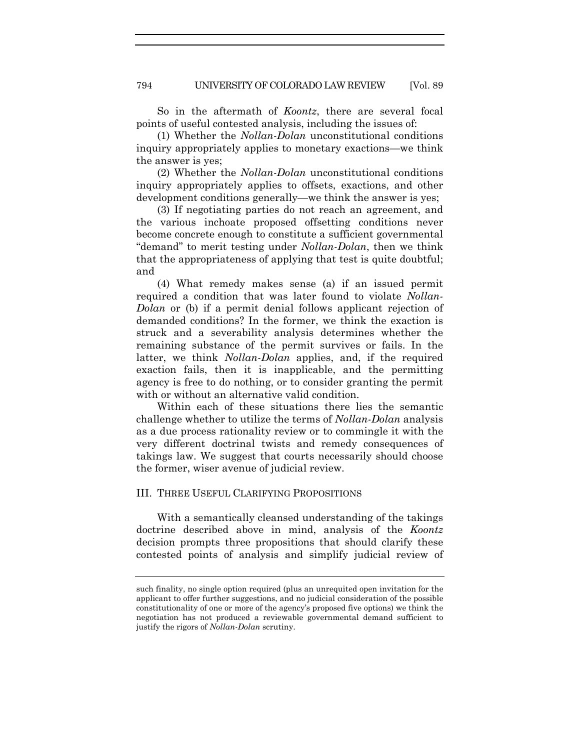So in the aftermath of *Koontz*, there are several focal points of useful contested analysis, including the issues of:

(1) Whether the *Nollan-Dolan* unconstitutional conditions inquiry appropriately applies to monetary exactions—we think the answer is yes;

(2) Whether the *Nollan-Dolan* unconstitutional conditions inquiry appropriately applies to offsets, exactions, and other development conditions generally—we think the answer is yes;

(3) If negotiating parties do not reach an agreement, and the various inchoate proposed offsetting conditions never become concrete enough to constitute a sufficient governmental "demand" to merit testing under *Nollan-Dolan*, then we think that the appropriateness of applying that test is quite doubtful; and

(4) What remedy makes sense (a) if an issued permit required a condition that was later found to violate *Nollan-Dolan* or (b) if a permit denial follows applicant rejection of demanded conditions? In the former, we think the exaction is struck and a severability analysis determines whether the remaining substance of the permit survives or fails. In the latter, we think *Nollan-Dolan* applies, and, if the required exaction fails, then it is inapplicable, and the permitting agency is free to do nothing, or to consider granting the permit with or without an alternative valid condition.

Within each of these situations there lies the semantic challenge whether to utilize the terms of *Nollan-Dolan* analysis as a due process rationality review or to commingle it with the very different doctrinal twists and remedy consequences of takings law. We suggest that courts necessarily should choose the former, wiser avenue of judicial review.

## III. THREE USEFUL CLARIFYING PROPOSITIONS

With a semantically cleansed understanding of the takings doctrine described above in mind, analysis of the *Koontz* decision prompts three propositions that should clarify these contested points of analysis and simplify judicial review of

---

such finality, no single option required (plus an unrequited open invitation for the applicant to offer further suggestions, and no judicial consideration of the possible constitutionality of one or more of the agency's proposed five options) we think the negotiation has not produced a reviewable governmental demand sufficient to justify the rigors of *Nollan-Dolan* scrutiny.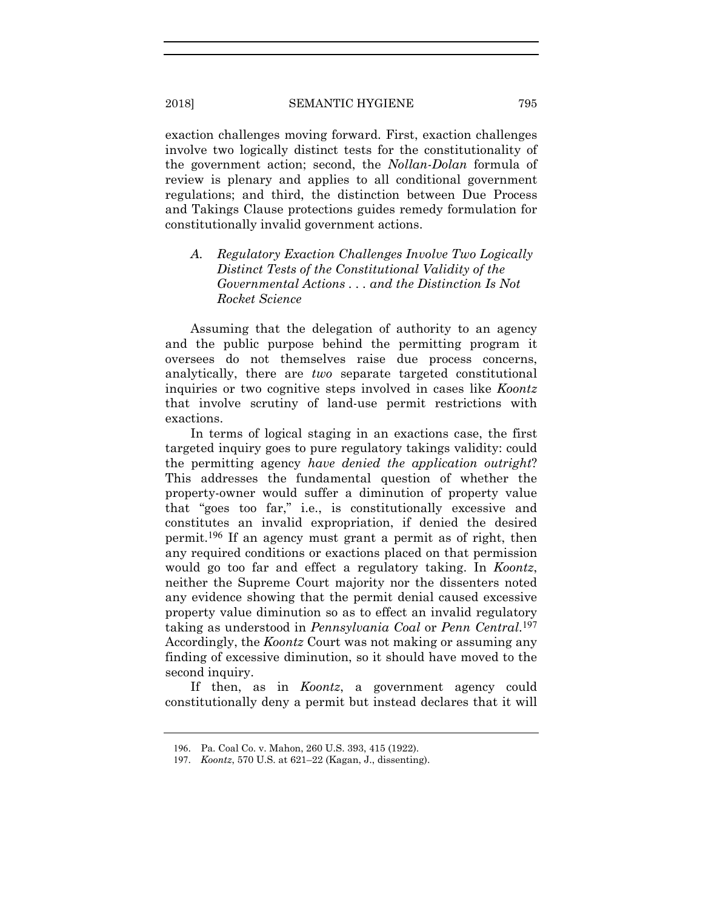exaction challenges moving forward. First, exaction challenges involve two logically distinct tests for the constitutionality of the government action; second, the *Nollan-Dolan* formula of review is plenary and applies to all conditional government regulations; and third, the distinction between Due Process and Takings Clause protections guides remedy formulation for constitutionally invalid government actions.

### *A. Regulatory Exaction Challenges Involve Two Logically Distinct Tests of the Constitutional Validity of the Governmental Actions . . . and the Distinction Is Not Rocket Science*

Assuming that the delegation of authority to an agency and the public purpose behind the permitting program it oversees do not themselves raise due process concerns, analytically, there are *two* separate targeted constitutional inquiries or two cognitive steps involved in cases like *Koontz* that involve scrutiny of land-use permit restrictions with exactions.

In terms of logical staging in an exactions case, the first targeted inquiry goes to pure regulatory takings validity: could the permitting agency *have denied the application outright*? This addresses the fundamental question of whether the property-owner would suffer a diminution of property value that "goes too far," i.e., is constitutionally excessive and constitutes an invalid expropriation, if denied the desired permit.[196] If an agency must grant a permit as of right, then any required conditions or exactions placed on that permission would go too far and effect a regulatory taking. In *Koontz*, neither the Supreme Court majority nor the dissenters noted any evidence showing that the permit denial caused excessive property value diminution so as to effect an invalid regulatory taking as understood in *Pennsylvania Coal* or *Penn Central*.[197] Accordingly, the *Koontz* Court was not making or assuming any finding of excessive diminution, so it should have moved to the second inquiry.

If then, as in *Koontz*, a government agency could constitutionally deny a permit but instead declares that it will

---

196. Pa. Coal Co. v. Mahon, 260 U.S. 393, 415 (1922).

197. *Koontz*, 570 U.S. at 621–22 (Kagan, J., dissenting).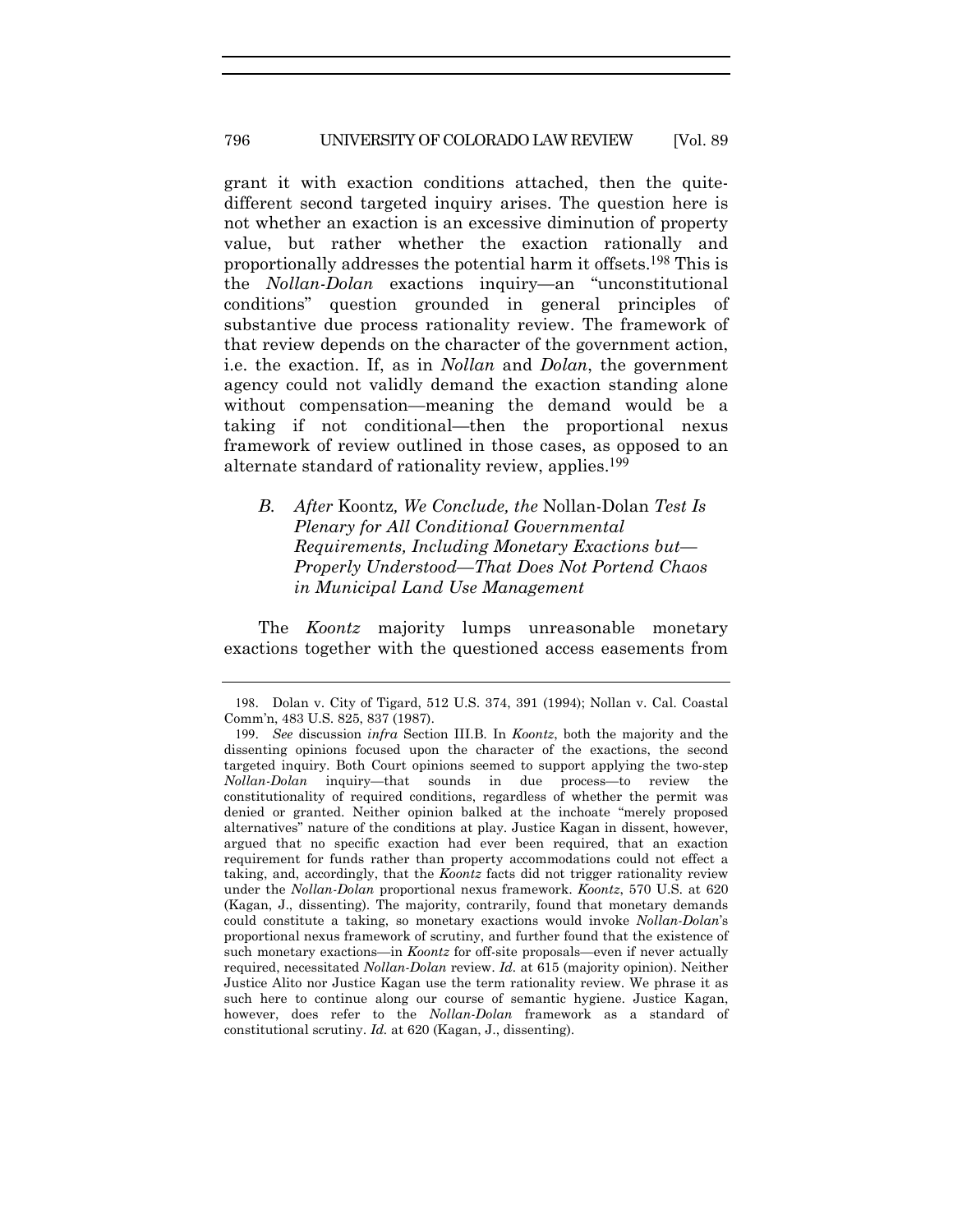grant it with exaction conditions attached, then the quite-different second targeted inquiry arises. The question here is not whether an exaction is an excessive diminution of property value, but rather whether the exaction rationally and proportionally addresses the potential harm it offsets.[198] This is the *Nollan-Dolan* exactions inquiry—an "unconstitutional conditions" question grounded in general principles of substantive due process rationality review. The framework of that review depends on the character of the government action, i.e. the exaction. If, as in *Nollan* and *Dolan*, the government agency could not validly demand the exaction standing alone without compensation—meaning the demand would be a taking if not conditional—then the proportional nexus framework of review outlined in those cases, as opposed to an alternate standard of rationality review, applies.[199]

### *B. After* Koontz*, We Conclude, the* Nollan-Dolan *Test Is Plenary for All Conditional Governmental Requirements, Including Monetary Exactions but—Properly Understood—That Does Not Portend Chaos in Municipal Land Use Management*

The *Koontz* majority lumps unreasonable monetary exactions together with the questioned access easements from

---

198. Dolan v. City of Tigard, 512 U.S. 374, 391 (1994); Nollan v. Cal. Coastal Comm'n, 483 U.S. 825, 837 (1987).

199. *See* discussion *infra* Section III.B. In *Koontz*, both the majority and the dissenting opinions focused upon the character of the exactions, the second targeted inquiry. Both Court opinions seemed to support applying the two-step *Nollan-Dolan* inquiry—that sounds in due process—to review the constitutionality of required conditions, regardless of whether the permit was denied or granted. Neither opinion balked at the inchoate "merely proposed alternatives" nature of the conditions at play. Justice Kagan in dissent, however, argued that no specific exaction had ever been required, that an exaction requirement for funds rather than property accommodations could not effect a taking, and, accordingly, that the *Koontz* facts did not trigger rationality review under the *Nollan-Dolan* proportional nexus framework. *Koontz*, 570 U.S. at 620 (Kagan, J., dissenting). The majority, contrarily, found that monetary demands could constitute a taking, so monetary exactions would invoke *Nollan-Dolan*'s proportional nexus framework of scrutiny, and further found that the existence of such monetary exactions—in *Koontz* for off-site proposals—even if never actually required, necessitated *Nollan-Dolan* review. *Id.* at 615 (majority opinion). Neither Justice Alito nor Justice Kagan use the term rationality review. We phrase it as such here to continue along our course of semantic hygiene. Justice Kagan, however, does refer to the *Nollan-Dolan* framework as a standard of constitutional scrutiny. *Id.* at 620 (Kagan, J., dissenting).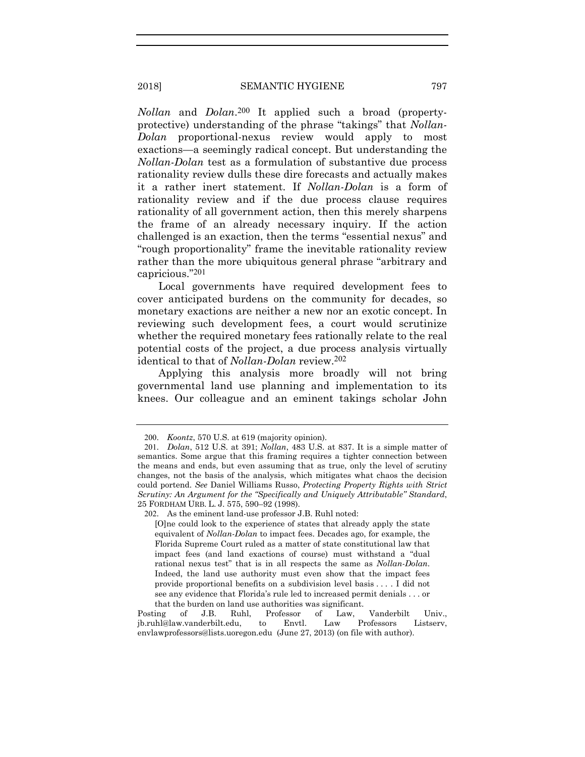*Nollan* and *Dolan*.[200] It applied such a broad (property-protective) understanding of the phrase "takings" that *Nollan-Dolan* proportional-nexus review would apply to most exactions—a seemingly radical concept. But understanding the *Nollan-Dolan* test as a formulation of substantive due process rationality review dulls these dire forecasts and actually makes it a rather inert statement. If *Nollan-Dolan* is a form of rationality review and if the due process clause requires rationality of all government action, then this merely sharpens the frame of an already necessary inquiry. If the action challenged is an exaction, then the terms "essential nexus" and "rough proportionality" frame the inevitable rationality review rather than the more ubiquitous general phrase "arbitrary and capricious."[201]

Local governments have required development fees to cover anticipated burdens on the community for decades, so monetary exactions are neither a new nor an exotic concept. In reviewing such development fees, a court would scrutinize whether the required monetary fees rationally relate to the real potential costs of the project, a due process analysis virtually identical to that of *Nollan-Dolan* review.[202]

Applying this analysis more broadly will not bring governmental land use planning and implementation to its knees. Our colleague and an eminent takings scholar John

---

200. *Koontz*, 570 U.S. at 619 (majority opinion).

201. *Dolan*, 512 U.S. at 391; *Nollan*, 483 U.S. at 837. It is a simple matter of semantics. Some argue that this framing requires a tighter connection between the means and ends, but even assuming that as true, only the level of scrutiny changes, not the basis of the analysis, which mitigates what chaos the decision could portend. *See* Daniel Williams Russo, *Protecting Property Rights with Strict Scrutiny: An Argument for the "Specifically and Uniquely Attributable" Standard*, 25 FORDHAM URB. L. J. 575, 590–92 (1998).

202. As the eminent land-use professor J.B. Ruhl noted:

> [O]ne could look to the experience of states that already apply the state equivalent of *Nollan-Dolan* to impact fees. Decades ago, for example, the Florida Supreme Court ruled as a matter of state constitutional law that impact fees (and land exactions of course) must withstand a "dual rational nexus test" that is in all respects the same as *Nollan-Dolan*. Indeed, the land use authority must even show that the impact fees provide proportional benefits on a subdivision level basis . . . . I did not see any evidence that Florida's rule led to increased permit denials . . . or that the burden on land use authorities was significant.

Posting of J.B. Ruhl, Professor of Law, Vanderbilt Univ., jb.ruhl@law.vanderbilt.edu, to Envtl. Law Professors Listserv, envlawprofessors@lists.uoregon.edu (June 27, 2013) (on file with author).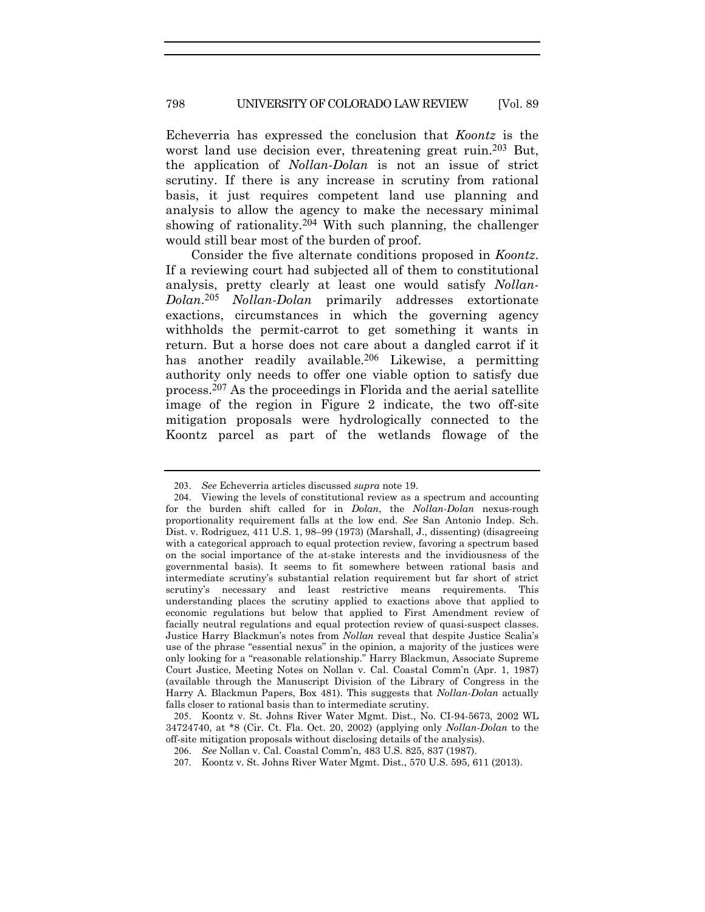Echeverria has expressed the conclusion that *Koontz* is the worst land use decision ever, threatening great ruin.[203] But, the application of *Nollan-Dolan* is not an issue of strict scrutiny. If there is any increase in scrutiny from rational basis, it just requires competent land use planning and analysis to allow the agency to make the necessary minimal showing of rationality.[204] With such planning, the challenger would still bear most of the burden of proof.

Consider the five alternate conditions proposed in *Koontz*. If a reviewing court had subjected all of them to constitutional analysis, pretty clearly at least one would satisfy *Nollan-Dolan*.[205] *Nollan-Dolan* primarily addresses extortionate exactions, circumstances in which the governing agency withholds the permit-carrot to get something it wants in return. But a horse does not care about a dangled carrot if it has another readily available.[206] Likewise, a permitting authority only needs to offer one viable option to satisfy due process.[207] As the proceedings in Florida and the aerial satellite image of the region in Figure 2 indicate, the two off-site mitigation proposals were hydrologically connected to the Koontz parcel as part of the wetlands flowage of the

---

203. *See* Echeverria articles discussed *supra* note 19.

204. Viewing the levels of constitutional review as a spectrum and accounting for the burden shift called for in *Dolan*, the *Nollan-Dolan* nexus-rough proportionality requirement falls at the low end. *See* San Antonio Indep. Sch. Dist. v. Rodriguez, 411 U.S. 1, 98–99 (1973) (Marshall, J., dissenting) (disagreeing with a categorical approach to equal protection review, favoring a spectrum based on the social importance of the at-stake interests and the invidiousness of the governmental basis). It seems to fit somewhere between rational basis and intermediate scrutiny's substantial relation requirement but far short of strict scrutiny's necessary and least restrictive means requirements. This understanding places the scrutiny applied to exactions above that applied to economic regulations but below that applied to First Amendment review of facially neutral regulations and equal protection review of quasi-suspect classes. Justice Harry Blackmun's notes from *Nollan* reveal that despite Justice Scalia's use of the phrase "essential nexus" in the opinion, a majority of the justices were only looking for a "reasonable relationship." Harry Blackmun, Associate Supreme Court Justice, Meeting Notes on Nollan v. Cal. Coastal Comm'n (Apr. 1, 1987) (available through the Manuscript Division of the Library of Congress in the Harry A. Blackmun Papers, Box 481). This suggests that *Nollan-Dolan* actually falls closer to rational basis than to intermediate scrutiny.

205. Koontz v. St. Johns River Water Mgmt. Dist., No. CI-94-5673, 2002 WL 34724740, at *8 (Cir. Ct. Fla. Oct. 20, 2002) (applying only *Nollan-Dolan* to the off-site mitigation proposals without disclosing details of the analysis).

206. *See* Nollan v. Cal. Coastal Comm'n, 483 U.S. 825, 837 (1987).

207. Koontz v. St. Johns River Water Mgmt. Dist., 570 U.S. 595, 611 (2013).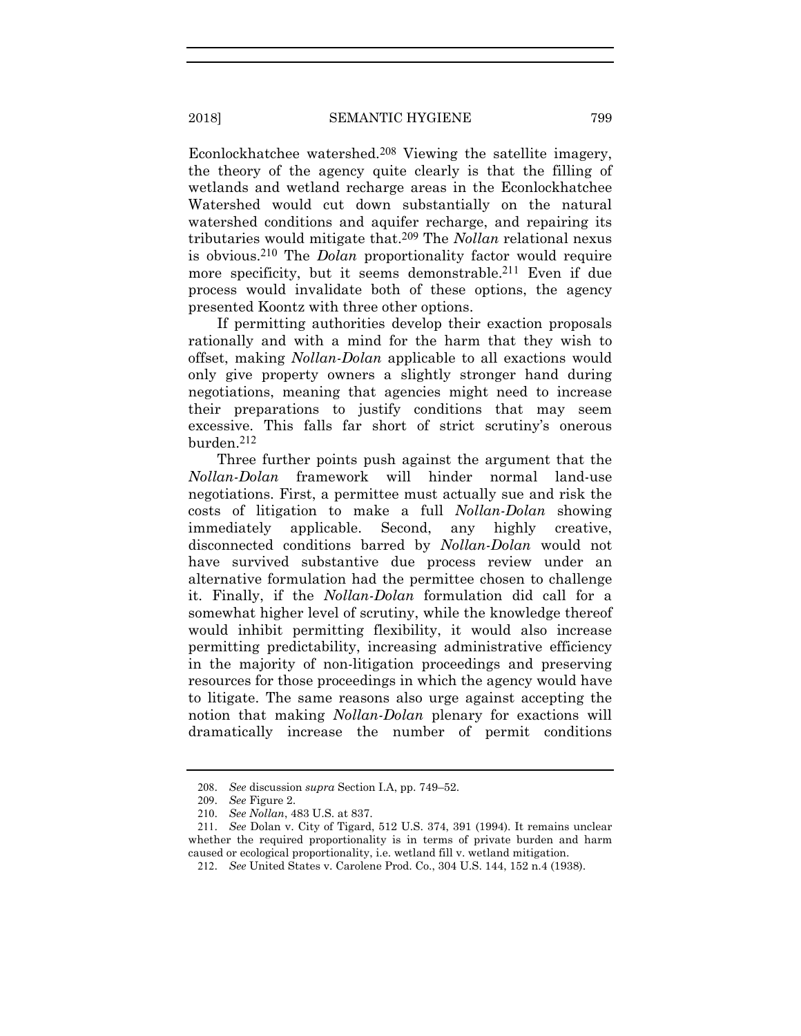Econlockhatchee watershed.[208] Viewing the satellite imagery, the theory of the agency quite clearly is that the filling of wetlands and wetland recharge areas in the Econlockhatchee Watershed would cut down substantially on the natural watershed conditions and aquifer recharge, and repairing its tributaries would mitigate that.[209] The *Nollan* relational nexus is obvious.[210] The *Dolan* proportionality factor would require more specificity, but it seems demonstrable.[211] Even if due process would invalidate both of these options, the agency presented Koontz with three other options.

If permitting authorities develop their exaction proposals rationally and with a mind for the harm that they wish to offset, making *Nollan-Dolan* applicable to all exactions would only give property owners a slightly stronger hand during negotiations, meaning that agencies might need to increase their preparations to justify conditions that may seem excessive. This falls far short of strict scrutiny's onerous burden.[212]

Three further points push against the argument that the *Nollan-Dolan* framework will hinder normal land-use negotiations. First, a permittee must actually sue and risk the costs of litigation to make a full *Nollan-Dolan* showing immediately applicable. Second, any highly creative, disconnected conditions barred by *Nollan-Dolan* would not have survived substantive due process review under an alternative formulation had the permittee chosen to challenge it. Finally, if the *Nollan-Dolan* formulation did call for a somewhat higher level of scrutiny, while the knowledge thereof would inhibit permitting flexibility, it would also increase permitting predictability, increasing administrative efficiency in the majority of non-litigation proceedings and preserving resources for those proceedings in which the agency would have to litigate. The same reasons also urge against accepting the notion that making *Nollan-Dolan* plenary for exactions will dramatically increase the number of permit conditions

---

208. *See* discussion *supra* Section I.A, pp. 749–52.

209. *See* Figure 2.

210. *See Nollan*, 483 U.S. at 837.

211. *See* Dolan v. City of Tigard, 512 U.S. 374, 391 (1994). It remains unclear whether the required proportionality is in terms of private burden and harm caused or ecological proportionality, i.e. wetland fill v. wetland mitigation.

212. *See* United States v. Carolene Prod. Co., 304 U.S. 144, 152 n.4 (1938).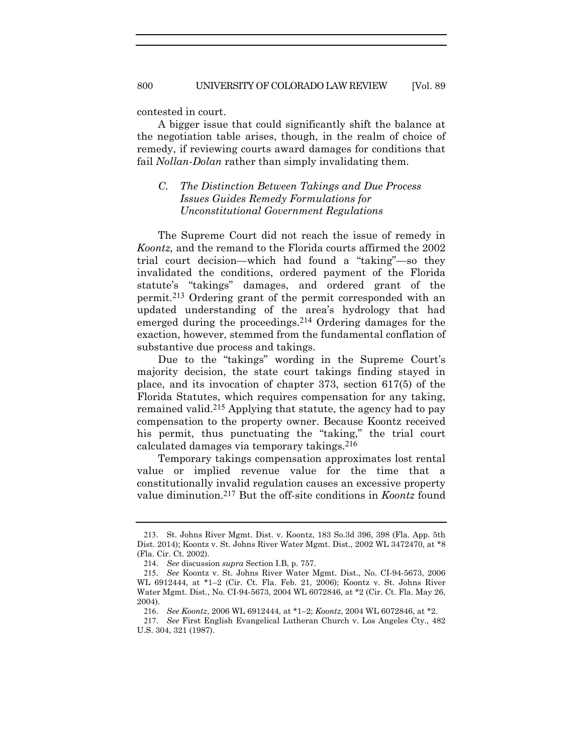contested in court.

A bigger issue that could significantly shift the balance at the negotiation table arises, though, in the realm of choice of remedy, if reviewing courts award damages for conditions that fail *Nollan-Dolan* rather than simply invalidating them.

### *C. The Distinction Between Takings and Due Process Issues Guides Remedy Formulations for Unconstitutional Government Regulations*

The Supreme Court did not reach the issue of remedy in *Koontz,* and the remand to the Florida courts affirmed the 2002 trial court decision—which had found a "taking"—so they invalidated the conditions, ordered payment of the Florida statute's "takings" damages, and ordered grant of the permit.[213] Ordering grant of the permit corresponded with an updated understanding of the area's hydrology that had emerged during the proceedings.[214] Ordering damages for the exaction, however, stemmed from the fundamental conflation of substantive due process and takings.

Due to the "takings" wording in the Supreme Court's majority decision, the state court takings finding stayed in place, and its invocation of chapter 373, section 617(5) of the Florida Statutes, which requires compensation for any taking, remained valid.[215] Applying that statute, the agency had to pay compensation to the property owner. Because Koontz received his permit, thus punctuating the "taking," the trial court calculated damages via temporary takings.[216]

Temporary takings compensation approximates lost rental value or implied revenue value for the time that a constitutionally invalid regulation causes an excessive property value diminution.[217] But the off-site conditions in *Koontz* found

213. St. Johns River Mgmt. Dist. v. Koontz, 183 So.3d 396, 398 (Fla. App. 5th Dist. 2014); Koontz v. St. Johns River Water Mgmt. Dist., 2002 WL 3472470, at *8 (Fla. Cir. Ct. 2002).

214. *See* discussion *supra* Section I.B, p. 757.

215. *See* Koontz v. St. Johns River Water Mgmt. Dist., No. CI-94-5673, 2006 WL 6912444, at *1–2 (Cir. Ct. Fla. Feb. 21, 2006); Koontz v. St. Johns River Water Mgmt. Dist., No. CI-94-5673, 2004 WL 6072846, at *2 (Cir. Ct. Fla. May 26, 2004).

216. *See Koontz*, 2006 WL 6912444, at *1–2; *Koontz*, 2004 WL 6072846, at *2.

217. *See* First English Evangelical Lutheran Church v. Los Angeles Cty., 482 U.S. 304, 321 (1987).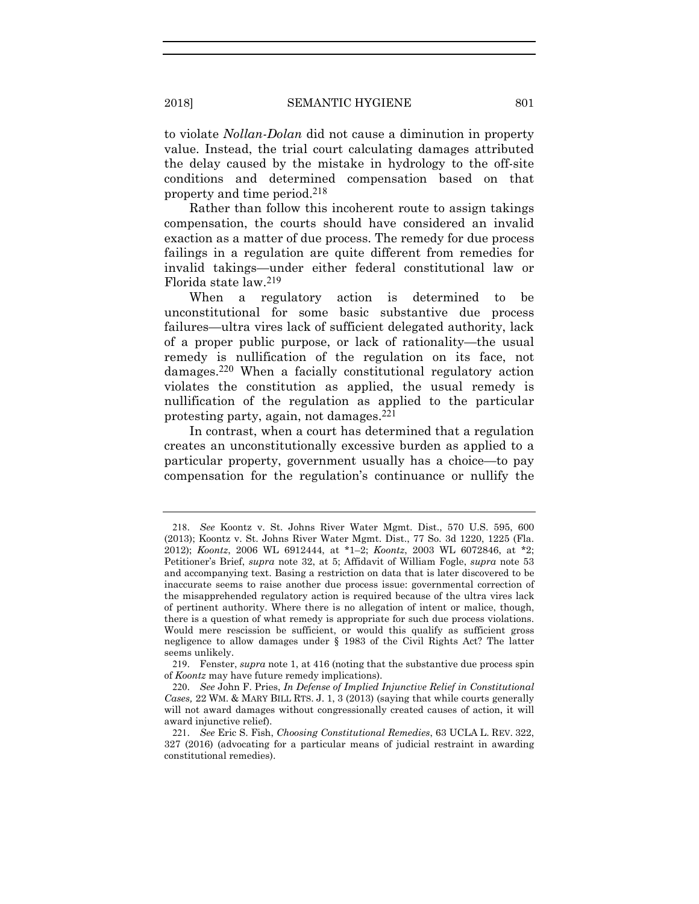to violate *Nollan-Dolan* did not cause a diminution in property value. Instead, the trial court calculating damages attributed the delay caused by the mistake in hydrology to the off-site conditions and determined compensation based on that property and time period.[218]

Rather than follow this incoherent route to assign takings compensation, the courts should have considered an invalid exaction as a matter of due process. The remedy for due process failings in a regulation are quite different from remedies for invalid takings—under either federal constitutional law or Florida state law.[219]

When a regulatory action is determined to be unconstitutional for some basic substantive due process failures—ultra vires lack of sufficient delegated authority, lack of a proper public purpose, or lack of rationality—the usual remedy is nullification of the regulation on its face, not damages.[220] When a facially constitutional regulatory action violates the constitution as applied, the usual remedy is nullification of the regulation as applied to the particular protesting party, again, not damages.[221]

In contrast, when a court has determined that a regulation creates an unconstitutionally excessive burden as applied to a particular property, government usually has a choice—to pay compensation for the regulation's continuance or nullify the

---

218. *See* Koontz v. St. Johns River Water Mgmt. Dist., 570 U.S. 595, 600 (2013); Koontz v. St. Johns River Water Mgmt. Dist., 77 So. 3d 1220, 1225 (Fla. 2012); *Koontz*, 2006 WL 6912444, at *1–2; *Koontz*, 2003 WL 6072846, at *2; Petitioner's Brief, *supra* note 32, at 5; Affidavit of William Fogle, *supra* note 53 and accompanying text. Basing a restriction on data that is later discovered to be inaccurate seems to raise another due process issue: governmental correction of the misapprehended regulatory action is required because of the ultra vires lack of pertinent authority. Where there is no allegation of intent or malice, though, there is a question of what remedy is appropriate for such due process violations. Would mere rescission be sufficient, or would this qualify as sufficient gross negligence to allow damages under § 1983 of the Civil Rights Act? The latter seems unlikely.

219. Fenster, *supra* note 1, at 416 (noting that the substantive due process spin of *Koontz* may have future remedy implications).

220. *See* John F. Pries, *In Defense of Implied Injunctive Relief in Constitutional Cases,* 22 WM. & MARY BILL RTS. J. 1, 3 (2013) (saying that while courts generally will not award damages without congressionally created causes of action, it will award injunctive relief).

221. *See* Eric S. Fish, *Choosing Constitutional Remedies*, 63 UCLA L. REV. 322, 327 (2016) (advocating for a particular means of judicial restraint in awarding constitutional remedies).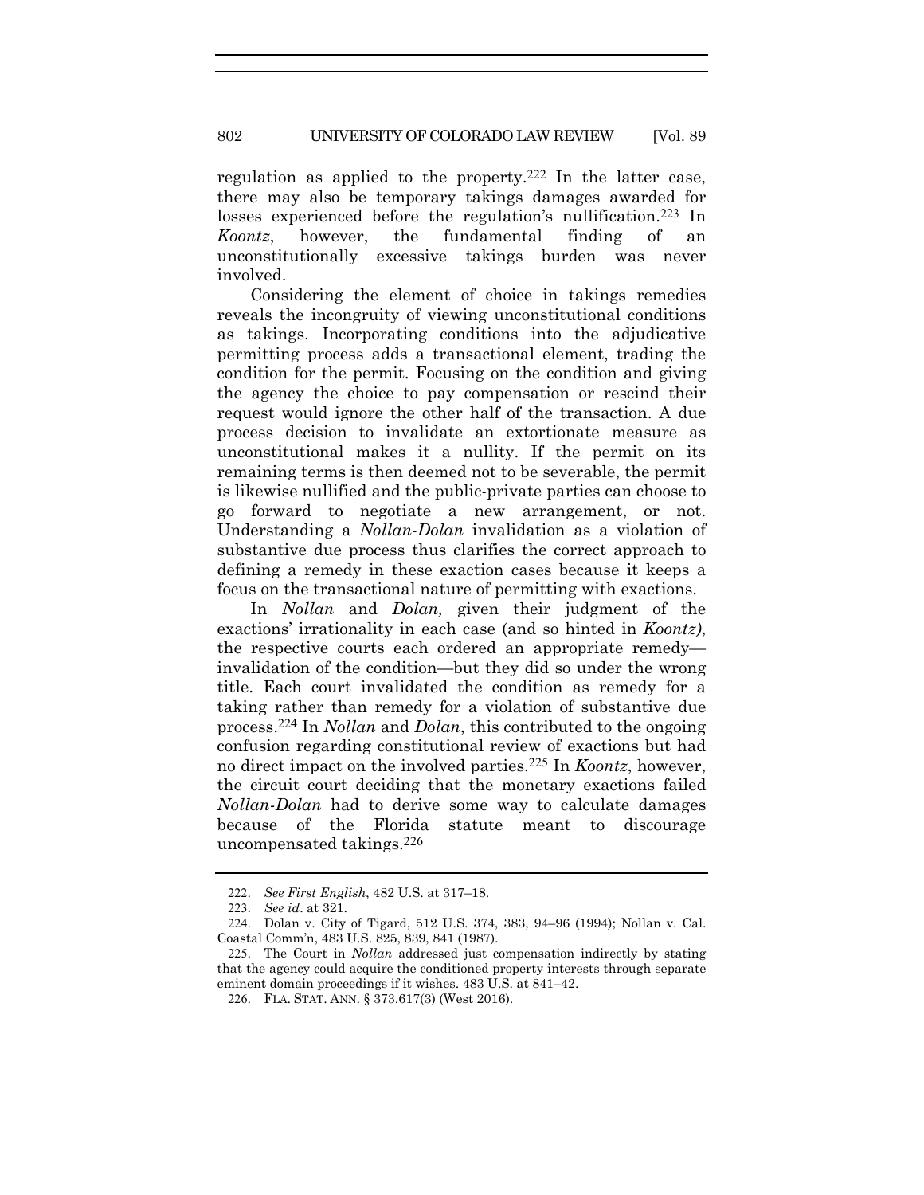regulation as applied to the property.[222] In the latter case, there may also be temporary takings damages awarded for losses experienced before the regulation's nullification.[223] In *Koontz*, however, the fundamental finding of an unconstitutionally excessive takings burden was never involved.

Considering the element of choice in takings remedies reveals the incongruity of viewing unconstitutional conditions as takings. Incorporating conditions into the adjudicative permitting process adds a transactional element, trading the condition for the permit. Focusing on the condition and giving the agency the choice to pay compensation or rescind their request would ignore the other half of the transaction. A due process decision to invalidate an extortionate measure as unconstitutional makes it a nullity. If the permit on its remaining terms is then deemed not to be severable, the permit is likewise nullified and the public-private parties can choose to go forward to negotiate a new arrangement, or not. Understanding a *Nollan-Dolan* invalidation as a violation of substantive due process thus clarifies the correct approach to defining a remedy in these exaction cases because it keeps a focus on the transactional nature of permitting with exactions.

In *Nollan* and *Dolan,* given their judgment of the exactions' irrationality in each case (and so hinted in *Koontz)*, the respective courts each ordered an appropriate remedy—invalidation of the condition—but they did so under the wrong title. Each court invalidated the condition as remedy for a taking rather than remedy for a violation of substantive due process.[224] In *Nollan* and *Dolan*, this contributed to the ongoing confusion regarding constitutional review of exactions but had no direct impact on the involved parties.[225] In *Koontz*, however, the circuit court deciding that the monetary exactions failed *Nollan-Dolan* had to derive some way to calculate damages because of the Florida statute meant to discourage uncompensated takings.[226]

---

222. *See First English*, 482 U.S. at 317–18.

223. *See id*. at 321.

224. Dolan v. City of Tigard, 512 U.S. 374, 383, 94–96 (1994); Nollan v. Cal. Coastal Comm'n, 483 U.S. 825, 839, 841 (1987).

225. The Court in *Nollan* addressed just compensation indirectly by stating that the agency could acquire the conditioned property interests through separate eminent domain proceedings if it wishes. 483 U.S. at 841–42.

226. FLA. STAT. ANN. § 373.617(3) (West 2016).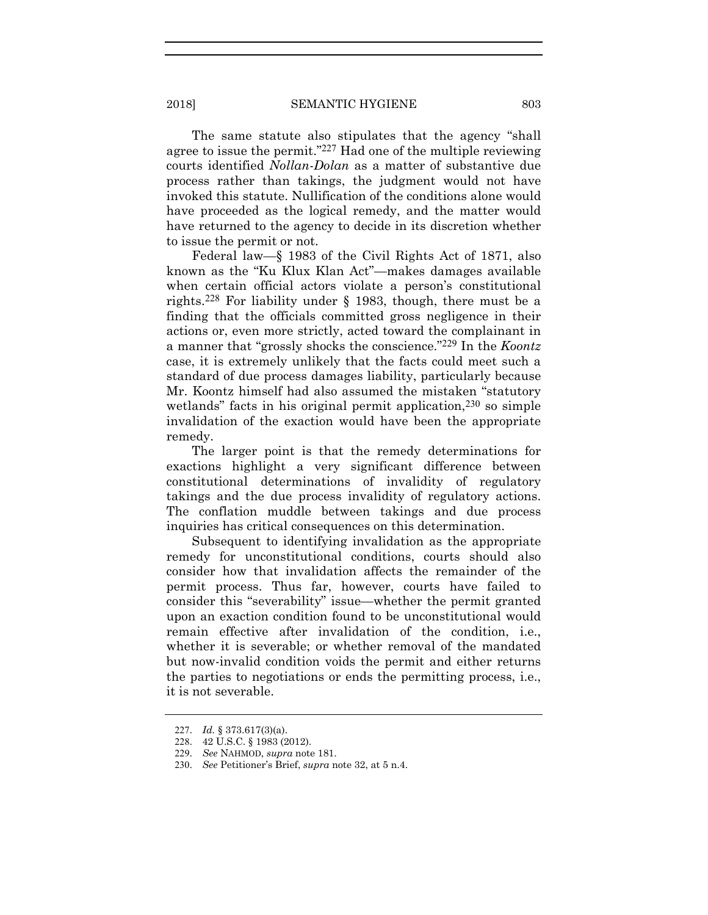The same statute also stipulates that the agency "shall agree to issue the permit."[227] Had one of the multiple reviewing courts identified *Nollan-Dolan* as a matter of substantive due process rather than takings, the judgment would not have invoked this statute. Nullification of the conditions alone would have proceeded as the logical remedy, and the matter would have returned to the agency to decide in its discretion whether to issue the permit or not.

Federal law—§ 1983 of the Civil Rights Act of 1871, also known as the "Ku Klux Klan Act"—makes damages available when certain official actors violate a person's constitutional rights.[228] For liability under § 1983, though, there must be a finding that the officials committed gross negligence in their actions or, even more strictly, acted toward the complainant in a manner that "grossly shocks the conscience."[229] In the *Koontz* case, it is extremely unlikely that the facts could meet such a standard of due process damages liability, particularly because Mr. Koontz himself had also assumed the mistaken "statutory wetlands" facts in his original permit application,[230] so simple invalidation of the exaction would have been the appropriate remedy.

The larger point is that the remedy determinations for exactions highlight a very significant difference between constitutional determinations of invalidity of regulatory takings and the due process invalidity of regulatory actions. The conflation muddle between takings and due process inquiries has critical consequences on this determination.

Subsequent to identifying invalidation as the appropriate remedy for unconstitutional conditions, courts should also consider how that invalidation affects the remainder of the permit process. Thus far, however, courts have failed to consider this "severability" issue—whether the permit granted upon an exaction condition found to be unconstitutional would remain effective after invalidation of the condition, i.e., whether it is severable; or whether removal of the mandated but now-invalid condition voids the permit and either returns the parties to negotiations or ends the permitting process, i.e., it is not severable.

---

227. *Id.* § 373.617(3)(a).
228. 42 U.S.C. § 1983 (2012).
229. *See* NAHMOD, *supra* note 181.
230. *See* Petitioner's Brief, *supra* note 32, at 5 n.4.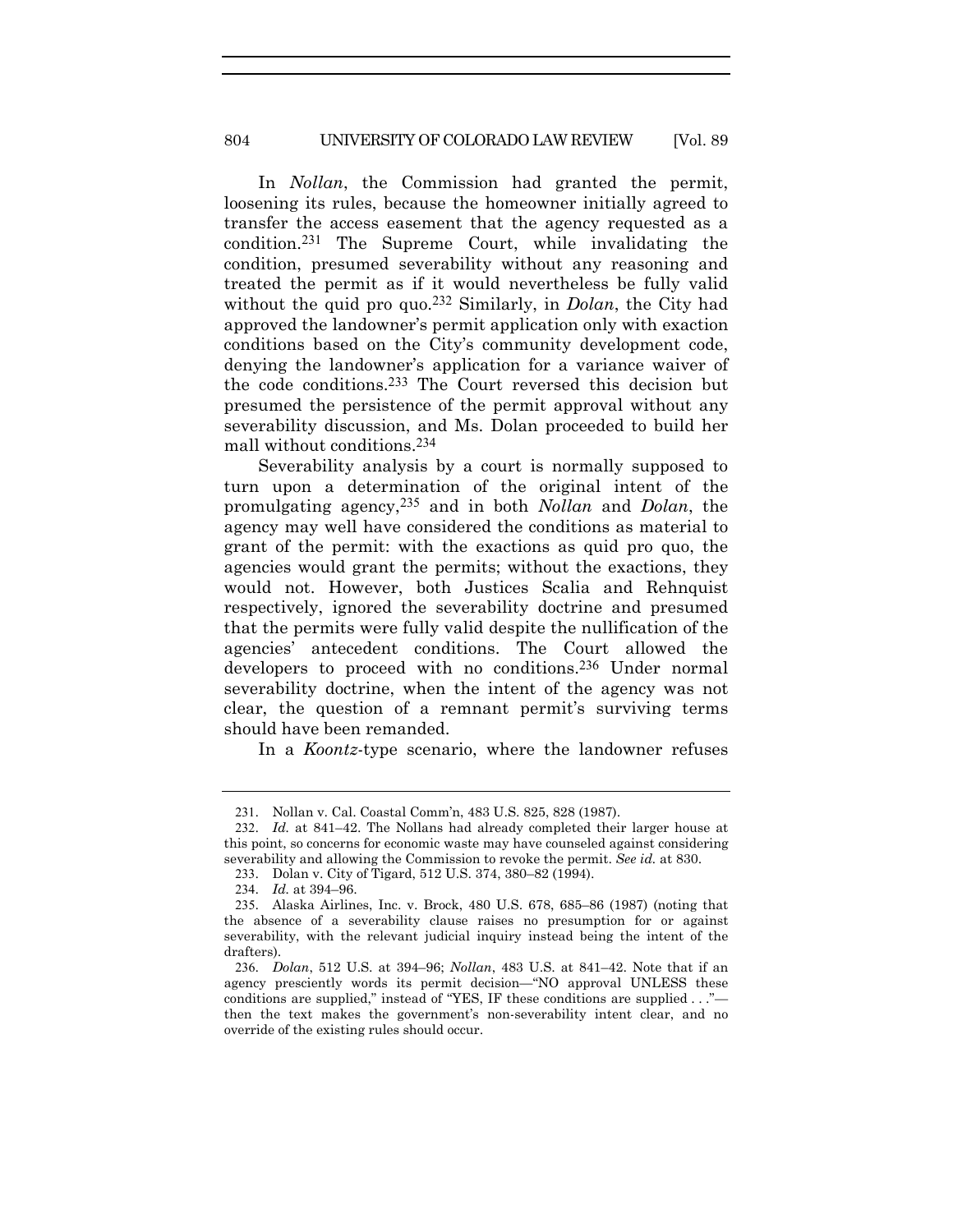In *Nollan*, the Commission had granted the permit, loosening its rules, because the homeowner initially agreed to transfer the access easement that the agency requested as a condition.[231] The Supreme Court, while invalidating the condition, presumed severability without any reasoning and treated the permit as if it would nevertheless be fully valid without the quid pro quo.[232] Similarly, in *Dolan*, the City had approved the landowner's permit application only with exaction conditions based on the City's community development code, denying the landowner's application for a variance waiver of the code conditions.[233] The Court reversed this decision but presumed the persistence of the permit approval without any severability discussion, and Ms. Dolan proceeded to build her mall without conditions.[234]

Severability analysis by a court is normally supposed to turn upon a determination of the original intent of the promulgating agency,[235] and in both *Nollan* and *Dolan*, the agency may well have considered the conditions as material to grant of the permit: with the exactions as quid pro quo, the agencies would grant the permits; without the exactions, they would not. However, both Justices Scalia and Rehnquist respectively, ignored the severability doctrine and presumed that the permits were fully valid despite the nullification of the agencies' antecedent conditions. The Court allowed the developers to proceed with no conditions.[236] Under normal severability doctrine, when the intent of the agency was not clear, the question of a remnant permit's surviving terms should have been remanded.

In a *Koontz*-type scenario, where the landowner refuses

---

231. Nollan v. Cal. Coastal Comm'n, 483 U.S. 825, 828 (1987).

232. *Id.* at 841–42. The Nollans had already completed their larger house at this point, so concerns for economic waste may have counseled against considering severability and allowing the Commission to revoke the permit. *See id.* at 830.

233. Dolan v. City of Tigard, 512 U.S. 374, 380–82 (1994).

234. *Id.* at 394–96.

235. Alaska Airlines, Inc. v. Brock, 480 U.S. 678, 685–86 (1987) (noting that the absence of a severability clause raises no presumption for or against severability, with the relevant judicial inquiry instead being the intent of the drafters).

236. *Dolan*, 512 U.S. at 394–96; *Nollan*, 483 U.S. at 841–42. Note that if an agency presciently words its permit decision—"NO approval UNLESS these conditions are supplied," instead of "YES, IF these conditions are supplied . . ."—then the text makes the government's non-severability intent clear, and no override of the existing rules should occur.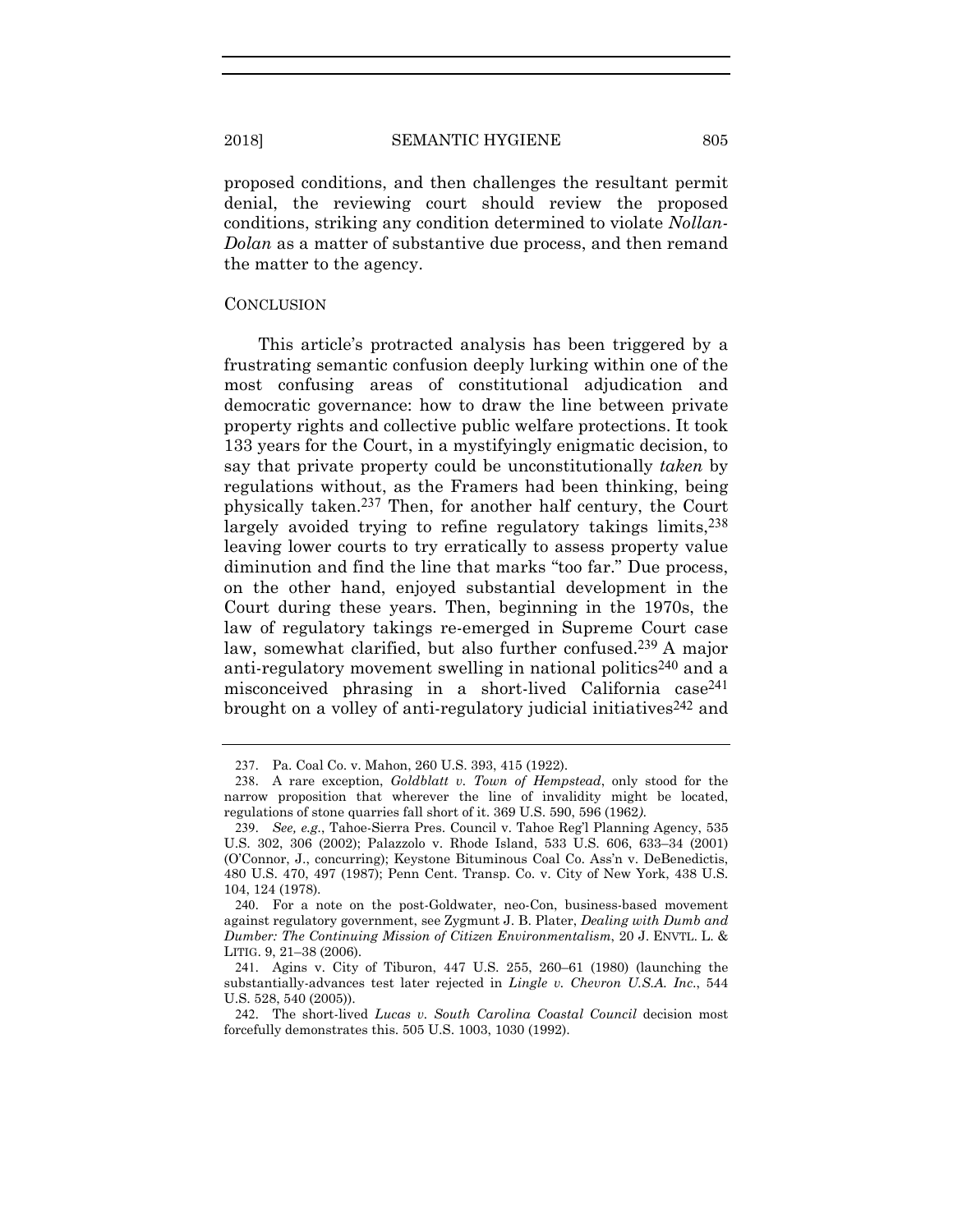proposed conditions, and then challenges the resultant permit denial, the reviewing court should review the proposed conditions, striking any condition determined to violate *Nollan-Dolan* as a matter of substantive due process, and then remand the matter to the agency.

## CONCLUSION

This article's protracted analysis has been triggered by a frustrating semantic confusion deeply lurking within one of the most confusing areas of constitutional adjudication and democratic governance: how to draw the line between private property rights and collective public welfare protections. It took 133 years for the Court, in a mystifyingly enigmatic decision, to say that private property could be unconstitutionally *taken* by regulations without, as the Framers had been thinking, being physically taken.[237] Then, for another half century, the Court largely avoided trying to refine regulatory takings limits,[238] leaving lower courts to try erratically to assess property value diminution and find the line that marks "too far." Due process, on the other hand, enjoyed substantial development in the Court during these years. Then, beginning in the 1970s, the law of regulatory takings re-emerged in Supreme Court case law, somewhat clarified, but also further confused.[239] A major anti-regulatory movement swelling in national politics[240] and a misconceived phrasing in a short-lived California case[241] brought on a volley of anti-regulatory judicial initiatives[242] and

---

237. Pa. Coal Co. v. Mahon, 260 U.S. 393, 415 (1922).

238. A rare exception, *Goldblatt v. Town of Hempstead*, only stood for the narrow proposition that wherever the line of invalidity might be located, regulations of stone quarries fall short of it. 369 U.S. 590, 596 (1962).

239. *See, e.g.*, Tahoe-Sierra Pres. Council v. Tahoe Reg'l Planning Agency, 535 U.S. 302, 306 (2002); Palazzolo v. Rhode Island, 533 U.S. 606, 633–34 (2001) (O'Connor, J., concurring); Keystone Bituminous Coal Co. Ass'n v. DeBenedictis, 480 U.S. 470, 497 (1987); Penn Cent. Transp. Co. v. City of New York, 438 U.S. 104, 124 (1978).

240. For a note on the post-Goldwater, neo-Con, business-based movement against regulatory government, see Zygmunt J. B. Plater, *Dealing with Dumb and Dumber: The Continuing Mission of Citizen Environmentalism*, 20 J. ENVTL. L. & LITIG. 9, 21–38 (2006).

241. Agins v. City of Tiburon, 447 U.S. 255, 260–61 (1980) (launching the substantially-advances test later rejected in *Lingle v. Chevron U.S.A. Inc.*, 544 U.S. 528, 540 (2005)).

242. The short-lived *Lucas v. South Carolina Coastal Council* decision most forcefully demonstrates this. 505 U.S. 1003, 1030 (1992).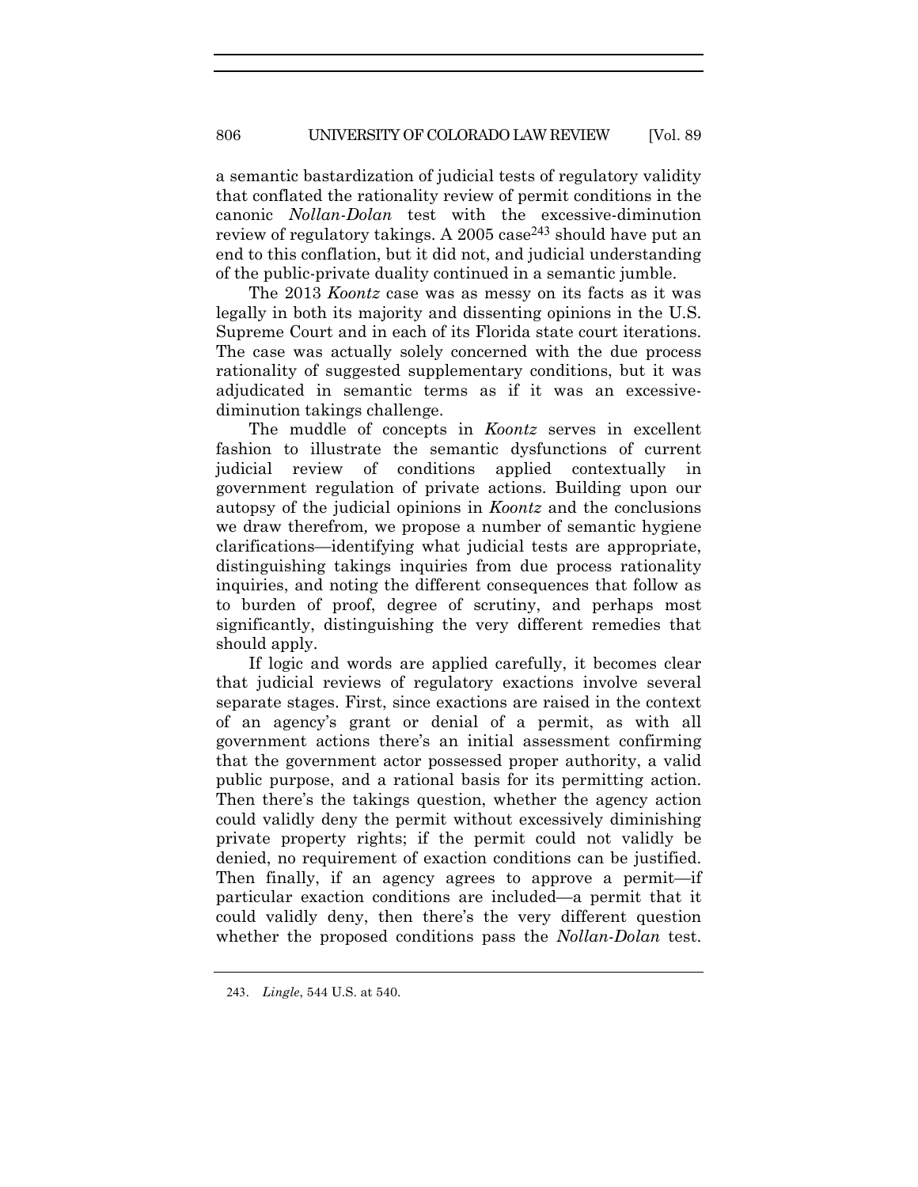a semantic bastardization of judicial tests of regulatory validity that conflated the rationality review of permit conditions in the canonic *Nollan-Dolan* test with the excessive-diminution review of regulatory takings. A 2005 case[243] should have put an end to this conflation, but it did not, and judicial understanding of the public-private duality continued in a semantic jumble.

The 2013 *Koontz* case was as messy on its facts as it was legally in both its majority and dissenting opinions in the U.S. Supreme Court and in each of its Florida state court iterations. The case was actually solely concerned with the due process rationality of suggested supplementary conditions, but it was adjudicated in semantic terms as if it was an excessive-diminution takings challenge.

The muddle of concepts in *Koontz* serves in excellent fashion to illustrate the semantic dysfunctions of current judicial review of conditions applied contextually in government regulation of private actions. Building upon our autopsy of the judicial opinions in *Koontz* and the conclusions we draw therefrom, we propose a number of semantic hygiene clarifications—identifying what judicial tests are appropriate, distinguishing takings inquiries from due process rationality inquiries, and noting the different consequences that follow as to burden of proof, degree of scrutiny, and perhaps most significantly, distinguishing the very different remedies that should apply.

If logic and words are applied carefully, it becomes clear that judicial reviews of regulatory exactions involve several separate stages. First, since exactions are raised in the context of an agency's grant or denial of a permit, as with all government actions there's an initial assessment confirming that the government actor possessed proper authority, a valid public purpose, and a rational basis for its permitting action. Then there's the takings question, whether the agency action could validly deny the permit without excessively diminishing private property rights; if the permit could not validly be denied, no requirement of exaction conditions can be justified. Then finally, if an agency agrees to approve a permit—if particular exaction conditions are included—a permit that it could validly deny, then there's the very different question whether the proposed conditions pass the *Nollan-Dolan* test.

243. *Lingle*, 544 U.S. at 540.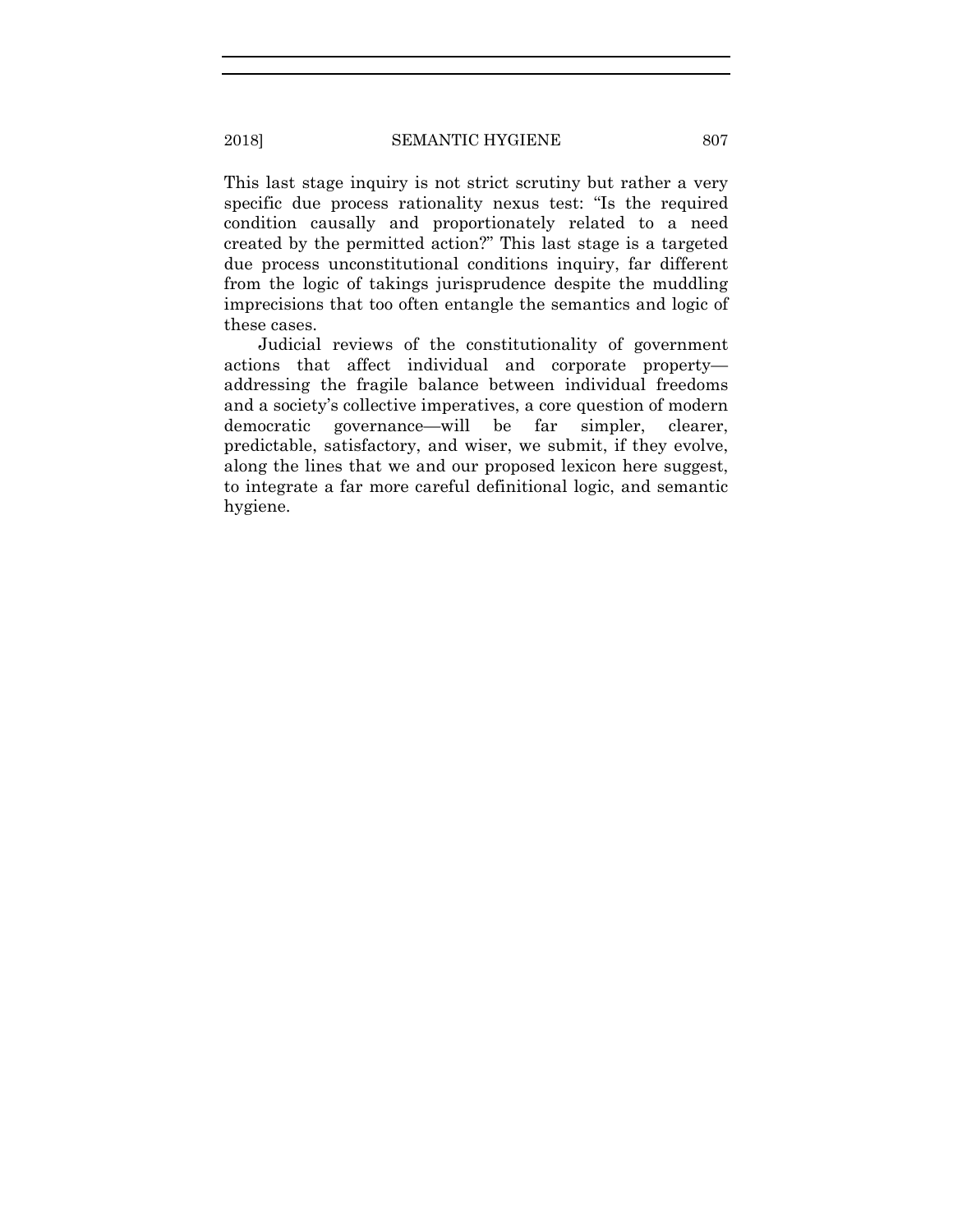This last stage inquiry is not strict scrutiny but rather a very specific due process rationality nexus test: "Is the required condition causally and proportionately related to a need created by the permitted action?" This last stage is a targeted due process unconstitutional conditions inquiry, far different from the logic of takings jurisprudence despite the muddling imprecisions that too often entangle the semantics and logic of these cases.

Judicial reviews of the constitutionality of government actions that affect individual and corporate property—addressing the fragile balance between individual freedoms and a society's collective imperatives, a core question of modern democratic governance—will be far simpler, clearer, predictable, satisfactory, and wiser, we submit, if they evolve, along the lines that we and our proposed lexicon here suggest, to integrate a far more careful definitional logic, and semantic hygiene.